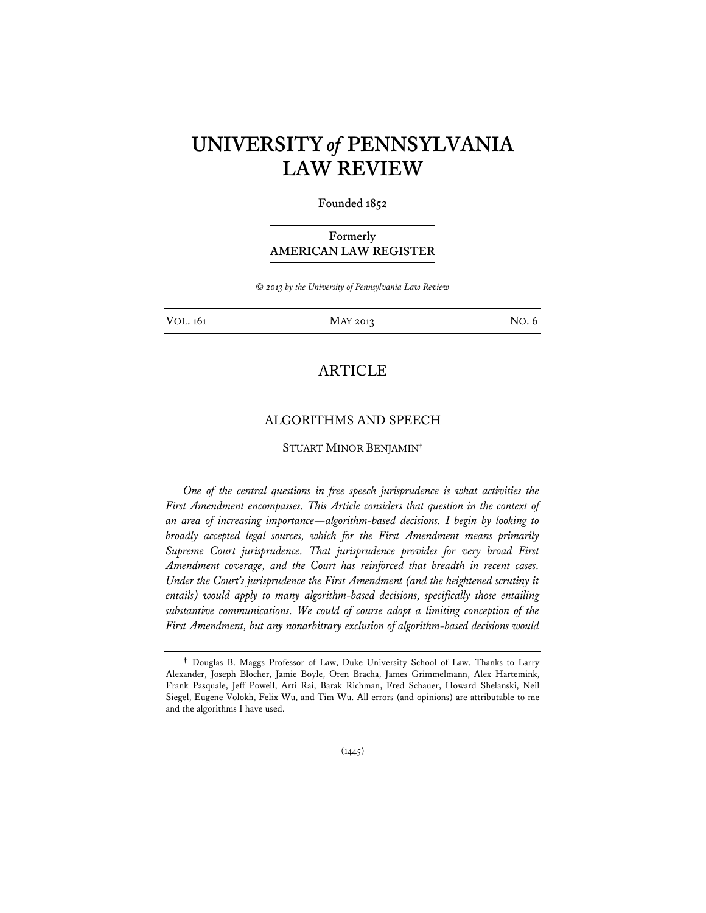# UNIVERSITY *of* PENNSYLVANIA LAW REVIEW

**Founded 1852**

**Formerly**
**AMERICAN LAW REGISTER**

*© 2013 by the University of Pennsylvania Law Review*

VOL. 161 — MAY 2013 — NO. 6

## ARTICLE

## ALGORITHMS AND SPEECH

STUART MINOR BENJAMIN†

*One of the central questions in free speech jurisprudence is what activities the First Amendment encompasses. This Article considers that question in the context of an area of increasing importance—algorithm-based decisions. I begin by looking to broadly accepted legal sources, which for the First Amendment means primarily Supreme Court jurisprudence. That jurisprudence provides for very broad First Amendment coverage, and the Court has reinforced that breadth in recent cases. Under the Court's jurisprudence the First Amendment (and the heightened scrutiny it entails) would apply to many algorithm-based decisions, specifically those entailing substantive communications. We could of course adopt a limiting conception of the First Amendment, but any nonarbitrary exclusion of algorithm-based decisions would*

† Douglas B. Maggs Professor of Law, Duke University School of Law. Thanks to Larry Alexander, Joseph Blocher, Jamie Boyle, Oren Bracha, James Grimmelmann, Alex Hartemink, Frank Pasquale, Jeff Powell, Arti Rai, Barak Richman, Fred Schauer, Howard Shelanski, Neil Siegel, Eugene Volokh, Felix Wu, and Tim Wu. All errors (and opinions) are attributable to me and the algorithms I have used.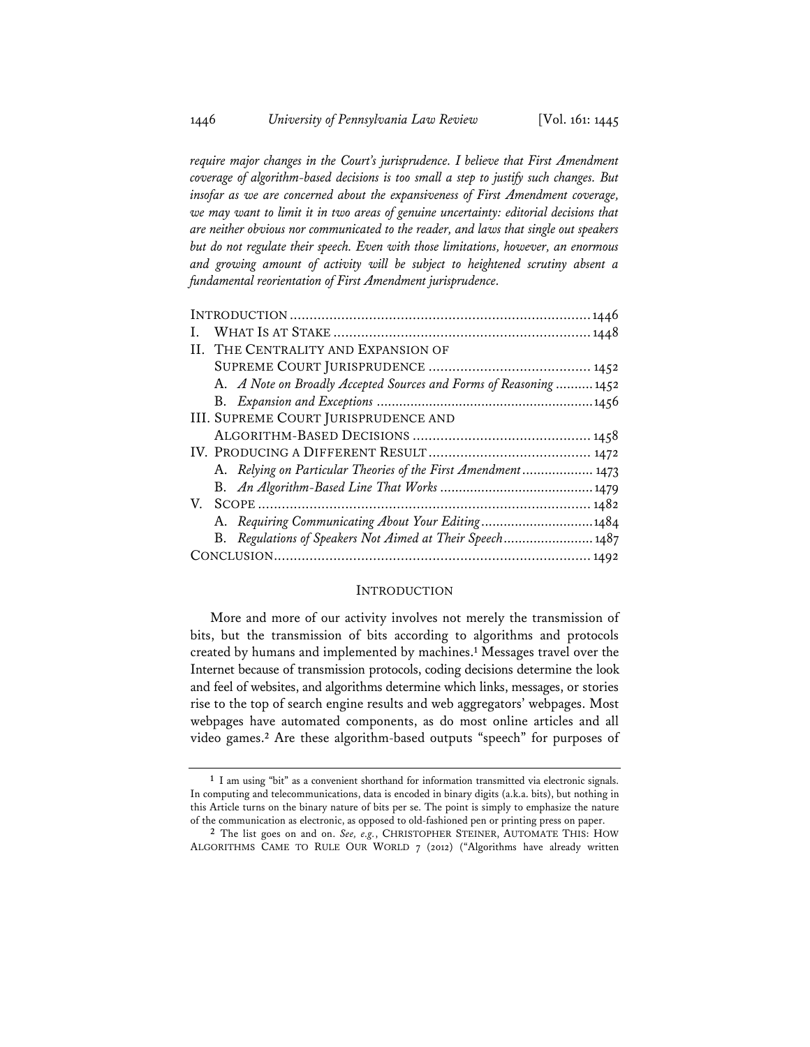*require major changes in the Court's jurisprudence. I believe that First Amendment coverage of algorithm-based decisions is too small a step to justify such changes. But insofar as we are concerned about the expansiveness of First Amendment coverage, we may want to limit it in two areas of genuine uncertainty: editorial decisions that are neither obvious nor communicated to the reader, and laws that single out speakers but do not regulate their speech. Even with those limitations, however, an enormous and growing amount of activity will be subject to heightened scrutiny absent a fundamental reorientation of First Amendment jurisprudence.*

INTRODUCTION .......... 1446
I. WHAT IS AT STAKE .......... 1448
II. THE CENTRALITY AND EXPANSION OF SUPREME COURT JURISPRUDENCE .......... 1452
  A. *A Note on Broadly Accepted Sources and Forms of Reasoning* .......... 1452
  B. *Expansion and Exceptions* .......... 1456
III. SUPREME COURT JURISPRUDENCE AND ALGORITHM-BASED DECISIONS .......... 1458
IV. PRODUCING A DIFFERENT RESULT .......... 1472
  A. *Relying on Particular Theories of the First Amendment* .......... 1473
  B. *An Algorithm-Based Line That Works* .......... 1479
V. SCOPE .......... 1482
  A. *Requiring Communicating About Your Editing* .......... 1484
  B. *Regulations of Speakers Not Aimed at Their Speech* .......... 1487
CONCLUSION .......... 1492

## INTRODUCTION

More and more of our activity involves not merely the transmission of bits, but the transmission of bits according to algorithms and protocols created by humans and implemented by machines.[1] Messages travel over the Internet because of transmission protocols, coding decisions determine the look and feel of websites, and algorithms determine which links, messages, or stories rise to the top of search engine results and web aggregators' webpages. Most webpages have automated components, as do most online articles and all video games.[2] Are these algorithm-based outputs "speech" for purposes of

---

[1] I am using "bit" as a convenient shorthand for information transmitted via electronic signals. In computing and telecommunications, data is encoded in binary digits (a.k.a. bits), but nothing in this Article turns on the binary nature of bits per se. The point is simply to emphasize the nature of the communication as electronic, as opposed to old-fashioned pen or printing press on paper.

[2] The list goes on and on. *See, e.g.*, CHRISTOPHER STEINER, AUTOMATE THIS: HOW ALGORITHMS CAME TO RULE OUR WORLD 7 (2012) ("Algorithms have already written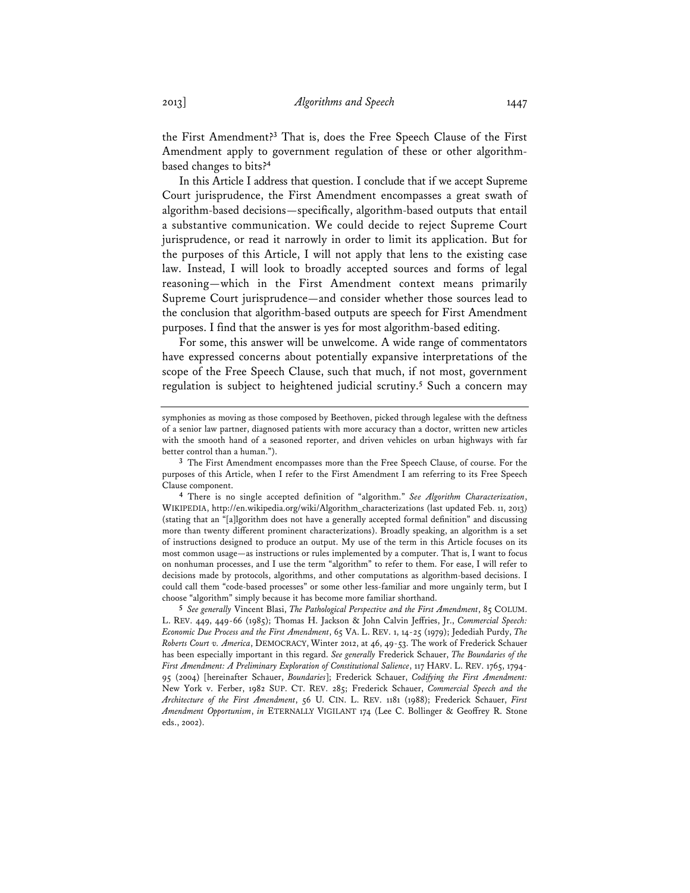the First Amendment?[3] That is, does the Free Speech Clause of the First Amendment apply to government regulation of these or other algorithm-based changes to bits?[4]

In this Article I address that question. I conclude that if we accept Supreme Court jurisprudence, the First Amendment encompasses a great swath of algorithm-based decisions—specifically, algorithm-based outputs that entail a substantive communication. We could decide to reject Supreme Court jurisprudence, or read it narrowly in order to limit its application. But for the purposes of this Article, I will not apply that lens to the existing case law. Instead, I will look to broadly accepted sources and forms of legal reasoning—which in the First Amendment context means primarily Supreme Court jurisprudence—and consider whether those sources lead to the conclusion that algorithm-based outputs are speech for First Amendment purposes. I find that the answer is yes for most algorithm-based editing.

For some, this answer will be unwelcome. A wide range of commentators have expressed concerns about potentially expansive interpretations of the scope of the Free Speech Clause, such that much, if not most, government regulation is subject to heightened judicial scrutiny.[5] Such a concern may

---

symphonies as moving as those composed by Beethoven, picked through legalese with the deftness of a senior law partner, diagnosed patients with more accuracy than a doctor, written new articles with the smooth hand of a seasoned reporter, and driven vehicles on urban highways with far better control than a human.").

[3] The First Amendment encompasses more than the Free Speech Clause, of course. For the purposes of this Article, when I refer to the First Amendment I am referring to its Free Speech Clause component.

[4] There is no single accepted definition of "algorithm." *See Algorithm Characterization*, WIKIPEDIA, http://en.wikipedia.org/wiki/Algorithm_characterizations (last updated Feb. 11, 2013) (stating that an "[a]lgorithm does not have a generally accepted formal definition" and discussing more than twenty different prominent characterizations). Broadly speaking, an algorithm is a set of instructions designed to produce an output. My use of the term in this Article focuses on its most common usage—as instructions or rules implemented by a computer. That is, I want to focus on nonhuman processes, and I use the term "algorithm" to refer to them. For ease, I will refer to decisions made by protocols, algorithms, and other computations as algorithm-based decisions. I could call them "code-based processes" or some other less-familiar and more ungainly term, but I choose "algorithm" simply because it has become more familiar shorthand.

[5] *See generally* Vincent Blasi, *The Pathological Perspective and the First Amendment*, 85 COLUM. L. REV. 449, 449-66 (1985); Thomas H. Jackson & John Calvin Jeffries, Jr., *Commercial Speech: Economic Due Process and the First Amendment*, 65 VA. L. REV. 1, 14-25 (1979); Jedediah Purdy, *The Roberts Court v. America*, DEMOCRACY, Winter 2012, at 46, 49-53. The work of Frederick Schauer has been especially important in this regard. *See generally* Frederick Schauer, *The Boundaries of the First Amendment: A Preliminary Exploration of Constitutional Salience*, 117 HARV. L. REV. 1765, 1794-95 (2004) [hereinafter Schauer, *Boundaries*]; Frederick Schauer, *Codifying the First Amendment:* New York v. Ferber, 1982 SUP. CT. REV. 285; Frederick Schauer, *Commercial Speech and the Architecture of the First Amendment*, 56 U. CIN. L. REV. 1181 (1988); Frederick Schauer, *First Amendment Opportunism*, *in* ETERNALLY VIGILANT 174 (Lee C. Bollinger & Geoffrey R. Stone eds., 2002).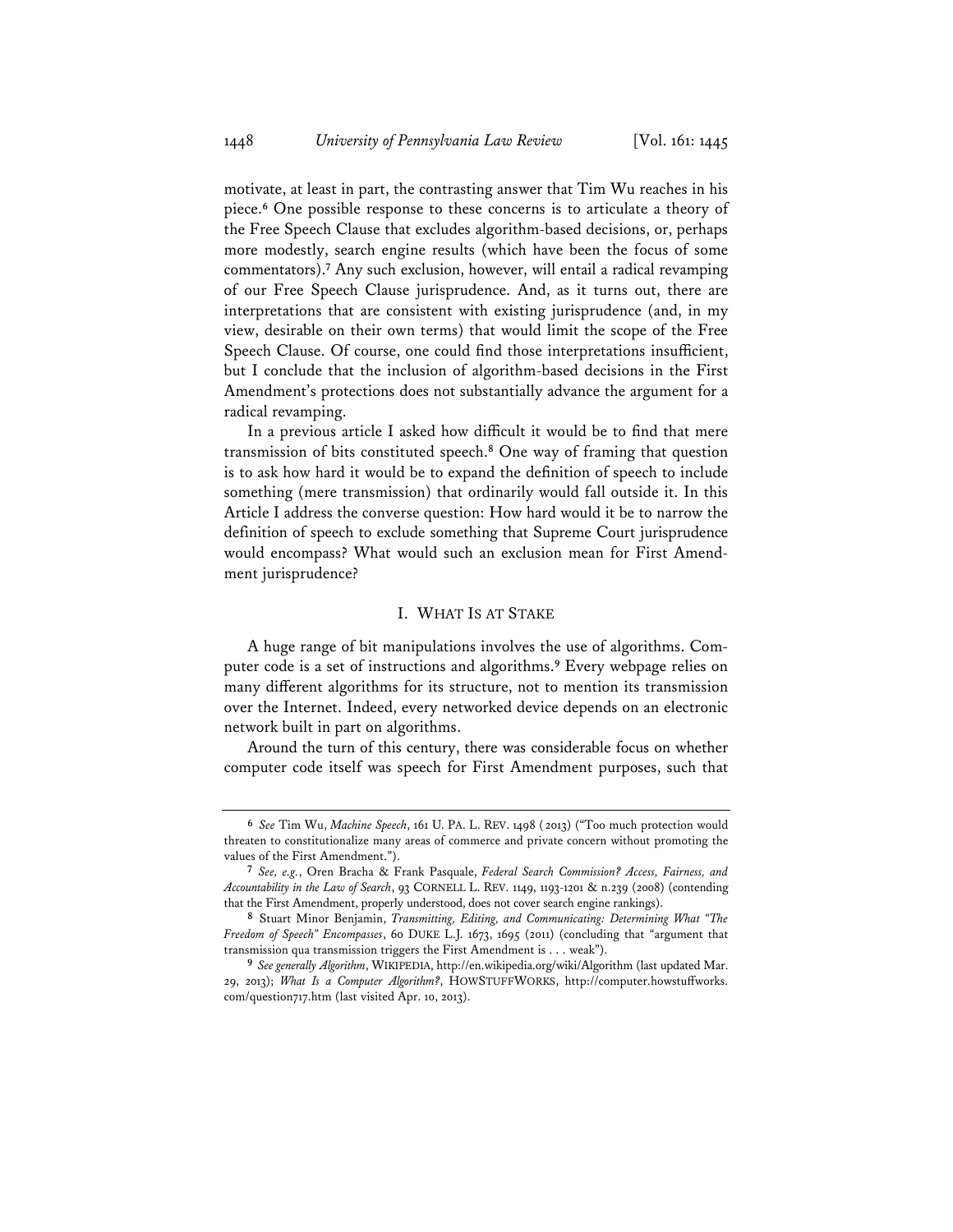motivate, at least in part, the contrasting answer that Tim Wu reaches in his piece.[6] One possible response to these concerns is to articulate a theory of the Free Speech Clause that excludes algorithm-based decisions, or, perhaps more modestly, search engine results (which have been the focus of some commentators).[7] Any such exclusion, however, will entail a radical revamping of our Free Speech Clause jurisprudence. And, as it turns out, there are interpretations that are consistent with existing jurisprudence (and, in my view, desirable on their own terms) that would limit the scope of the Free Speech Clause. Of course, one could find those interpretations insufficient, but I conclude that the inclusion of algorithm-based decisions in the First Amendment's protections does not substantially advance the argument for a radical revamping.

In a previous article I asked how difficult it would be to find that mere transmission of bits constituted speech.[8] One way of framing that question is to ask how hard it would be to expand the definition of speech to include something (mere transmission) that ordinarily would fall outside it. In this Article I address the converse question: How hard would it be to narrow the definition of speech to exclude something that Supreme Court jurisprudence would encompass? What would such an exclusion mean for First Amendment jurisprudence?

## I. WHAT IS AT STAKE

A huge range of bit manipulations involves the use of algorithms. Computer code is a set of instructions and algorithms.[9] Every webpage relies on many different algorithms for its structure, not to mention its transmission over the Internet. Indeed, every networked device depends on an electronic network built in part on algorithms.

Around the turn of this century, there was considerable focus on whether computer code itself was speech for First Amendment purposes, such that

---

[6] *See* Tim Wu, *Machine Speech*, 161 U. PA. L. REV. 1498 (2013) ("Too much protection would threaten to constitutionalize many areas of commerce and private concern without promoting the values of the First Amendment.").

[7] *See, e.g.*, Oren Bracha & Frank Pasquale, *Federal Search Commission? Access, Fairness, and Accountability in the Law of Search*, 93 CORNELL L. REV. 1149, 1193-1201 & n.239 (2008) (contending that the First Amendment, properly understood, does not cover search engine rankings).

[8] Stuart Minor Benjamin, *Transmitting, Editing, and Communicating: Determining What "The Freedom of Speech" Encompasses*, 60 DUKE L.J. 1673, 1695 (2011) (concluding that "argument that transmission qua transmission triggers the First Amendment is . . . weak").

[9] *See generally Algorithm*, WIKIPEDIA, http://en.wikipedia.org/wiki/Algorithm (last updated Mar. 29, 2013); *What Is a Computer Algorithm?*, HOWSTUFFWORKS, http://computer.howstuffworks.com/question717.htm (last visited Apr. 10, 2013).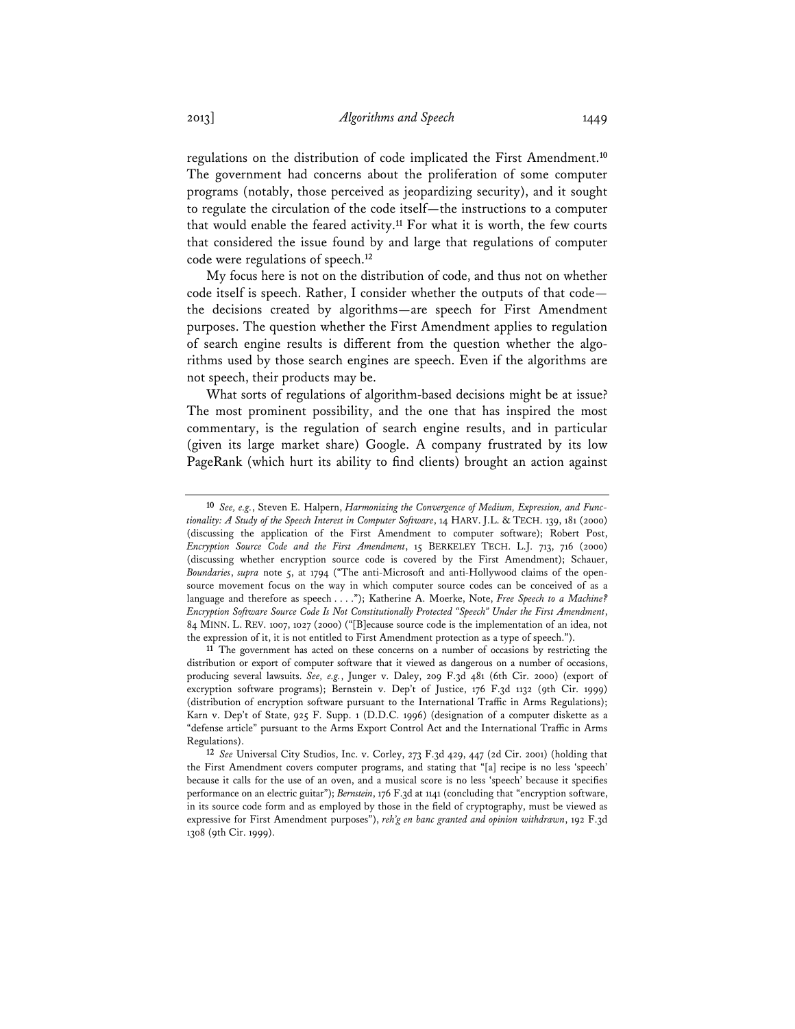regulations on the distribution of code implicated the First Amendment.[10] The government had concerns about the proliferation of some computer programs (notably, those perceived as jeopardizing security), and it sought to regulate the circulation of the code itself—the instructions to a computer that would enable the feared activity.[11] For what it is worth, the few courts that considered the issue found by and large that regulations of computer code were regulations of speech.[12]

My focus here is not on the distribution of code, and thus not on whether code itself is speech. Rather, I consider whether the outputs of that code—the decisions created by algorithms—are speech for First Amendment purposes. The question whether the First Amendment applies to regulation of search engine results is different from the question whether the algorithms used by those search engines are speech. Even if the algorithms are not speech, their products may be.

What sorts of regulations of algorithm-based decisions might be at issue? The most prominent possibility, and the one that has inspired the most commentary, is the regulation of search engine results, and in particular (given its large market share) Google. A company frustrated by its low PageRank (which hurt its ability to find clients) brought an action against

---

[10] *See, e.g.*, Steven E. Halpern, *Harmonizing the Convergence of Medium, Expression, and Functionality: A Study of the Speech Interest in Computer Software*, 14 HARV. J.L. & TECH. 139, 181 (2000) (discussing the application of the First Amendment to computer software); Robert Post, *Encryption Source Code and the First Amendment*, 15 BERKELEY TECH. L.J. 713, 716 (2000) (discussing whether encryption source code is covered by the First Amendment); Schauer, *Boundaries*, *supra* note 5, at 1794 ("The anti-Microsoft and anti-Hollywood claims of the open-source movement focus on the way in which computer source codes can be conceived of as a language and therefore as speech . . . ."); Katherine A. Moerke, Note, *Free Speech to a Machine? Encryption Software Source Code Is Not Constitutionally Protected "Speech" Under the First Amendment*, 84 MINN. L. REV. 1007, 1027 (2000) ("[B]ecause source code is the implementation of an idea, not the expression of it, it is not entitled to First Amendment protection as a type of speech.").

[11] The government has acted on these concerns on a number of occasions by restricting the distribution or export of computer software that it viewed as dangerous on a number of occasions, producing several lawsuits. *See, e.g.*, Junger v. Daley, 209 F.3d 481 (6th Cir. 2000) (export of excryption software programs); Bernstein v. Dep't of Justice, 176 F.3d 1132 (9th Cir. 1999) (distribution of encryption software pursuant to the International Traffic in Arms Regulations); Karn v. Dep't of State, 925 F. Supp. 1 (D.D.C. 1996) (designation of a computer diskette as a "defense article" pursuant to the Arms Export Control Act and the International Traffic in Arms Regulations).

[12] *See* Universal City Studios, Inc. v. Corley, 273 F.3d 429, 447 (2d Cir. 2001) (holding that the First Amendment covers computer programs, and stating that "[a] recipe is no less 'speech' because it calls for the use of an oven, and a musical score is no less 'speech' because it specifies performance on an electric guitar"); *Bernstein*, 176 F.3d at 1141 (concluding that "encryption software, in its source code form and as employed by those in the field of cryptography, must be viewed as expressive for First Amendment purposes"), *reh'g en banc granted and opinion withdrawn*, 192 F.3d 1308 (9th Cir. 1999).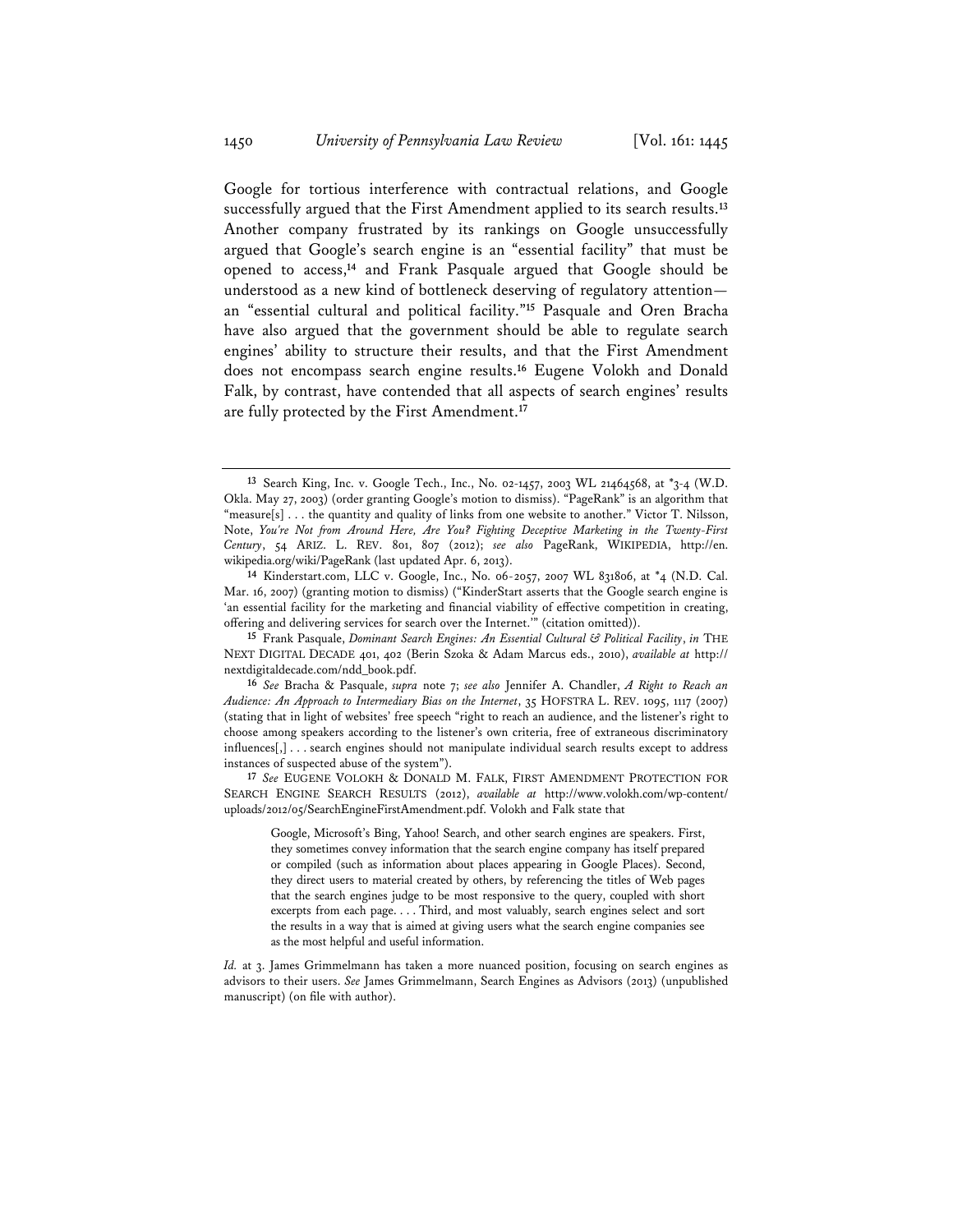Google for tortious interference with contractual relations, and Google successfully argued that the First Amendment applied to its search results.[13] Another company frustrated by its rankings on Google unsuccessfully argued that Google's search engine is an "essential facility" that must be opened to access,[14] and Frank Pasquale argued that Google should be understood as a new kind of bottleneck deserving of regulatory attention—an "essential cultural and political facility."[15] Pasquale and Oren Bracha have also argued that the government should be able to regulate search engines' ability to structure their results, and that the First Amendment does not encompass search engine results.[16] Eugene Volokh and Donald Falk, by contrast, have contended that all aspects of search engines' results are fully protected by the First Amendment.[17]

---

[13] Search King, Inc. v. Google Tech., Inc., No. 02-1457, 2003 WL 21464568, at *3-4 (W.D. Okla. May 27, 2003) (order granting Google's motion to dismiss). "PageRank" is an algorithm that "measure[s] . . . the quantity and quality of links from one website to another." Victor T. Nilsson, Note, *You're Not from Around Here, Are You? Fighting Deceptive Marketing in the Twenty-First Century*, 54 ARIZ. L. REV. 801, 807 (2012); *see also* PageRank, WIKIPEDIA, http://en.wikipedia.org/wiki/PageRank (last updated Apr. 6, 2013).

[14] Kinderstart.com, LLC v. Google, Inc., No. 06-2057, 2007 WL 831806, at *4 (N.D. Cal. Mar. 16, 2007) (granting motion to dismiss) ("KinderStart asserts that the Google search engine is 'an essential facility for the marketing and financial viability of effective competition in creating, offering and delivering services for search over the Internet.'" (citation omitted)).

[15] Frank Pasquale, *Dominant Search Engines: An Essential Cultural & Political Facility*, *in* THE NEXT DIGITAL DECADE 401, 402 (Berin Szoka & Adam Marcus eds., 2010), *available at* http://nextdigitaldecade.com/ndd_book.pdf.

[16] *See* Bracha & Pasquale, *supra* note 7; *see also* Jennifer A. Chandler, *A Right to Reach an Audience: An Approach to Intermediary Bias on the Internet*, 35 HOFSTRA L. REV. 1095, 1117 (2007) (stating that in light of websites' free speech "right to reach an audience, and the listener's right to choose among speakers according to the listener's own criteria, free of extraneous discriminatory influences[,] . . . search engines should not manipulate individual search results except to address instances of suspected abuse of the system").

[17] *See* EUGENE VOLOKH & DONALD M. FALK, FIRST AMENDMENT PROTECTION FOR SEARCH ENGINE SEARCH RESULTS (2012), *available at* http://www.volokh.com/wp-content/uploads/2012/05/SearchEngineFirstAmendment.pdf. Volokh and Falk state that

> Google, Microsoft's Bing, Yahoo! Search, and other search engines are speakers. First, they sometimes convey information that the search engine company has itself prepared or compiled (such as information about places appearing in Google Places). Second, they direct users to material created by others, by referencing the titles of Web pages that the search engines judge to be most responsive to the query, coupled with short excerpts from each page. . . . Third, and most valuably, search engines select and sort the results in a way that is aimed at giving users what the search engine companies see as the most helpful and useful information.

*Id.* at 3. James Grimmelmann has taken a more nuanced position, focusing on search engines as advisors to their users. *See* James Grimmelmann, Search Engines as Advisors (2013) (unpublished manuscript) (on file with author).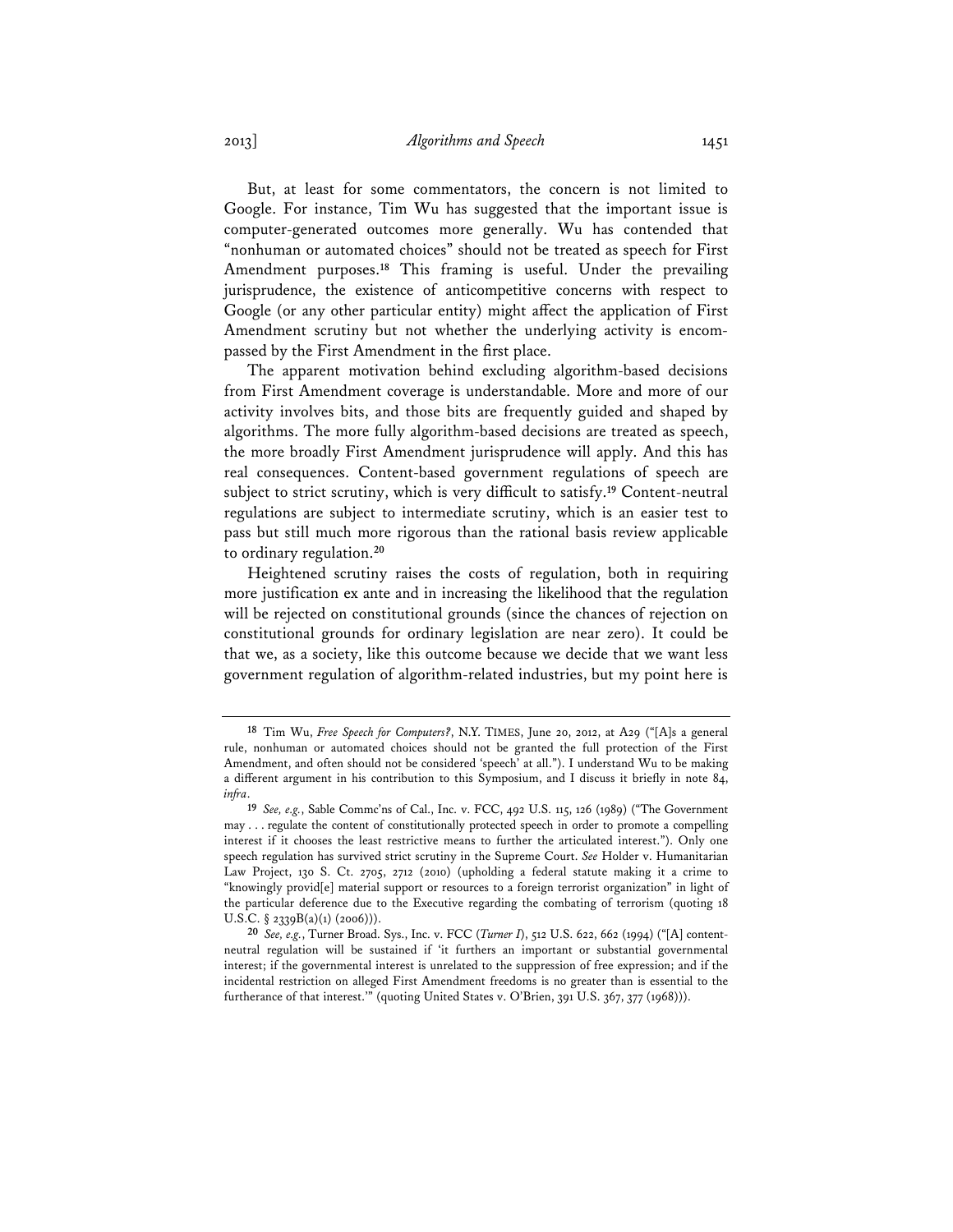But, at least for some commentators, the concern is not limited to Google. For instance, Tim Wu has suggested that the important issue is computer-generated outcomes more generally. Wu has contended that "nonhuman or automated choices" should not be treated as speech for First Amendment purposes.[18] This framing is useful. Under the prevailing jurisprudence, the existence of anticompetitive concerns with respect to Google (or any other particular entity) might affect the application of First Amendment scrutiny but not whether the underlying activity is encompassed by the First Amendment in the first place.

The apparent motivation behind excluding algorithm-based decisions from First Amendment coverage is understandable. More and more of our activity involves bits, and those bits are frequently guided and shaped by algorithms. The more fully algorithm-based decisions are treated as speech, the more broadly First Amendment jurisprudence will apply. And this has real consequences. Content-based government regulations of speech are subject to strict scrutiny, which is very difficult to satisfy.[19] Content-neutral regulations are subject to intermediate scrutiny, which is an easier test to pass but still much more rigorous than the rational basis review applicable to ordinary regulation.[20]

Heightened scrutiny raises the costs of regulation, both in requiring more justification ex ante and in increasing the likelihood that the regulation will be rejected on constitutional grounds (since the chances of rejection on constitutional grounds for ordinary legislation are near zero). It could be that we, as a society, like this outcome because we decide that we want less government regulation of algorithm-related industries, but my point here is

---

[18] Tim Wu, *Free Speech for Computers?*, N.Y. TIMES, June 20, 2012, at A29 ("[A]s a general rule, nonhuman or automated choices should not be granted the full protection of the First Amendment, and often should not be considered 'speech' at all."). I understand Wu to be making a different argument in his contribution to this Symposium, and I discuss it briefly in note 84, *infra*.

[19] *See, e.g.*, Sable Commc'ns of Cal., Inc. v. FCC, 492 U.S. 115, 126 (1989) ("The Government may . . . regulate the content of constitutionally protected speech in order to promote a compelling interest if it chooses the least restrictive means to further the articulated interest."). Only one speech regulation has survived strict scrutiny in the Supreme Court. *See* Holder v. Humanitarian Law Project, 130 S. Ct. 2705, 2712 (2010) (upholding a federal statute making it a crime to "knowingly provid[e] material support or resources to a foreign terrorist organization" in light of the particular deference due to the Executive regarding the combating of terrorism (quoting 18 U.S.C. § 2339B(a)(1) (2006))).

[20] *See, e.g.*, Turner Broad. Sys., Inc. v. FCC (*Turner I*), 512 U.S. 622, 662 (1994) ("[A] content-neutral regulation will be sustained if 'it furthers an important or substantial governmental interest; if the governmental interest is unrelated to the suppression of free expression; and if the incidental restriction on alleged First Amendment freedoms is no greater than is essential to the furtherance of that interest.'" (quoting United States v. O'Brien, 391 U.S. 367, 377 (1968))).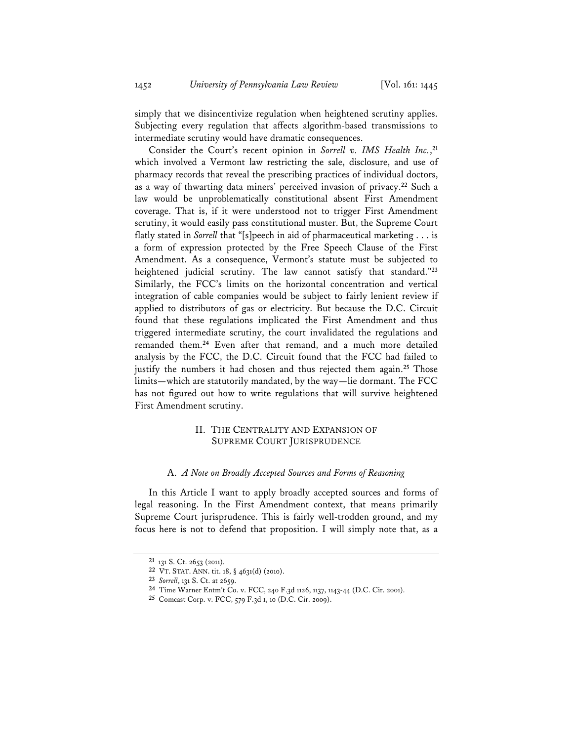simply that we disincentivize regulation when heightened scrutiny applies. Subjecting every regulation that affects algorithm-based transmissions to intermediate scrutiny would have dramatic consequences.

Consider the Court's recent opinion in *Sorrell v. IMS Health Inc.*,[21] which involved a Vermont law restricting the sale, disclosure, and use of pharmacy records that reveal the prescribing practices of individual doctors, as a way of thwarting data miners' perceived invasion of privacy.[22] Such a law would be unproblematically constitutional absent First Amendment coverage. That is, if it were understood not to trigger First Amendment scrutiny, it would easily pass constitutional muster. But, the Supreme Court flatly stated in *Sorrell* that "[s]peech in aid of pharmaceutical marketing . . . is a form of expression protected by the Free Speech Clause of the First Amendment. As a consequence, Vermont's statute must be subjected to heightened judicial scrutiny. The law cannot satisfy that standard."[23] Similarly, the FCC's limits on the horizontal concentration and vertical integration of cable companies would be subject to fairly lenient review if applied to distributors of gas or electricity. But because the D.C. Circuit found that these regulations implicated the First Amendment and thus triggered intermediate scrutiny, the court invalidated the regulations and remanded them.[24] Even after that remand, and a much more detailed analysis by the FCC, the D.C. Circuit found that the FCC had failed to justify the numbers it had chosen and thus rejected them again.[25] Those limits—which are statutorily mandated, by the way—lie dormant. The FCC has not figured out how to write regulations that will survive heightened First Amendment scrutiny.

## II. THE CENTRALITY AND EXPANSION OF SUPREME COURT JURISPRUDENCE

### A. *A Note on Broadly Accepted Sources and Forms of Reasoning*

In this Article I want to apply broadly accepted sources and forms of legal reasoning. In the First Amendment context, that means primarily Supreme Court jurisprudence. This is fairly well-trodden ground, and my focus here is not to defend that proposition. I will simply note that, as a

---

21 131 S. Ct. 2653 (2011).

22 VT. STAT. ANN. tit. 18, § 4631(d) (2010).

23 *Sorrell*, 131 S. Ct. at 2659.

24 Time Warner Entm't Co. v. FCC, 240 F.3d 1126, 1137, 1143-44 (D.C. Cir. 2001).

25 Comcast Corp. v. FCC, 579 F.3d 1, 10 (D.C. Cir. 2009).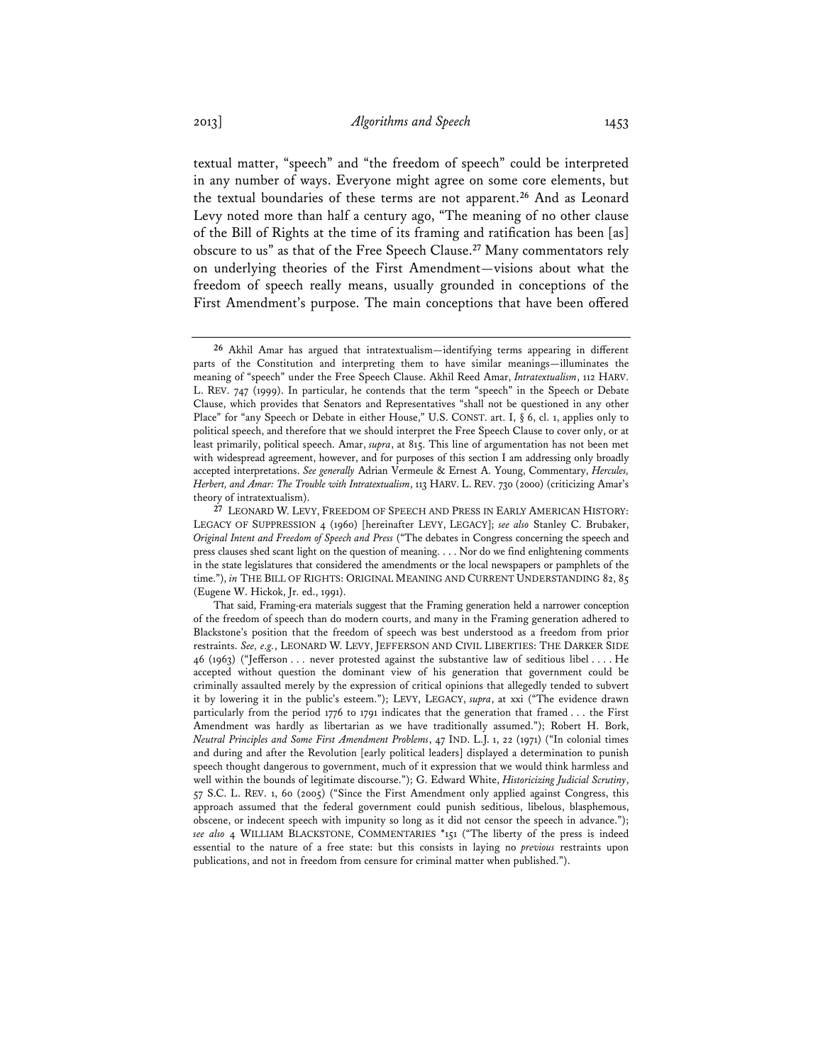textual matter, "speech" and "the freedom of speech" could be interpreted in any number of ways. Everyone might agree on some core elements, but the textual boundaries of these terms are not apparent.[26] And as Leonard Levy noted more than half a century ago, "The meaning of no other clause of the Bill of Rights at the time of its framing and ratification has been [as] obscure to us" as that of the Free Speech Clause.[27] Many commentators rely on underlying theories of the First Amendment—visions about what the freedom of speech really means, usually grounded in conceptions of the First Amendment's purpose. The main conceptions that have been offered

---

[26] Akhil Amar has argued that intratextualism—identifying terms appearing in different parts of the Constitution and interpreting them to have similar meanings—illuminates the meaning of "speech" under the Free Speech Clause. Akhil Reed Amar, *Intratextualism*, 112 HARV. L. REV. 747 (1999). In particular, he contends that the term "speech" in the Speech or Debate Clause, which provides that Senators and Representatives "shall not be questioned in any other Place" for "any Speech or Debate in either House," U.S. CONST. art. I, § 6, cl. 1, applies only to political speech, and therefore that we should interpret the Free Speech Clause to cover only, or at least primarily, political speech. Amar, *supra*, at 815. This line of argumentation has not been met with widespread agreement, however, and for purposes of this section I am addressing only broadly accepted interpretations. *See generally* Adrian Vermeule & Ernest A. Young, Commentary, *Hercules, Herbert, and Amar: The Trouble with Intratextualism*, 113 HARV. L. REV. 730 (2000) (criticizing Amar's theory of intratextualism).

[27] LEONARD W. LEVY, FREEDOM OF SPEECH AND PRESS IN EARLY AMERICAN HISTORY: LEGACY OF SUPPRESSION 4 (1960) [hereinafter LEVY, LEGACY]; *see also* Stanley C. Brubaker, *Original Intent and Freedom of Speech and Press* ("The debates in Congress concerning the speech and press clauses shed scant light on the question of meaning. . . . Nor do we find enlightening comments in the state legislatures that considered the amendments or the local newspapers or pamphlets of the time."), *in* THE BILL OF RIGHTS: ORIGINAL MEANING AND CURRENT UNDERSTANDING 82, 85 (Eugene W. Hickok, Jr. ed., 1991).

That said, Framing-era materials suggest that the Framing generation held a narrower conception of the freedom of speech than do modern courts, and many in the Framing generation adhered to Blackstone's position that the freedom of speech was best understood as a freedom from prior restraints. *See, e.g.*, LEONARD W. LEVY, JEFFERSON AND CIVIL LIBERTIES: THE DARKER SIDE 46 (1963) ("Jefferson . . . never protested against the substantive law of seditious libel . . . . He accepted without question the dominant view of his generation that government could be criminally assaulted merely by the expression of critical opinions that allegedly tended to subvert it by lowering it in the public's esteem."); LEVY, LEGACY, *supra*, at xxi ("The evidence drawn particularly from the period 1776 to 1791 indicates that the generation that framed . . . the First Amendment was hardly as libertarian as we have traditionally assumed."); Robert H. Bork, *Neutral Principles and Some First Amendment Problems*, 47 IND. L.J. 1, 22 (1971) ("In colonial times and during and after the Revolution [early political leaders] displayed a determination to punish speech thought dangerous to government, much of it expression that we would think harmless and well within the bounds of legitimate discourse."); G. Edward White, *Historicizing Judicial Scrutiny*, 57 S.C. L. REV. 1, 60 (2005) ("Since the First Amendment only applied against Congress, this approach assumed that the federal government could punish seditious, libelous, blasphemous, obscene, or indecent speech with impunity so long as it did not censor the speech in advance."); *see also* 4 WILLIAM BLACKSTONE, COMMENTARIES *151 ("The liberty of the press is indeed essential to the nature of a free state: but this consists in laying no *previous* restraints upon publications, and not in freedom from censure for criminal matter when published.").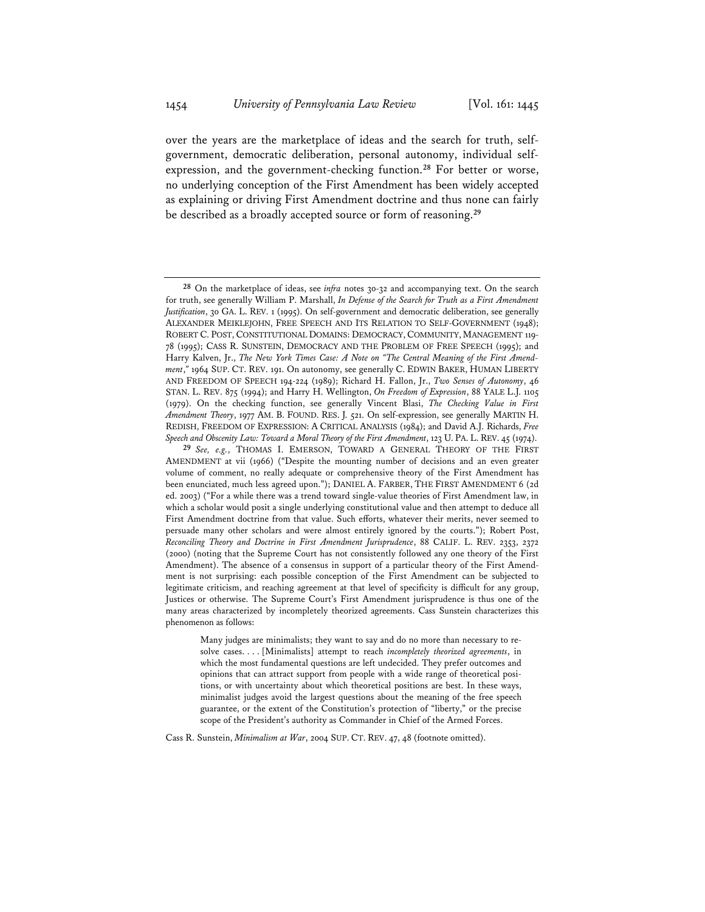over the years are the marketplace of ideas and the search for truth, self-government, democratic deliberation, personal autonomy, individual self-expression, and the government-checking function.[28] For better or worse, no underlying conception of the First Amendment has been widely accepted as explaining or driving First Amendment doctrine and thus none can fairly be described as a broadly accepted source or form of reasoning.[29]

---

[28] On the marketplace of ideas, see *infra* notes 30-32 and accompanying text. On the search for truth, see generally William P. Marshall, *In Defense of the Search for Truth as a First Amendment Justification*, 30 GA. L. REV. 1 (1995). On self-government and democratic deliberation, see generally ALEXANDER MEIKLEJOHN, FREE SPEECH AND ITS RELATION TO SELF-GOVERNMENT (1948); ROBERT C. POST, CONSTITUTIONAL DOMAINS: DEMOCRACY, COMMUNITY, MANAGEMENT 119-78 (1995); CASS R. SUNSTEIN, DEMOCRACY AND THE PROBLEM OF FREE SPEECH (1995); and Harry Kalven, Jr., *The New York Times Case: A Note on "The Central Meaning of the First Amendment*," 1964 SUP. CT. REV. 191. On autonomy, see generally C. EDWIN BAKER, HUMAN LIBERTY AND FREEDOM OF SPEECH 194-224 (1989); Richard H. Fallon, Jr., *Two Senses of Autonomy*, 46 STAN. L. REV. 875 (1994); and Harry H. Wellington, *On Freedom of Expression*, 88 YALE L.J. 1105 (1979). On the checking function, see generally Vincent Blasi, *The Checking Value in First Amendment Theory*, 1977 AM. B. FOUND. RES. J. 521. On self-expression, see generally MARTIN H. REDISH, FREEDOM OF EXPRESSION: A CRITICAL ANALYSIS (1984); and David A.J. Richards, *Free Speech and Obscenity Law: Toward a Moral Theory of the First Amendment*, 123 U. PA. L. REV. 45 (1974).

[29] *See, e.g.*, THOMAS I. EMERSON, TOWARD A GENERAL THEORY OF THE FIRST AMENDMENT at vii (1966) ("Despite the mounting number of decisions and an even greater volume of comment, no really adequate or comprehensive theory of the First Amendment has been enunciated, much less agreed upon."); DANIEL A. FARBER, THE FIRST AMENDMENT 6 (2d ed. 2003) ("For a while there was a trend toward single-value theories of First Amendment law, in which a scholar would posit a single underlying constitutional value and then attempt to deduce all First Amendment doctrine from that value. Such efforts, whatever their merits, never seemed to persuade many other scholars and were almost entirely ignored by the courts."); Robert Post, *Reconciling Theory and Doctrine in First Amendment Jurisprudence*, 88 CALIF. L. REV. 2353, 2372 (2000) (noting that the Supreme Court has not consistently followed any one theory of the First Amendment). The absence of a consensus in support of a particular theory of the First Amendment is not surprising: each possible conception of the First Amendment can be subjected to legitimate criticism, and reaching agreement at that level of specificity is difficult for any group, Justices or otherwise. The Supreme Court's First Amendment jurisprudence is thus one of the many areas characterized by incompletely theorized agreements. Cass Sunstein characterizes this phenomenon as follows:

> Many judges are minimalists; they want to say and do no more than necessary to resolve cases. . . . [Minimalists] attempt to reach *incompletely theorized agreements*, in which the most fundamental questions are left undecided. They prefer outcomes and opinions that can attract support from people with a wide range of theoretical positions, or with uncertainty about which theoretical positions are best. In these ways, minimalist judges avoid the largest questions about the meaning of the free speech guarantee, or the extent of the Constitution's protection of "liberty," or the precise scope of the President's authority as Commander in Chief of the Armed Forces.

Cass R. Sunstein, *Minimalism at War*, 2004 SUP. CT. REV. 47, 48 (footnote omitted).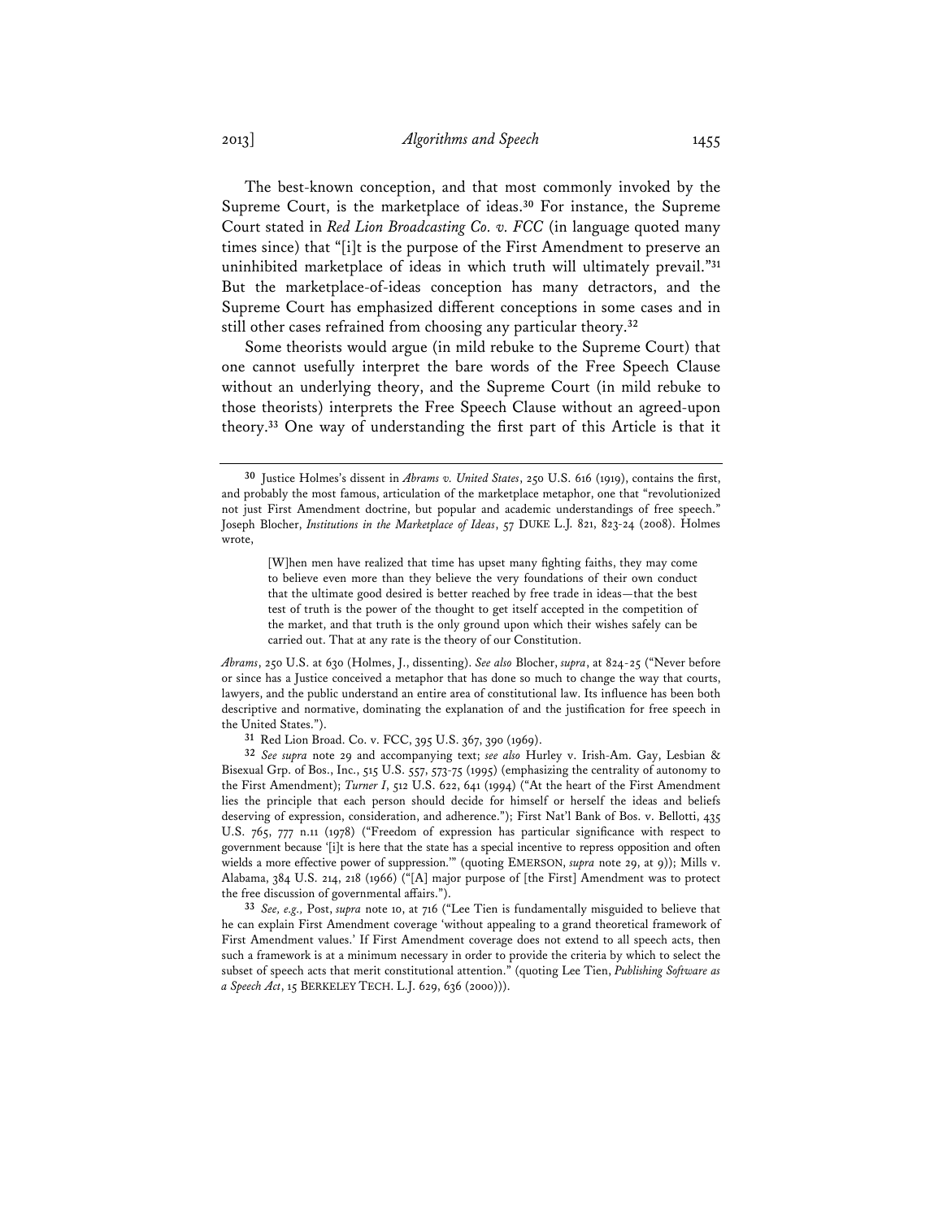The best-known conception, and that most commonly invoked by the Supreme Court, is the marketplace of ideas.[30] For instance, the Supreme Court stated in *Red Lion Broadcasting Co. v. FCC* (in language quoted many times since) that "[i]t is the purpose of the First Amendment to preserve an uninhibited marketplace of ideas in which truth will ultimately prevail."[31] But the marketplace-of-ideas conception has many detractors, and the Supreme Court has emphasized different conceptions in some cases and in still other cases refrained from choosing any particular theory.[32]

Some theorists would argue (in mild rebuke to the Supreme Court) that one cannot usefully interpret the bare words of the Free Speech Clause without an underlying theory, and the Supreme Court (in mild rebuke to those theorists) interprets the Free Speech Clause without an agreed-upon theory.[33] One way of understanding the first part of this Article is that it

---

[30] Justice Holmes's dissent in *Abrams v. United States*, 250 U.S. 616 (1919), contains the first, and probably the most famous, articulation of the marketplace metaphor, one that "revolutionized not just First Amendment doctrine, but popular and academic understandings of free speech." Joseph Blocher, *Institutions in the Marketplace of Ideas*, 57 DUKE L.J. 821, 823-24 (2008). Holmes wrote,

> [W]hen men have realized that time has upset many fighting faiths, they may come to believe even more than they believe the very foundations of their own conduct that the ultimate good desired is better reached by free trade in ideas—that the best test of truth is the power of the thought to get itself accepted in the competition of the market, and that truth is the only ground upon which their wishes safely can be carried out. That at any rate is the theory of our Constitution.

*Abrams*, 250 U.S. at 630 (Holmes, J., dissenting). *See also* Blocher, *supra*, at 824-25 ("Never before or since has a Justice conceived a metaphor that has done so much to change the way that courts, lawyers, and the public understand an entire area of constitutional law. Its influence has been both descriptive and normative, dominating the explanation of and the justification for free speech in the United States.").

[31] Red Lion Broad. Co. v. FCC, 395 U.S. 367, 390 (1969).

[32] *See supra* note 29 and accompanying text; *see also* Hurley v. Irish-Am. Gay, Lesbian & Bisexual Grp. of Bos., Inc., 515 U.S. 557, 573-75 (1995) (emphasizing the centrality of autonomy to the First Amendment); *Turner I*, 512 U.S. 622, 641 (1994) ("At the heart of the First Amendment lies the principle that each person should decide for himself or herself the ideas and beliefs deserving of expression, consideration, and adherence."); First Nat'l Bank of Bos. v. Bellotti, 435 U.S. 765, 777 n.11 (1978) ("Freedom of expression has particular significance with respect to government because '[i]t is here that the state has a special incentive to repress opposition and often wields a more effective power of suppression.'" (quoting EMERSON, *supra* note 29, at 9)); Mills v. Alabama, 384 U.S. 214, 218 (1966) ("[A] major purpose of [the First] Amendment was to protect the free discussion of governmental affairs.").

[33] *See, e.g.,* Post, *supra* note 10, at 716 ("Lee Tien is fundamentally misguided to believe that he can explain First Amendment coverage 'without appealing to a grand theoretical framework of First Amendment values.' If First Amendment coverage does not extend to all speech acts, then such a framework is at a minimum necessary in order to provide the criteria by which to select the subset of speech acts that merit constitutional attention." (quoting Lee Tien, *Publishing Software as a Speech Act*, 15 BERKELEY TECH. L.J. 629, 636 (2000))).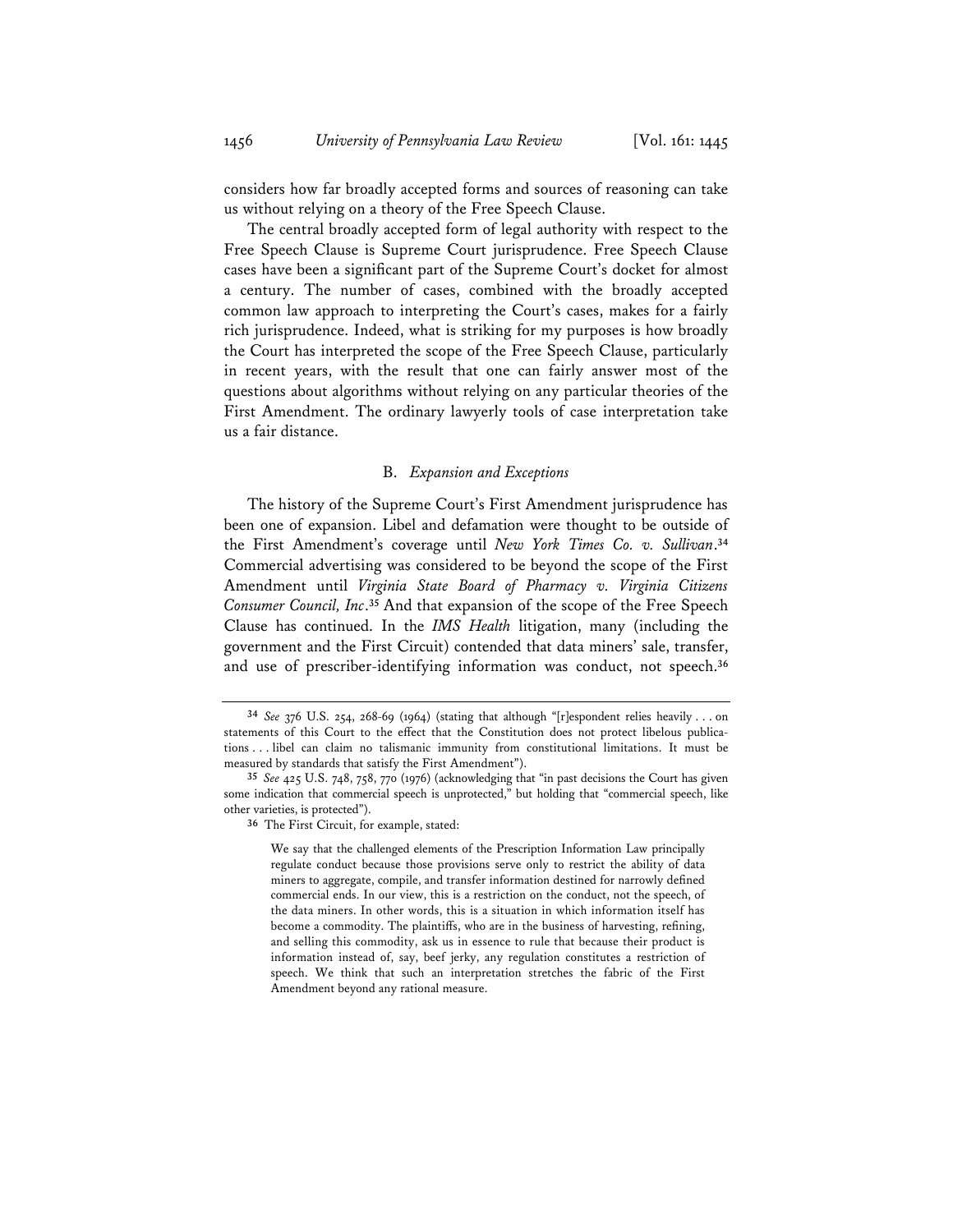considers how far broadly accepted forms and sources of reasoning can take us without relying on a theory of the Free Speech Clause.

The central broadly accepted form of legal authority with respect to the Free Speech Clause is Supreme Court jurisprudence. Free Speech Clause cases have been a significant part of the Supreme Court's docket for almost a century. The number of cases, combined with the broadly accepted common law approach to interpreting the Court's cases, makes for a fairly rich jurisprudence. Indeed, what is striking for my purposes is how broadly the Court has interpreted the scope of the Free Speech Clause, particularly in recent years, with the result that one can fairly answer most of the questions about algorithms without relying on any particular theories of the First Amendment. The ordinary lawyerly tools of case interpretation take us a fair distance.

### B. *Expansion and Exceptions*

The history of the Supreme Court's First Amendment jurisprudence has been one of expansion. Libel and defamation were thought to be outside of the First Amendment's coverage until *New York Times Co. v. Sullivan*.[34] Commercial advertising was considered to be beyond the scope of the First Amendment until *Virginia State Board of Pharmacy v. Virginia Citizens Consumer Council, Inc*.[35] And that expansion of the scope of the Free Speech Clause has continued. In the *IMS Health* litigation, many (including the government and the First Circuit) contended that data miners' sale, transfer, and use of prescriber-identifying information was conduct, not speech.[36]

---

[34] *See* 376 U.S. 254, 268-69 (1964) (stating that although "[r]espondent relies heavily . . . on statements of this Court to the effect that the Constitution does not protect libelous publications . . . libel can claim no talismanic immunity from constitutional limitations. It must be measured by standards that satisfy the First Amendment").

[35] *See* 425 U.S. 748, 758, 770 (1976) (acknowledging that "in past decisions the Court has given some indication that commercial speech is unprotected," but holding that "commercial speech, like other varieties, is protected").

[36] The First Circuit, for example, stated:

> We say that the challenged elements of the Prescription Information Law principally regulate conduct because those provisions serve only to restrict the ability of data miners to aggregate, compile, and transfer information destined for narrowly defined commercial ends. In our view, this is a restriction on the conduct, not the speech, of the data miners. In other words, this is a situation in which information itself has become a commodity. The plaintiffs, who are in the business of harvesting, refining, and selling this commodity, ask us in essence to rule that because their product is information instead of, say, beef jerky, any regulation constitutes a restriction of speech. We think that such an interpretation stretches the fabric of the First Amendment beyond any rational measure.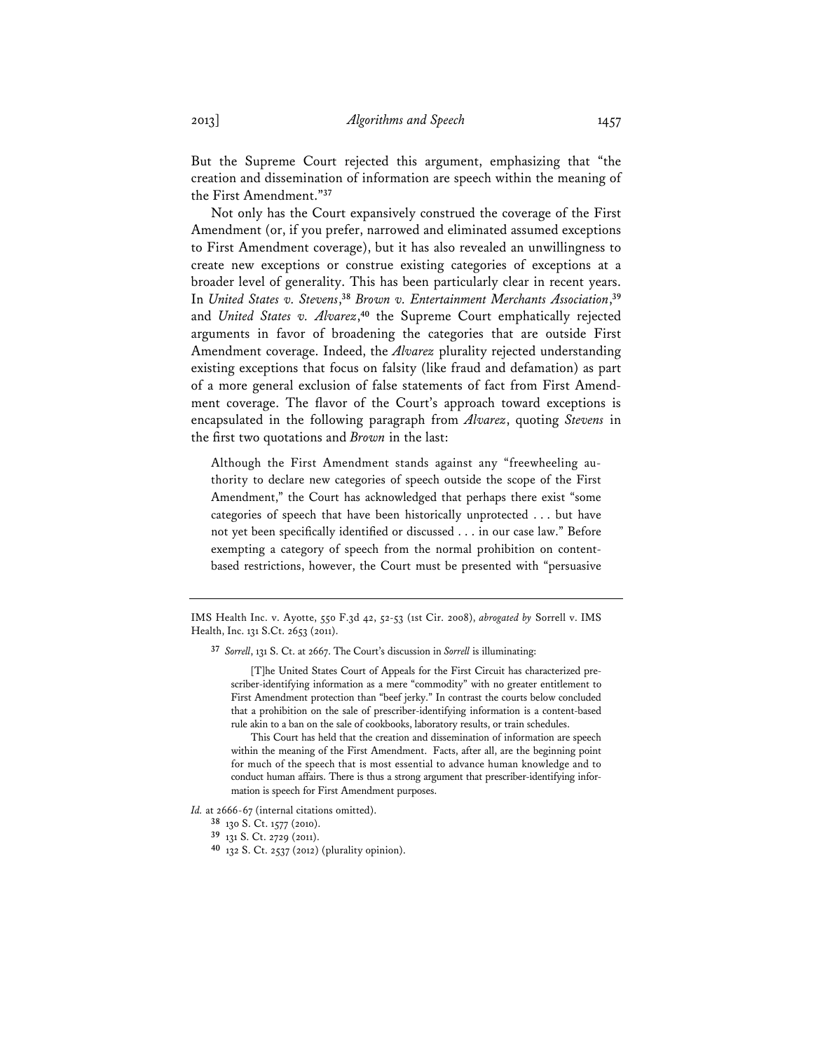But the Supreme Court rejected this argument, emphasizing that "the creation and dissemination of information are speech within the meaning of the First Amendment."[37]

Not only has the Court expansively construed the coverage of the First Amendment (or, if you prefer, narrowed and eliminated assumed exceptions to First Amendment coverage), but it has also revealed an unwillingness to create new exceptions or construe existing categories of exceptions at a broader level of generality. This has been particularly clear in recent years. In *United States v. Stevens*,[38] *Brown v. Entertainment Merchants Association*,[39] and *United States v. Alvarez*,[40] the Supreme Court emphatically rejected arguments in favor of broadening the categories that are outside First Amendment coverage. Indeed, the *Alvarez* plurality rejected understanding existing exceptions that focus on falsity (like fraud and defamation) as part of a more general exclusion of false statements of fact from First Amendment coverage. The flavor of the Court's approach toward exceptions is encapsulated in the following paragraph from *Alvarez*, quoting *Stevens* in the first two quotations and *Brown* in the last:

> Although the First Amendment stands against any "freewheeling authority to declare new categories of speech outside the scope of the First Amendment," the Court has acknowledged that perhaps there exist "some categories of speech that have been historically unprotected . . . but have not yet been specifically identified or discussed . . . in our case law." Before exempting a category of speech from the normal prohibition on content-based restrictions, however, the Court must be presented with "persuasive

---

IMS Health Inc. v. Ayotte, 550 F.3d 42, 52-53 (1st Cir. 2008), *abrogated by* Sorrell v. IMS Health, Inc. 131 S.Ct. 2653 (2011).

[37] *Sorrell*, 131 S. Ct. at 2667. The Court's discussion in *Sorrell* is illuminating:

> [T]he United States Court of Appeals for the First Circuit has characterized prescriber-identifying information as a mere "commodity" with no greater entitlement to First Amendment protection than "beef jerky." In contrast the courts below concluded that a prohibition on the sale of prescriber-identifying information is a content-based rule akin to a ban on the sale of cookbooks, laboratory results, or train schedules.
>
> This Court has held that the creation and dissemination of information are speech within the meaning of the First Amendment. Facts, after all, are the beginning point for much of the speech that is most essential to advance human knowledge and to conduct human affairs. There is thus a strong argument that prescriber-identifying information is speech for First Amendment purposes.

*Id.* at 2666-67 (internal citations omitted).

[38] 130 S. Ct. 1577 (2010).

[39] 131 S. Ct. 2729 (2011).

[40] 132 S. Ct. 2537 (2012) (plurality opinion).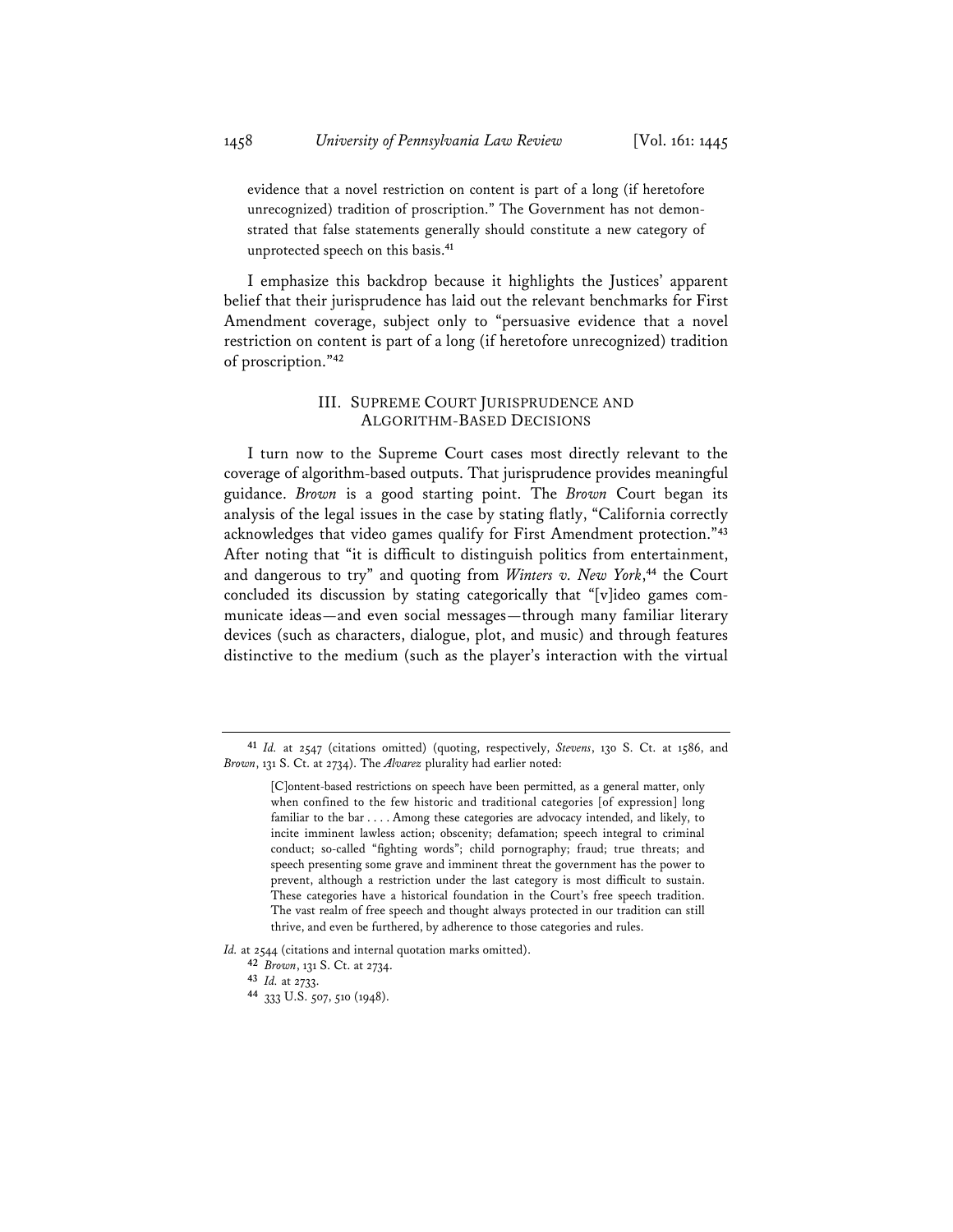evidence that a novel restriction on content is part of a long (if heretofore unrecognized) tradition of proscription." The Government has not demonstrated that false statements generally should constitute a new category of unprotected speech on this basis.[41]

I emphasize this backdrop because it highlights the Justices' apparent belief that their jurisprudence has laid out the relevant benchmarks for First Amendment coverage, subject only to "persuasive evidence that a novel restriction on content is part of a long (if heretofore unrecognized) tradition of proscription."[42]

## III. SUPREME COURT JURISPRUDENCE AND ALGORITHM-BASED DECISIONS

I turn now to the Supreme Court cases most directly relevant to the coverage of algorithm-based outputs. That jurisprudence provides meaningful guidance. *Brown* is a good starting point. The *Brown* Court began its analysis of the legal issues in the case by stating flatly, "California correctly acknowledges that video games qualify for First Amendment protection."[43] After noting that "it is difficult to distinguish politics from entertainment, and dangerous to try" and quoting from *Winters v. New York*,[44] the Court concluded its discussion by stating categorically that "[v]ideo games communicate ideas—and even social messages—through many familiar literary devices (such as characters, dialogue, plot, and music) and through features distinctive to the medium (such as the player's interaction with the virtual

---

[41] *Id.* at 2547 (citations omitted) (quoting, respectively, *Stevens*, 130 S. Ct. at 1586, and *Brown*, 131 S. Ct. at 2734). The *Alvarez* plurality had earlier noted:

> [C]ontent-based restrictions on speech have been permitted, as a general matter, only when confined to the few historic and traditional categories [of expression] long familiar to the bar . . . . Among these categories are advocacy intended, and likely, to incite imminent lawless action; obscenity; defamation; speech integral to criminal conduct; so-called "fighting words"; child pornography; fraud; true threats; and speech presenting some grave and imminent threat the government has the power to prevent, although a restriction under the last category is most difficult to sustain. These categories have a historical foundation in the Court's free speech tradition. The vast realm of free speech and thought always protected in our tradition can still thrive, and even be furthered, by adherence to those categories and rules.

*Id.* at 2544 (citations and internal quotation marks omitted).

[42] *Brown*, 131 S. Ct. at 2734.

[43] *Id.* at 2733.

[44] 333 U.S. 507, 510 (1948).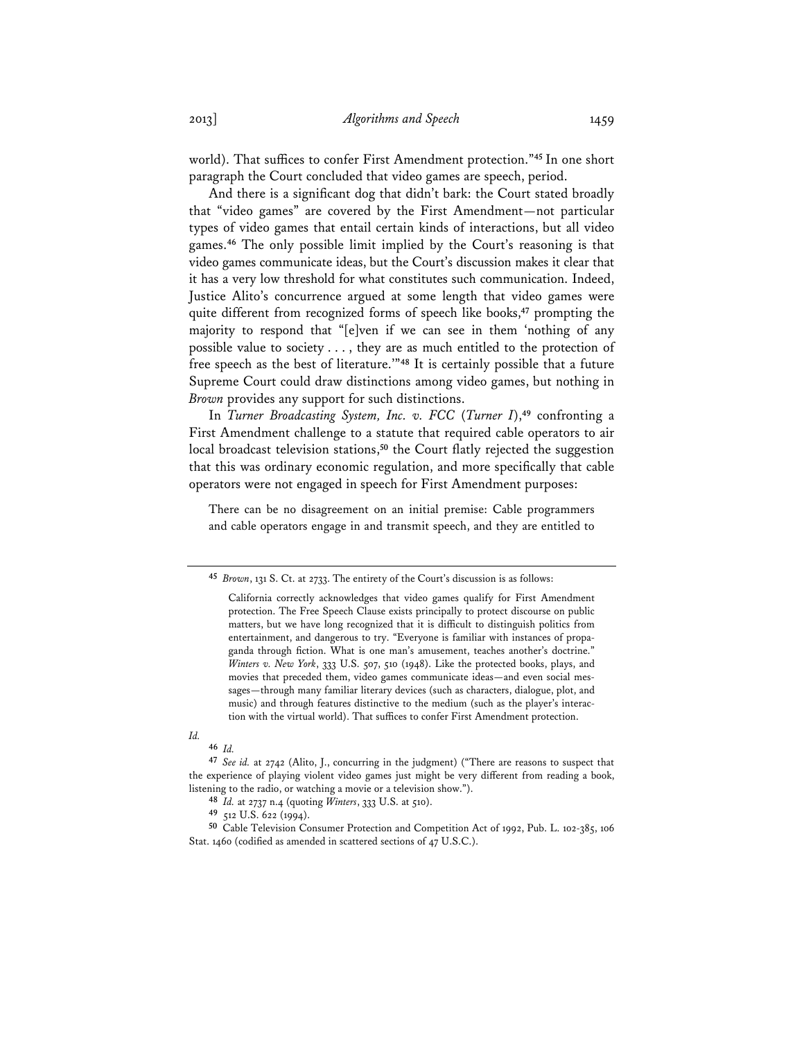world). That suffices to confer First Amendment protection."[45] In one short paragraph the Court concluded that video games are speech, period.

And there is a significant dog that didn't bark: the Court stated broadly that "video games" are covered by the First Amendment—not particular types of video games that entail certain kinds of interactions, but all video games.[46] The only possible limit implied by the Court's reasoning is that video games communicate ideas, but the Court's discussion makes it clear that it has a very low threshold for what constitutes such communication. Indeed, Justice Alito's concurrence argued at some length that video games were quite different from recognized forms of speech like books,[47] prompting the majority to respond that "[e]ven if we can see in them 'nothing of any possible value to society . . . , they are as much entitled to the protection of free speech as the best of literature.'"[48] It is certainly possible that a future Supreme Court could draw distinctions among video games, but nothing in *Brown* provides any support for such distinctions.

In *Turner Broadcasting System, Inc. v. FCC* (*Turner I*),[49] confronting a First Amendment challenge to a statute that required cable operators to air local broadcast television stations,[50] the Court flatly rejected the suggestion that this was ordinary economic regulation, and more specifically that cable operators were not engaged in speech for First Amendment purposes:

> There can be no disagreement on an initial premise: Cable programmers and cable operators engage in and transmit speech, and they are entitled to

---

[45] *Brown*, 131 S. Ct. at 2733. The entirety of the Court's discussion is as follows:

> California correctly acknowledges that video games qualify for First Amendment protection. The Free Speech Clause exists principally to protect discourse on public matters, but we have long recognized that it is difficult to distinguish politics from entertainment, and dangerous to try. "Everyone is familiar with instances of propaganda through fiction. What is one man's amusement, teaches another's doctrine." *Winters v. New York*, 333 U.S. 507, 510 (1948). Like the protected books, plays, and movies that preceded them, video games communicate ideas—and even social messages—through many familiar literary devices (such as characters, dialogue, plot, and music) and through features distinctive to the medium (such as the player's interaction with the virtual world). That suffices to confer First Amendment protection.

*Id.*

[46] *Id.*

[47] *See id.* at 2742 (Alito, J., concurring in the judgment) ("There are reasons to suspect that the experience of playing violent video games just might be very different from reading a book, listening to the radio, or watching a movie or a television show.").

[48] *Id.* at 2737 n.4 (quoting *Winters*, 333 U.S. at 510).

[49] 512 U.S. 622 (1994).

[50] Cable Television Consumer Protection and Competition Act of 1992, Pub. L. 102-385, 106 Stat. 1460 (codified as amended in scattered sections of 47 U.S.C.).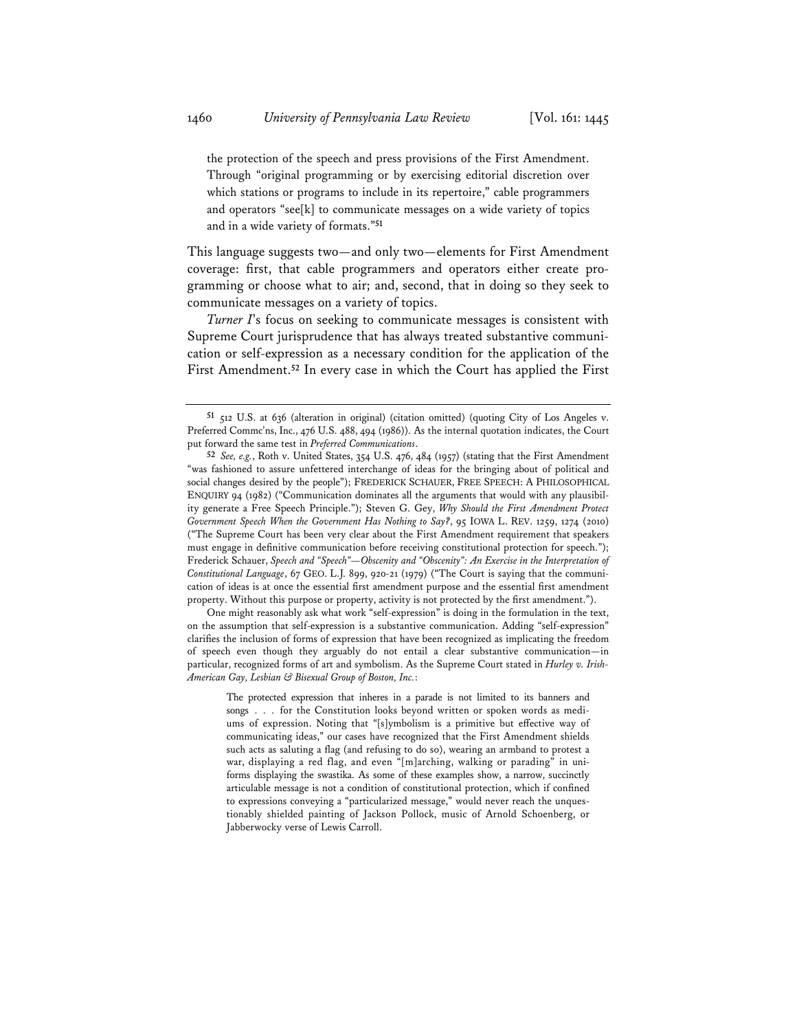the protection of the speech and press provisions of the First Amendment. Through "original programming or by exercising editorial discretion over which stations or programs to include in its repertoire," cable programmers and operators "see[k] to communicate messages on a wide variety of topics and in a wide variety of formats."[51]

This language suggests two—and only two—elements for First Amendment coverage: first, that cable programmers and operators either create programming or choose what to air; and, second, that in doing so they seek to communicate messages on a variety of topics.

*Turner I*'s focus on seeking to communicate messages is consistent with Supreme Court jurisprudence that has always treated substantive communication or self-expression as a necessary condition for the application of the First Amendment.[52] In every case in which the Court has applied the First

---

[51] 512 U.S. at 636 (alteration in original) (citation omitted) (quoting City of Los Angeles v. Preferred Commc'ns, Inc., 476 U.S. 488, 494 (1986)). As the internal quotation indicates, the Court put forward the same test in *Preferred Communications*.

[52] *See, e.g.*, Roth v. United States, 354 U.S. 476, 484 (1957) (stating that the First Amendment "was fashioned to assure unfettered interchange of ideas for the bringing about of political and social changes desired by the people"); FREDERICK SCHAUER, FREE SPEECH: A PHILOSOPHICAL ENQUIRY 94 (1982) ("Communication dominates all the arguments that would with any plausibility generate a Free Speech Principle."); Steven G. Gey, *Why Should the First Amendment Protect Government Speech When the Government Has Nothing to Say?*, 95 IOWA L. REV. 1259, 1274 (2010) ("The Supreme Court has been very clear about the First Amendment requirement that speakers must engage in definitive communication before receiving constitutional protection for speech."); Frederick Schauer, *Speech and "Speech"—Obscenity and "Obscenity": An Exercise in the Interpretation of Constitutional Language*, 67 GEO. L.J. 899, 920-21 (1979) ("The Court is saying that the communication of ideas is at once the essential first amendment purpose and the essential first amendment property. Without this purpose or property, activity is not protected by the first amendment.").

One might reasonably ask what work "self-expression" is doing in the formulation in the text, on the assumption that self-expression is a substantive communication. Adding "self-expression" clarifies the inclusion of forms of expression that have been recognized as implicating the freedom of speech even though they arguably do not entail a clear substantive communication—in particular, recognized forms of art and symbolism. As the Supreme Court stated in *Hurley v. Irish-American Gay, Lesbian & Bisexual Group of Boston, Inc.*:

> The protected expression that inheres in a parade is not limited to its banners and songs . . . for the Constitution looks beyond written or spoken words as mediums of expression. Noting that "[s]ymbolism is a primitive but effective way of communicating ideas," our cases have recognized that the First Amendment shields such acts as saluting a flag (and refusing to do so), wearing an armband to protest a war, displaying a red flag, and even "[m]arching, walking or parading" in uniforms displaying the swastika. As some of these examples show, a narrow, succinctly articulable message is not a condition of constitutional protection, which if confined to expressions conveying a "particularized message," would never reach the unquestionably shielded painting of Jackson Pollock, music of Arnold Schoenberg, or Jabberwocky verse of Lewis Carroll.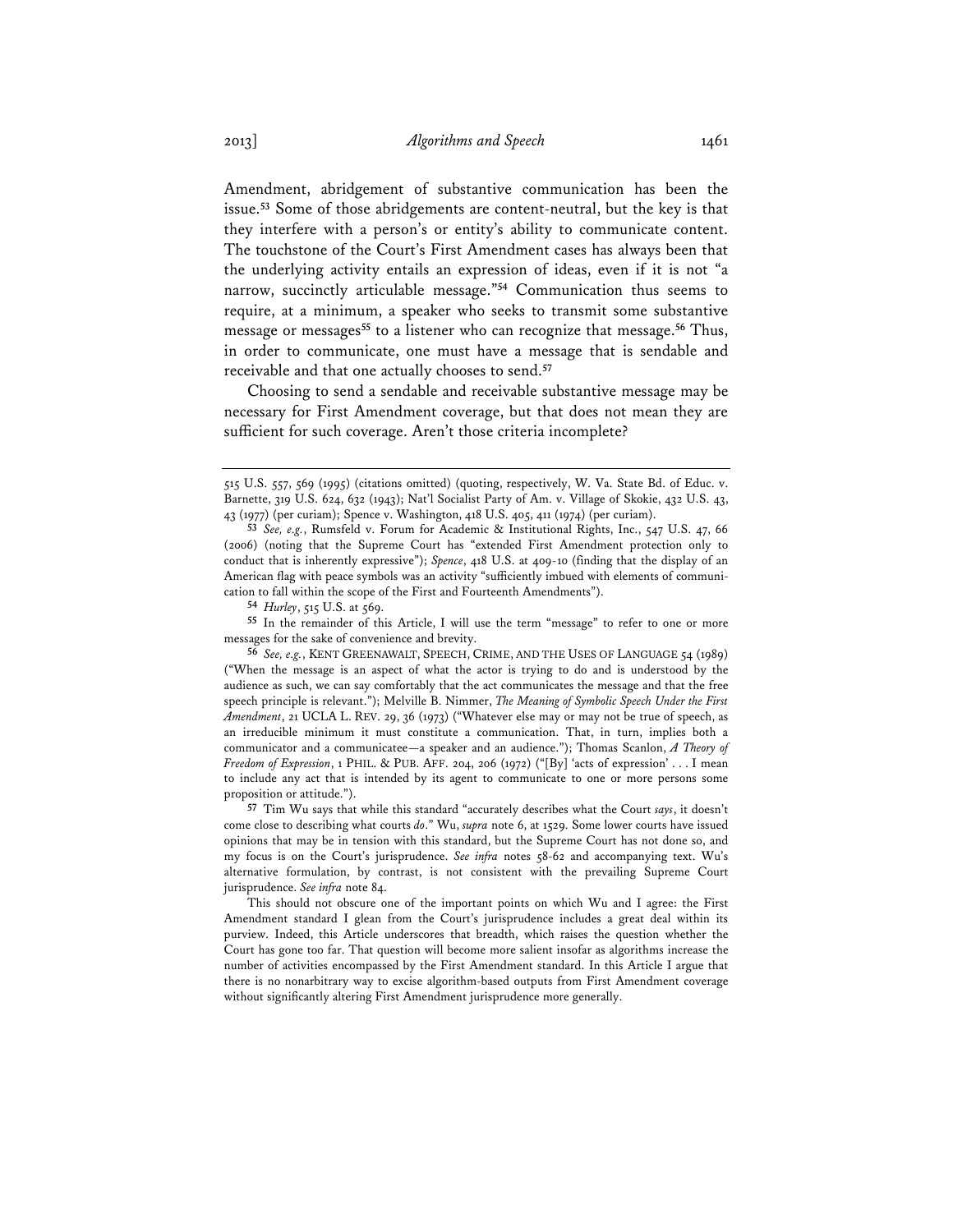Amendment, abridgement of substantive communication has been the issue.[53] Some of those abridgements are content-neutral, but the key is that they interfere with a person's or entity's ability to communicate content. The touchstone of the Court's First Amendment cases has always been that the underlying activity entails an expression of ideas, even if it is not "a narrow, succinctly articulable message."[54] Communication thus seems to require, at a minimum, a speaker who seeks to transmit some substantive message or messages[55] to a listener who can recognize that message.[56] Thus, in order to communicate, one must have a message that is sendable and receivable and that one actually chooses to send.[57]

Choosing to send a sendable and receivable substantive message may be necessary for First Amendment coverage, but that does not mean they are sufficient for such coverage. Aren't those criteria incomplete?

---

515 U.S. 557, 569 (1995) (citations omitted) (quoting, respectively, W. Va. State Bd. of Educ. v. Barnette, 319 U.S. 624, 632 (1943); Nat'l Socialist Party of Am. v. Village of Skokie, 432 U.S. 43, 43 (1977) (per curiam); Spence v. Washington, 418 U.S. 405, 411 (1974) (per curiam).

[53] *See, e.g.*, Rumsfeld v. Forum for Academic & Institutional Rights, Inc., 547 U.S. 47, 66 (2006) (noting that the Supreme Court has "extended First Amendment protection only to conduct that is inherently expressive"); *Spence*, 418 U.S. at 409-10 (finding that the display of an American flag with peace symbols was an activity "sufficiently imbued with elements of communication to fall within the scope of the First and Fourteenth Amendments").

[54] *Hurley*, 515 U.S. at 569.

[55] In the remainder of this Article, I will use the term "message" to refer to one or more messages for the sake of convenience and brevity.

[56] *See, e.g.*, KENT GREENAWALT, SPEECH, CRIME, AND THE USES OF LANGUAGE 54 (1989) ("When the message is an aspect of what the actor is trying to do and is understood by the audience as such, we can say comfortably that the act communicates the message and that the free speech principle is relevant."); Melville B. Nimmer, *The Meaning of Symbolic Speech Under the First Amendment*, 21 UCLA L. REV. 29, 36 (1973) ("Whatever else may or may not be true of speech, as an irreducible minimum it must constitute a communication. That, in turn, implies both a communicator and a communicatee—a speaker and an audience."); Thomas Scanlon, *A Theory of Freedom of Expression*, 1 PHIL. & PUB. AFF. 204, 206 (1972) ("[By] 'acts of expression' . . . I mean to include any act that is intended by its agent to communicate to one or more persons some proposition or attitude.").

[57] Tim Wu says that while this standard "accurately describes what the Court *says*, it doesn't come close to describing what courts *do*." Wu, *supra* note 6, at 1529. Some lower courts have issued opinions that may be in tension with this standard, but the Supreme Court has not done so, and my focus is on the Court's jurisprudence. *See infra* notes 58-62 and accompanying text. Wu's alternative formulation, by contrast, is not consistent with the prevailing Supreme Court jurisprudence. *See infra* note 84.

This should not obscure one of the important points on which Wu and I agree: the First Amendment standard I glean from the Court's jurisprudence includes a great deal within its purview. Indeed, this Article underscores that breadth, which raises the question whether the Court has gone too far. That question will become more salient insofar as algorithms increase the number of activities encompassed by the First Amendment standard. In this Article I argue that there is no nonarbitrary way to excise algorithm-based outputs from First Amendment coverage without significantly altering First Amendment jurisprudence more generally.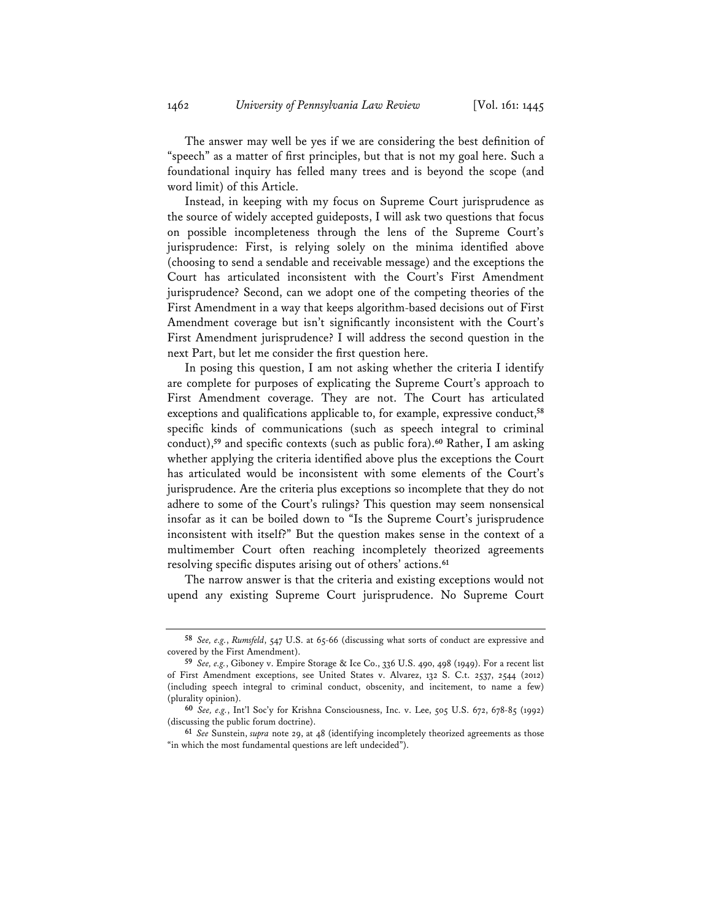The answer may well be yes if we are considering the best definition of "speech" as a matter of first principles, but that is not my goal here. Such a foundational inquiry has felled many trees and is beyond the scope (and word limit) of this Article.

Instead, in keeping with my focus on Supreme Court jurisprudence as the source of widely accepted guideposts, I will ask two questions that focus on possible incompleteness through the lens of the Supreme Court's jurisprudence: First, is relying solely on the minima identified above (choosing to send a sendable and receivable message) and the exceptions the Court has articulated inconsistent with the Court's First Amendment jurisprudence? Second, can we adopt one of the competing theories of the First Amendment in a way that keeps algorithm-based decisions out of First Amendment coverage but isn't significantly inconsistent with the Court's First Amendment jurisprudence? I will address the second question in the next Part, but let me consider the first question here.

In posing this question, I am not asking whether the criteria I identify are complete for purposes of explicating the Supreme Court's approach to First Amendment coverage. They are not. The Court has articulated exceptions and qualifications applicable to, for example, expressive conduct,[58] specific kinds of communications (such as speech integral to criminal conduct),[59] and specific contexts (such as public fora).[60] Rather, I am asking whether applying the criteria identified above plus the exceptions the Court has articulated would be inconsistent with some elements of the Court's jurisprudence. Are the criteria plus exceptions so incomplete that they do not adhere to some of the Court's rulings? This question may seem nonsensical insofar as it can be boiled down to "Is the Supreme Court's jurisprudence inconsistent with itself?" But the question makes sense in the context of a multimember Court often reaching incompletely theorized agreements resolving specific disputes arising out of others' actions.[61]

The narrow answer is that the criteria and existing exceptions would not upend any existing Supreme Court jurisprudence. No Supreme Court

---

[58] *See, e.g.*, *Rumsfeld*, 547 U.S. at 65-66 (discussing what sorts of conduct are expressive and covered by the First Amendment).

[59] *See, e.g.*, Giboney v. Empire Storage & Ice Co., 336 U.S. 490, 498 (1949). For a recent list of First Amendment exceptions, see United States v. Alvarez, 132 S. C.t. 2537, 2544 (2012) (including speech integral to criminal conduct, obscenity, and incitement, to name a few) (plurality opinion).

[60] *See, e.g.*, Int'l Soc'y for Krishna Consciousness, Inc. v. Lee, 505 U.S. 672, 678-85 (1992) (discussing the public forum doctrine).

[61] *See* Sunstein, *supra* note 29, at 48 (identifying incompletely theorized agreements as those "in which the most fundamental questions are left undecided").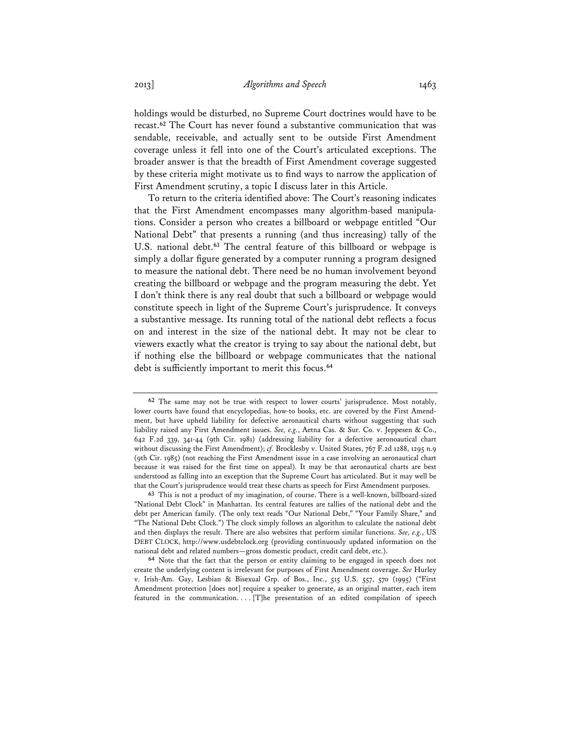holdings would be disturbed, no Supreme Court doctrines would have to be recast.[62] The Court has never found a substantive communication that was sendable, receivable, and actually sent to be outside First Amendment coverage unless it fell into one of the Court's articulated exceptions. The broader answer is that the breadth of First Amendment coverage suggested by these criteria might motivate us to find ways to narrow the application of First Amendment scrutiny, a topic I discuss later in this Article.

To return to the criteria identified above: The Court's reasoning indicates that the First Amendment encompasses many algorithm-based manipulations. Consider a person who creates a billboard or webpage entitled "Our National Debt" that presents a running (and thus increasing) tally of the U.S. national debt.[63] The central feature of this billboard or webpage is simply a dollar figure generated by a computer running a program designed to measure the national debt. There need be no human involvement beyond creating the billboard or webpage and the program measuring the debt. Yet I don't think there is any real doubt that such a billboard or webpage would constitute speech in light of the Supreme Court's jurisprudence. It conveys a substantive message. Its running total of the national debt reflects a focus on and interest in the size of the national debt. It may not be clear to viewers exactly what the creator is trying to say about the national debt, but if nothing else the billboard or webpage communicates that the national debt is sufficiently important to merit this focus.[64]

---

[62] The same may not be true with respect to lower courts' jurisprudence. Most notably, lower courts have found that encyclopedias, how-to books, etc. are covered by the First Amendment, but have upheld liability for defective aeronautical charts without suggesting that such liability raised any First Amendment issues. *See, e.g.*, Aetna Cas. & Sur. Co. v. Jeppesen & Co., 642 F.2d 339, 341-44 (9th Cir. 1981) (addressing liability for a defective aeronoautical chart without discussing the First Amendment); *cf.* Brocklesby v. United States, 767 F.2d 1288, 1295 n.9 (9th Cir. 1985) (not reaching the First Amendment issue in a case involving an aeronautical chart because it was raised for the first time on appeal). It may be that aeronautical charts are best understood as falling into an exception that the Supreme Court has articulated. But it may well be that the Court's jurisprudence would treat these charts as speech for First Amendment purposes.

[63] This is not a product of my imagination, of course. There is a well-known, billboard-sized "National Debt Clock" in Manhattan. Its central features are tallies of the national debt and the debt per American family. (The only text reads "Our National Debt," "Your Family Share," and "The National Debt Clock.") The clock simply follows an algorithm to calculate the national debt and then displays the result. There are also websites that perform similar functions. *See, e.g.*, US DEBT CLOCK, http://www.usdebtclock.org (providing continuously updated information on the national debt and related numbers—gross domestic product, credit card debt, etc.).

[64] Note that the fact that the person or entity claiming to be engaged in speech does not create the underlying content is irrelevant for purposes of First Amendment coverage. *See* Hurley v. Irish-Am. Gay, Lesbian & Bisexual Grp. of Bos., Inc., 515 U.S. 557, 570 (1995) ("First Amendment protection [does not] require a speaker to generate, as an original matter, each item featured in the communication. . . . [T]he presentation of an edited compilation of speech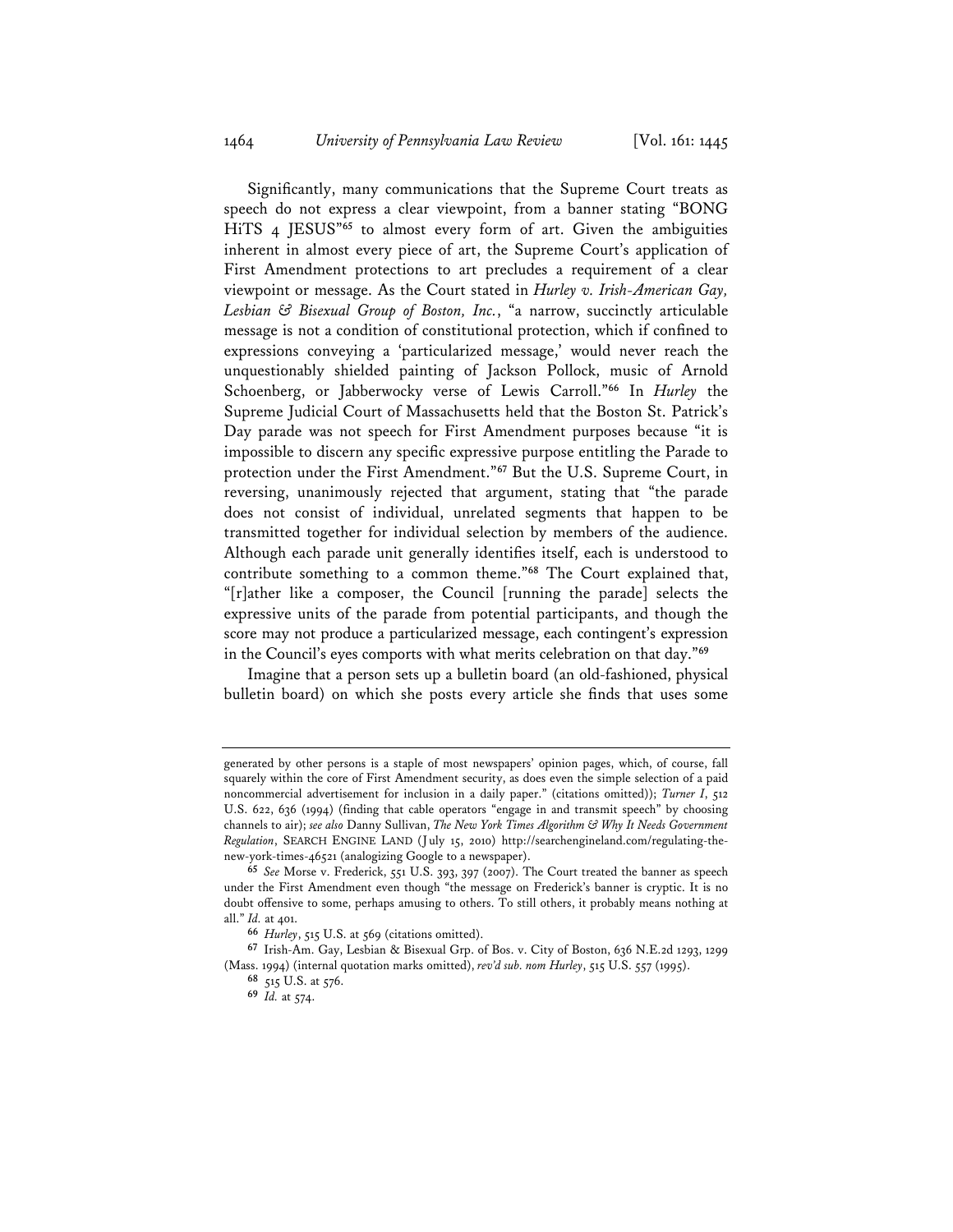Significantly, many communications that the Supreme Court treats as speech do not express a clear viewpoint, from a banner stating "BONG HiTS 4 JESUS"[65] to almost every form of art. Given the ambiguities inherent in almost every piece of art, the Supreme Court's application of First Amendment protections to art precludes a requirement of a clear viewpoint or message. As the Court stated in *Hurley v. Irish-American Gay, Lesbian & Bisexual Group of Boston, Inc.*, "a narrow, succinctly articulable message is not a condition of constitutional protection, which if confined to expressions conveying a 'particularized message,' would never reach the unquestionably shielded painting of Jackson Pollock, music of Arnold Schoenberg, or Jabberwocky verse of Lewis Carroll."[66] In *Hurley* the Supreme Judicial Court of Massachusetts held that the Boston St. Patrick's Day parade was not speech for First Amendment purposes because "it is impossible to discern any specific expressive purpose entitling the Parade to protection under the First Amendment."[67] But the U.S. Supreme Court, in reversing, unanimously rejected that argument, stating that "the parade does not consist of individual, unrelated segments that happen to be transmitted together for individual selection by members of the audience. Although each parade unit generally identifies itself, each is understood to contribute something to a common theme."[68] The Court explained that, "[r]ather like a composer, the Council [running the parade] selects the expressive units of the parade from potential participants, and though the score may not produce a particularized message, each contingent's expression in the Council's eyes comports with what merits celebration on that day."[69]

Imagine that a person sets up a bulletin board (an old-fashioned, physical bulletin board) on which she posts every article she finds that uses some

---

generated by other persons is a staple of most newspapers' opinion pages, which, of course, fall squarely within the core of First Amendment security, as does even the simple selection of a paid noncommercial advertisement for inclusion in a daily paper." (citations omitted)); *Turner I*, 512 U.S. 622, 636 (1994) (finding that cable operators "engage in and transmit speech" by choosing channels to air); *see also* Danny Sullivan, *The New York Times Algorithm & Why It Needs Government Regulation*, SEARCH ENGINE LAND (July 15, 2010) http://searchengineland.com/regulating-the-new-york-times-46521 (analogizing Google to a newspaper).

[65] *See* Morse v. Frederick, 551 U.S. 393, 397 (2007). The Court treated the banner as speech under the First Amendment even though "the message on Frederick's banner is cryptic. It is no doubt offensive to some, perhaps amusing to others. To still others, it probably means nothing at all." *Id.* at 401.

[66] *Hurley*, 515 U.S. at 569 (citations omitted).

[67] Irish-Am. Gay, Lesbian & Bisexual Grp. of Bos. v. City of Boston, 636 N.E.2d 1293, 1299 (Mass. 1994) (internal quotation marks omitted), *rev'd sub. nom Hurley*, 515 U.S. 557 (1995).

[68] 515 U.S. at 576.

[69] *Id.* at 574.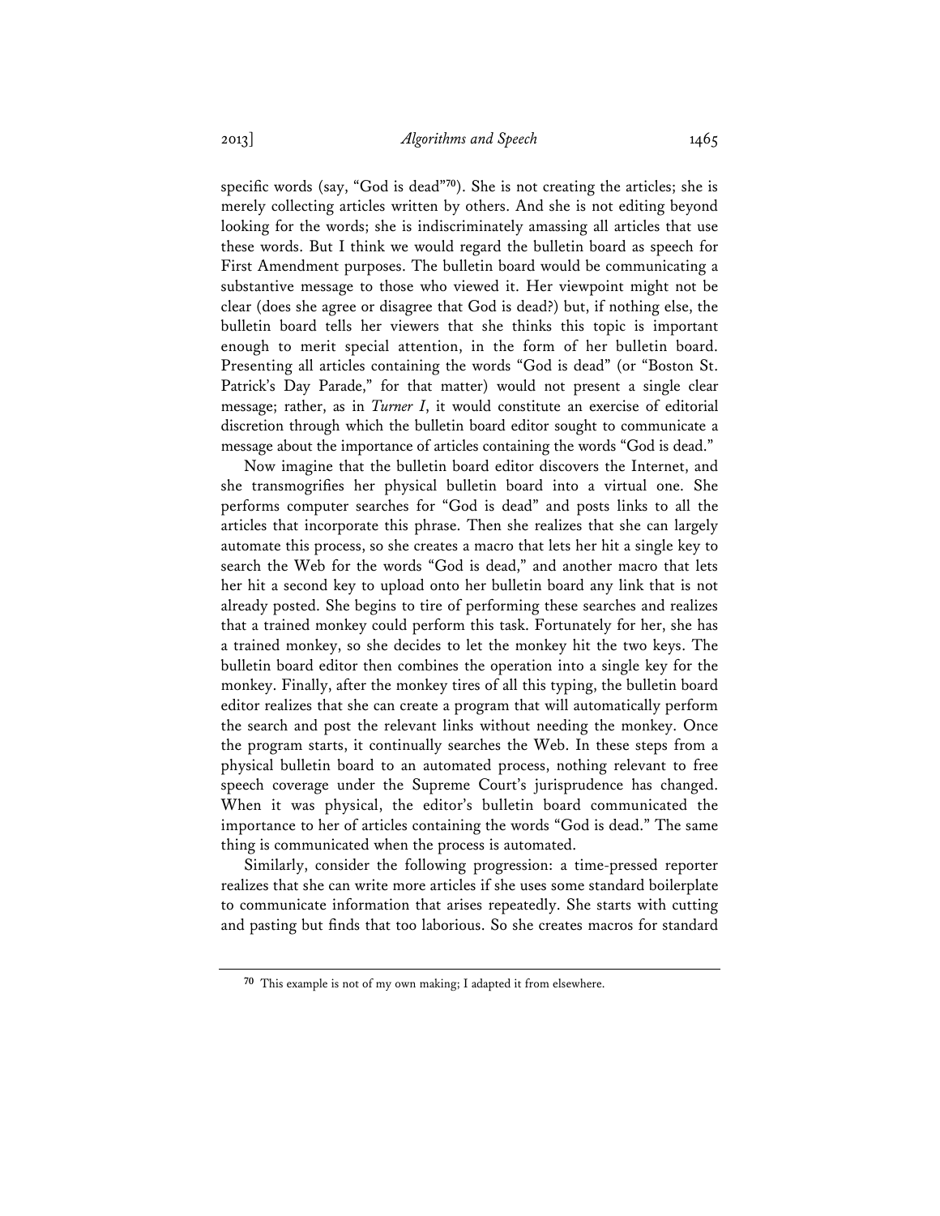specific words (say, "God is dead"[70]). She is not creating the articles; she is merely collecting articles written by others. And she is not editing beyond looking for the words; she is indiscriminately amassing all articles that use these words. But I think we would regard the bulletin board as speech for First Amendment purposes. The bulletin board would be communicating a substantive message to those who viewed it. Her viewpoint might not be clear (does she agree or disagree that God is dead?) but, if nothing else, the bulletin board tells her viewers that she thinks this topic is important enough to merit special attention, in the form of her bulletin board. Presenting all articles containing the words "God is dead" (or "Boston St. Patrick's Day Parade," for that matter) would not present a single clear message; rather, as in *Turner I*, it would constitute an exercise of editorial discretion through which the bulletin board editor sought to communicate a message about the importance of articles containing the words "God is dead."

Now imagine that the bulletin board editor discovers the Internet, and she transmogrifies her physical bulletin board into a virtual one. She performs computer searches for "God is dead" and posts links to all the articles that incorporate this phrase. Then she realizes that she can largely automate this process, so she creates a macro that lets her hit a single key to search the Web for the words "God is dead," and another macro that lets her hit a second key to upload onto her bulletin board any link that is not already posted. She begins to tire of performing these searches and realizes that a trained monkey could perform this task. Fortunately for her, she has a trained monkey, so she decides to let the monkey hit the two keys. The bulletin board editor then combines the operation into a single key for the monkey. Finally, after the monkey tires of all this typing, the bulletin board editor realizes that she can create a program that will automatically perform the search and post the relevant links without needing the monkey. Once the program starts, it continually searches the Web. In these steps from a physical bulletin board to an automated process, nothing relevant to free speech coverage under the Supreme Court's jurisprudence has changed. When it was physical, the editor's bulletin board communicated the importance to her of articles containing the words "God is dead." The same thing is communicated when the process is automated.

Similarly, consider the following progression: a time-pressed reporter realizes that she can write more articles if she uses some standard boilerplate to communicate information that arises repeatedly. She starts with cutting and pasting but finds that too laborious. So she creates macros for standard

---

[70] This example is not of my own making; I adapted it from elsewhere.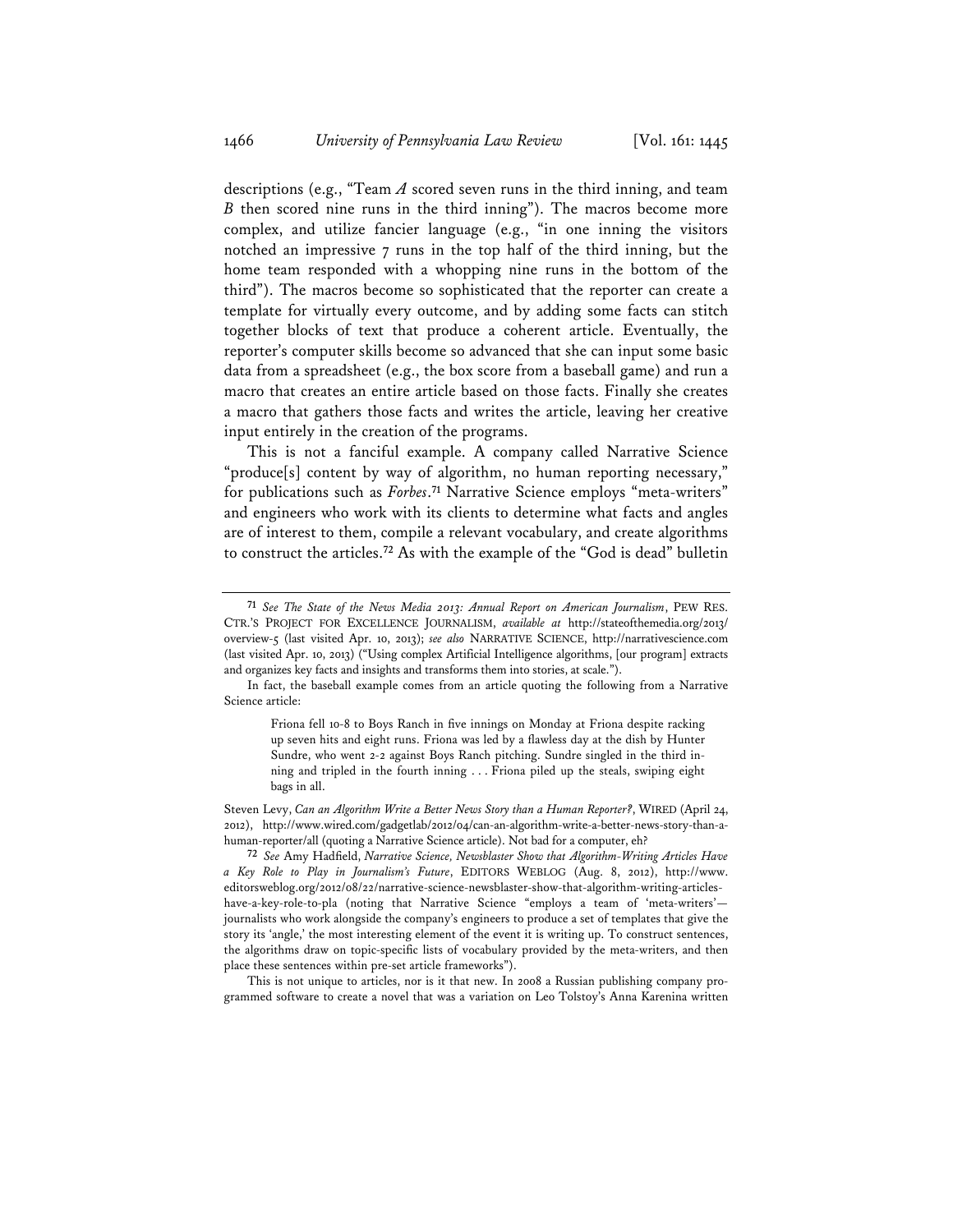descriptions (e.g., "Team *A* scored seven runs in the third inning, and team *B* then scored nine runs in the third inning"). The macros become more complex, and utilize fancier language (e.g., "in one inning the visitors notched an impressive 7 runs in the top half of the third inning, but the home team responded with a whopping nine runs in the bottom of the third"). The macros become so sophisticated that the reporter can create a template for virtually every outcome, and by adding some facts can stitch together blocks of text that produce a coherent article. Eventually, the reporter's computer skills become so advanced that she can input some basic data from a spreadsheet (e.g., the box score from a baseball game) and run a macro that creates an entire article based on those facts. Finally she creates a macro that gathers those facts and writes the article, leaving her creative input entirely in the creation of the programs.

This is not a fanciful example. A company called Narrative Science "produce[s] content by way of algorithm, no human reporting necessary," for publications such as *Forbes*.[71] Narrative Science employs "meta-writers" and engineers who work with its clients to determine what facts and angles are of interest to them, compile a relevant vocabulary, and create algorithms to construct the articles.[72] As with the example of the "God is dead" bulletin

---

[71] *See The State of the News Media 2013: Annual Report on American Journalism*, PEW RES. CTR.'S PROJECT FOR EXCELLENCE JOURNALISM, *available at* http://stateofthemedia.org/2013/overview-5 (last visited Apr. 10, 2013); *see also* NARRATIVE SCIENCE, http://narrativescience.com (last visited Apr. 10, 2013) ("Using complex Artificial Intelligence algorithms, [our program] extracts and organizes key facts and insights and transforms them into stories, at scale.").

In fact, the baseball example comes from an article quoting the following from a Narrative Science article:

> Friona fell 10-8 to Boys Ranch in five innings on Monday at Friona despite racking up seven hits and eight runs. Friona was led by a flawless day at the dish by Hunter Sundre, who went 2-2 against Boys Ranch pitching. Sundre singled in the third inning and tripled in the fourth inning . . . Friona piled up the steals, swiping eight bags in all.

Steven Levy, *Can an Algorithm Write a Better News Story than a Human Reporter?*, WIRED (April 24, 2012), http://www.wired.com/gadgetlab/2012/04/can-an-algorithm-write-a-better-news-story-than-a-human-reporter/all (quoting a Narrative Science article). Not bad for a computer, eh?

[72] *See* Amy Hadfield, *Narrative Science, Newsblaster Show that Algorithm-Writing Articles Have a Key Role to Play in Journalism's Future*, EDITORS WEBLOG (Aug. 8, 2012), http://www.editorsweblog.org/2012/08/22/narrative-science-newsblaster-show-that-algorithm-writing-articles-have-a-key-role-to-pla (noting that Narrative Science "employs a team of 'meta-writers'—journalists who work alongside the company's engineers to produce a set of templates that give the story its 'angle,' the most interesting element of the event it is writing up. To construct sentences, the algorithms draw on topic-specific lists of vocabulary provided by the meta-writers, and then place these sentences within pre-set article frameworks").

This is not unique to articles, nor is it that new. In 2008 a Russian publishing company programmed software to create a novel that was a variation on Leo Tolstoy's Anna Karenina written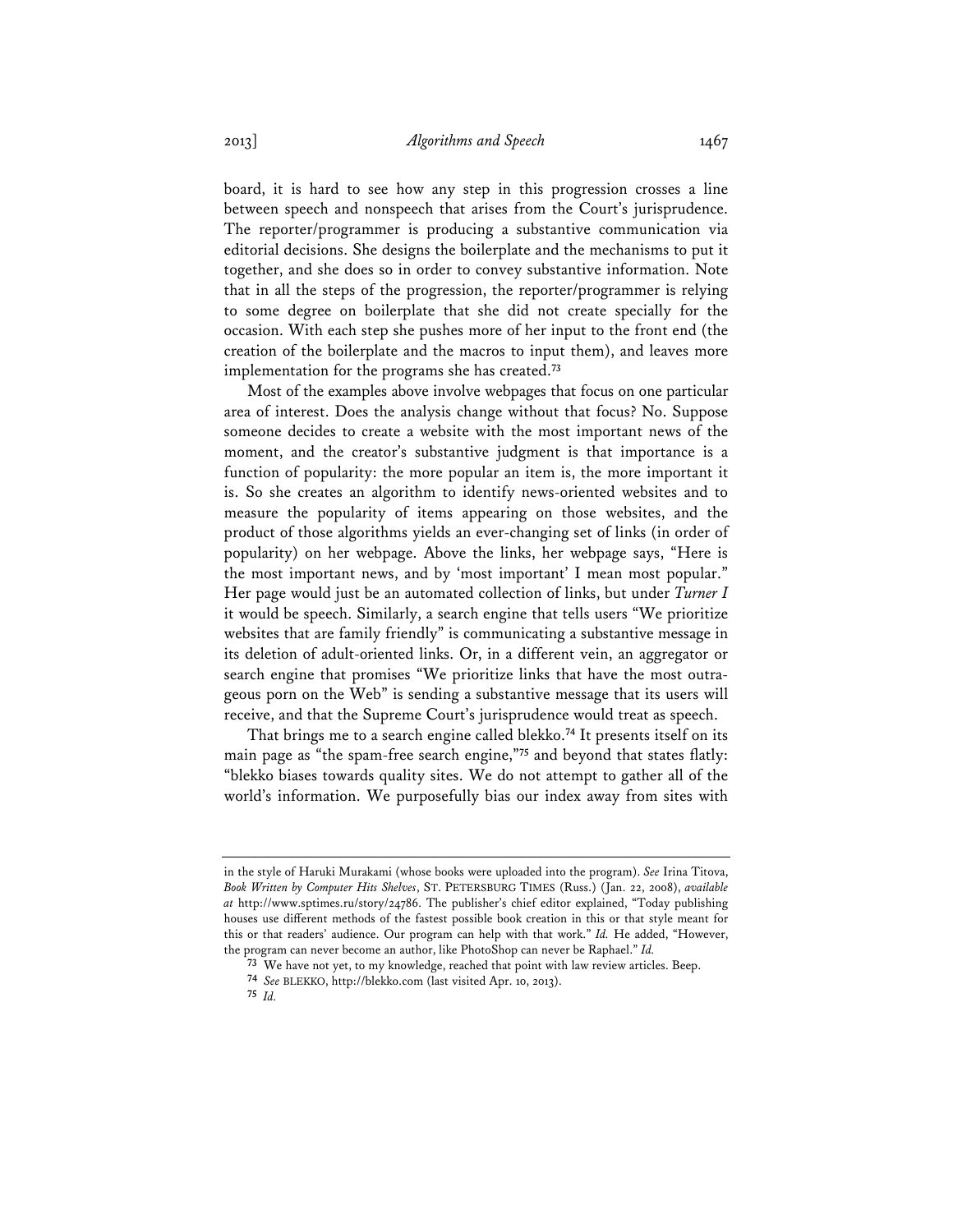board, it is hard to see how any step in this progression crosses a line between speech and nonspeech that arises from the Court's jurisprudence. The reporter/programmer is producing a substantive communication via editorial decisions. She designs the boilerplate and the mechanisms to put it together, and she does so in order to convey substantive information. Note that in all the steps of the progression, the reporter/programmer is relying to some degree on boilerplate that she did not create specially for the occasion. With each step she pushes more of her input to the front end (the creation of the boilerplate and the macros to input them), and leaves more implementation for the programs she has created.[73]

Most of the examples above involve webpages that focus on one particular area of interest. Does the analysis change without that focus? No. Suppose someone decides to create a website with the most important news of the moment, and the creator's substantive judgment is that importance is a function of popularity: the more popular an item is, the more important it is. So she creates an algorithm to identify news-oriented websites and to measure the popularity of items appearing on those websites, and the product of those algorithms yields an ever-changing set of links (in order of popularity) on her webpage. Above the links, her webpage says, "Here is the most important news, and by 'most important' I mean most popular." Her page would just be an automated collection of links, but under *Turner I* it would be speech. Similarly, a search engine that tells users "We prioritize websites that are family friendly" is communicating a substantive message in its deletion of adult-oriented links. Or, in a different vein, an aggregator or search engine that promises "We prioritize links that have the most outrageous porn on the Web" is sending a substantive message that its users will receive, and that the Supreme Court's jurisprudence would treat as speech.

That brings me to a search engine called blekko.[74] It presents itself on its main page as "the spam-free search engine,"[75] and beyond that states flatly: "blekko biases towards quality sites. We do not attempt to gather all of the world's information. We purposefully bias our index away from sites with

---

in the style of Haruki Murakami (whose books were uploaded into the program). *See* Irina Titova, *Book Written by Computer Hits Shelves*, ST. PETERSBURG TIMES (Russ.) (Jan. 22, 2008), *available at* http://www.sptimes.ru/story/24786. The publisher's chief editor explained, "Today publishing houses use different methods of the fastest possible book creation in this or that style meant for this or that readers' audience. Our program can help with that work." *Id.* He added, "However, the program can never become an author, like PhotoShop can never be Raphael." *Id.*

[73] We have not yet, to my knowledge, reached that point with law review articles. Beep.

[74] *See* BLEKKO, http://blekko.com (last visited Apr. 10, 2013).

[75] *Id.*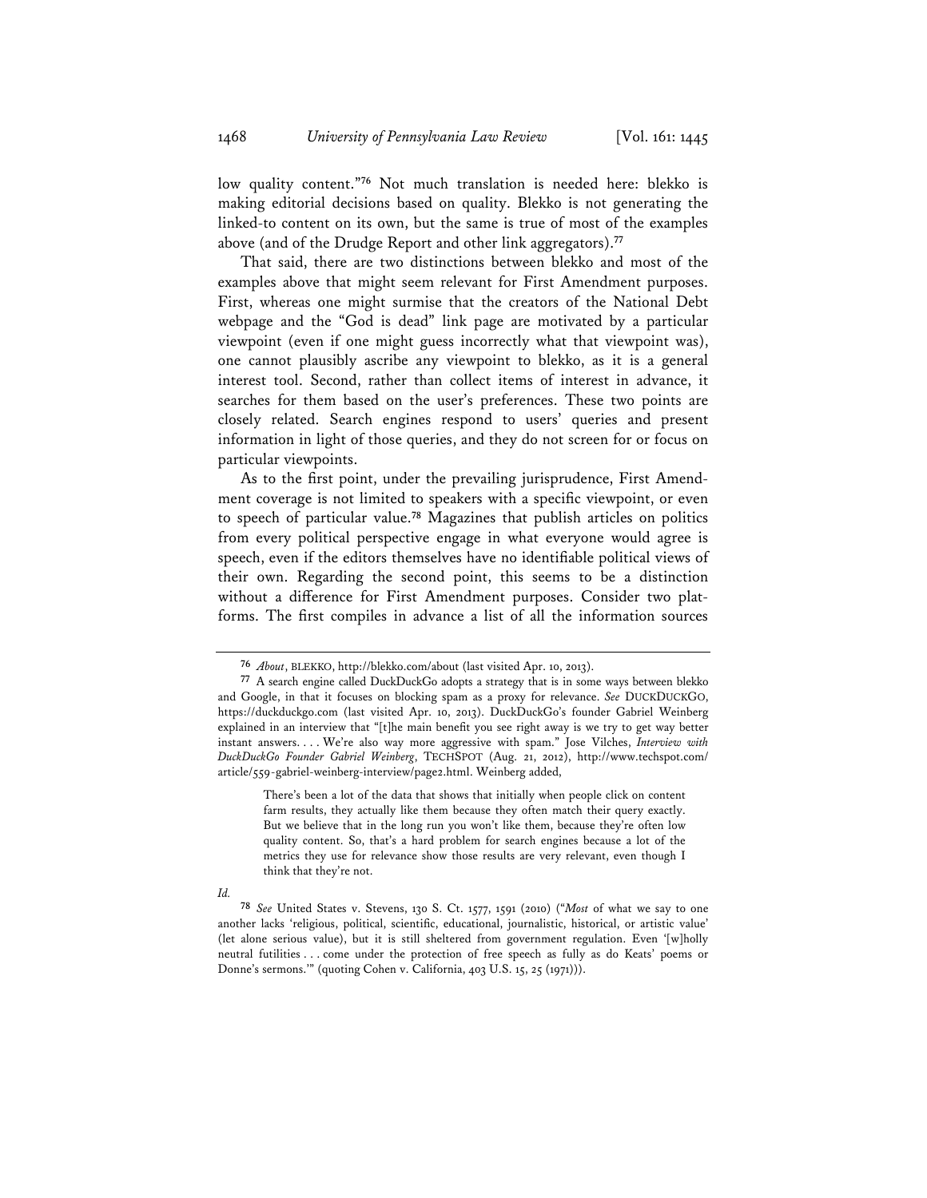low quality content."[76] Not much translation is needed here: blekko is making editorial decisions based on quality. Blekko is not generating the linked-to content on its own, but the same is true of most of the examples above (and of the Drudge Report and other link aggregators).[77]

That said, there are two distinctions between blekko and most of the examples above that might seem relevant for First Amendment purposes. First, whereas one might surmise that the creators of the National Debt webpage and the "God is dead" link page are motivated by a particular viewpoint (even if one might guess incorrectly what that viewpoint was), one cannot plausibly ascribe any viewpoint to blekko, as it is a general interest tool. Second, rather than collect items of interest in advance, it searches for them based on the user's preferences. These two points are closely related. Search engines respond to users' queries and present information in light of those queries, and they do not screen for or focus on particular viewpoints.

As to the first point, under the prevailing jurisprudence, First Amendment coverage is not limited to speakers with a specific viewpoint, or even to speech of particular value.[78] Magazines that publish articles on politics from every political perspective engage in what everyone would agree is speech, even if the editors themselves have no identifiable political views of their own. Regarding the second point, this seems to be a distinction without a difference for First Amendment purposes. Consider two platforms. The first compiles in advance a list of all the information sources

---

[76] *About*, BLEKKO, http://blekko.com/about (last visited Apr. 10, 2013).

[77] A search engine called DuckDuckGo adopts a strategy that is in some ways between blekko and Google, in that it focuses on blocking spam as a proxy for relevance. *See* DUCKDUCKGO, https://duckduckgo.com (last visited Apr. 10, 2013). DuckDuckGo's founder Gabriel Weinberg explained in an interview that "[t]he main benefit you see right away is we try to get way better instant answers. . . . We're also way more aggressive with spam." Jose Vilches, *Interview with DuckDuckGo Founder Gabriel Weinberg*, TECHSPOT (Aug. 21, 2012), http://www.techspot.com/article/559-gabriel-weinberg-interview/page2.html. Weinberg added,

> There's been a lot of the data that shows that initially when people click on content farm results, they actually like them because they often match their query exactly. But we believe that in the long run you won't like them, because they're often low quality content. So, that's a hard problem for search engines because a lot of the metrics they use for relevance show those results are very relevant, even though I think that they're not.

*Id.*

[78] *See* United States v. Stevens, 130 S. Ct. 1577, 1591 (2010) ("*Most* of what we say to one another lacks 'religious, political, scientific, educational, journalistic, historical, or artistic value' (let alone serious value), but it is still sheltered from government regulation. Even '[w]holly neutral futilities . . . come under the protection of free speech as fully as do Keats' poems or Donne's sermons.'" (quoting Cohen v. California, 403 U.S. 15, 25 (1971))).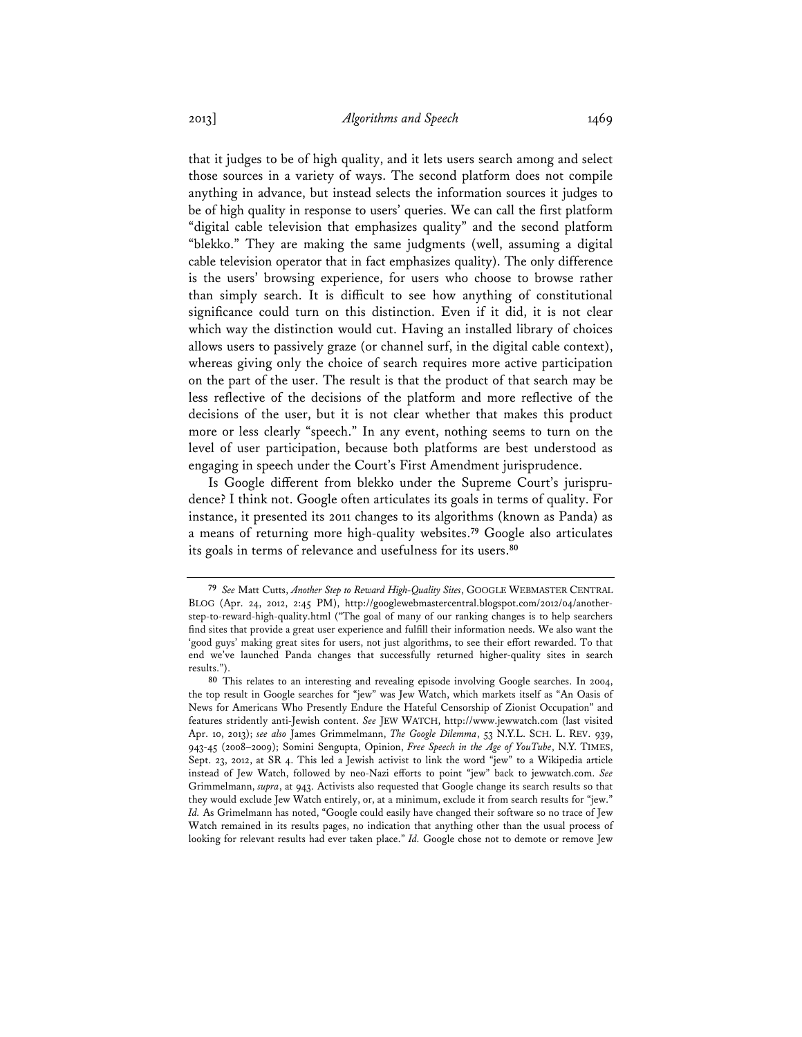that it judges to be of high quality, and it lets users search among and select those sources in a variety of ways. The second platform does not compile anything in advance, but instead selects the information sources it judges to be of high quality in response to users' queries. We can call the first platform "digital cable television that emphasizes quality" and the second platform "blekko." They are making the same judgments (well, assuming a digital cable television operator that in fact emphasizes quality). The only difference is the users' browsing experience, for users who choose to browse rather than simply search. It is difficult to see how anything of constitutional significance could turn on this distinction. Even if it did, it is not clear which way the distinction would cut. Having an installed library of choices allows users to passively graze (or channel surf, in the digital cable context), whereas giving only the choice of search requires more active participation on the part of the user. The result is that the product of that search may be less reflective of the decisions of the platform and more reflective of the decisions of the user, but it is not clear whether that makes this product more or less clearly "speech." In any event, nothing seems to turn on the level of user participation, because both platforms are best understood as engaging in speech under the Court's First Amendment jurisprudence.

Is Google different from blekko under the Supreme Court's jurisprudence? I think not. Google often articulates its goals in terms of quality. For instance, it presented its 2011 changes to its algorithms (known as Panda) as a means of returning more high-quality websites.[79] Google also articulates its goals in terms of relevance and usefulness for its users.[80]

---

[79] *See* Matt Cutts, *Another Step to Reward High-Quality Sites*, GOOGLE WEBMASTER CENTRAL BLOG (Apr. 24, 2012, 2:45 PM), http://googlewebmastercentral.blogspot.com/2012/04/another-step-to-reward-high-quality.html ("The goal of many of our ranking changes is to help searchers find sites that provide a great user experience and fulfill their information needs. We also want the 'good guys' making great sites for users, not just algorithms, to see their effort rewarded. To that end we've launched Panda changes that successfully returned higher-quality sites in search results.").

[80] This relates to an interesting and revealing episode involving Google searches. In 2004, the top result in Google searches for "jew" was Jew Watch, which markets itself as "An Oasis of News for Americans Who Presently Endure the Hateful Censorship of Zionist Occupation" and features stridently anti-Jewish content. *See* JEW WATCH, http://www.jewwatch.com (last visited Apr. 10, 2013); *see also* James Grimmelmann, *The Google Dilemma*, 53 N.Y.L. SCH. L. REV. 939, 943-45 (2008–2009); Somini Sengupta, Opinion, *Free Speech in the Age of YouTube*, N.Y. TIMES, Sept. 23, 2012, at SR 4. This led a Jewish activist to link the word "jew" to a Wikipedia article instead of Jew Watch, followed by neo-Nazi efforts to point "jew" back to jewwatch.com. *See* Grimmelmann, *supra*, at 943. Activists also requested that Google change its search results so that they would exclude Jew Watch entirely, or, at a minimum, exclude it from search results for "jew." *Id.* As Grimelmann has noted, "Google could easily have changed their software so no trace of Jew Watch remained in its results pages, no indication that anything other than the usual process of looking for relevant results had ever taken place." *Id.* Google chose not to demote or remove Jew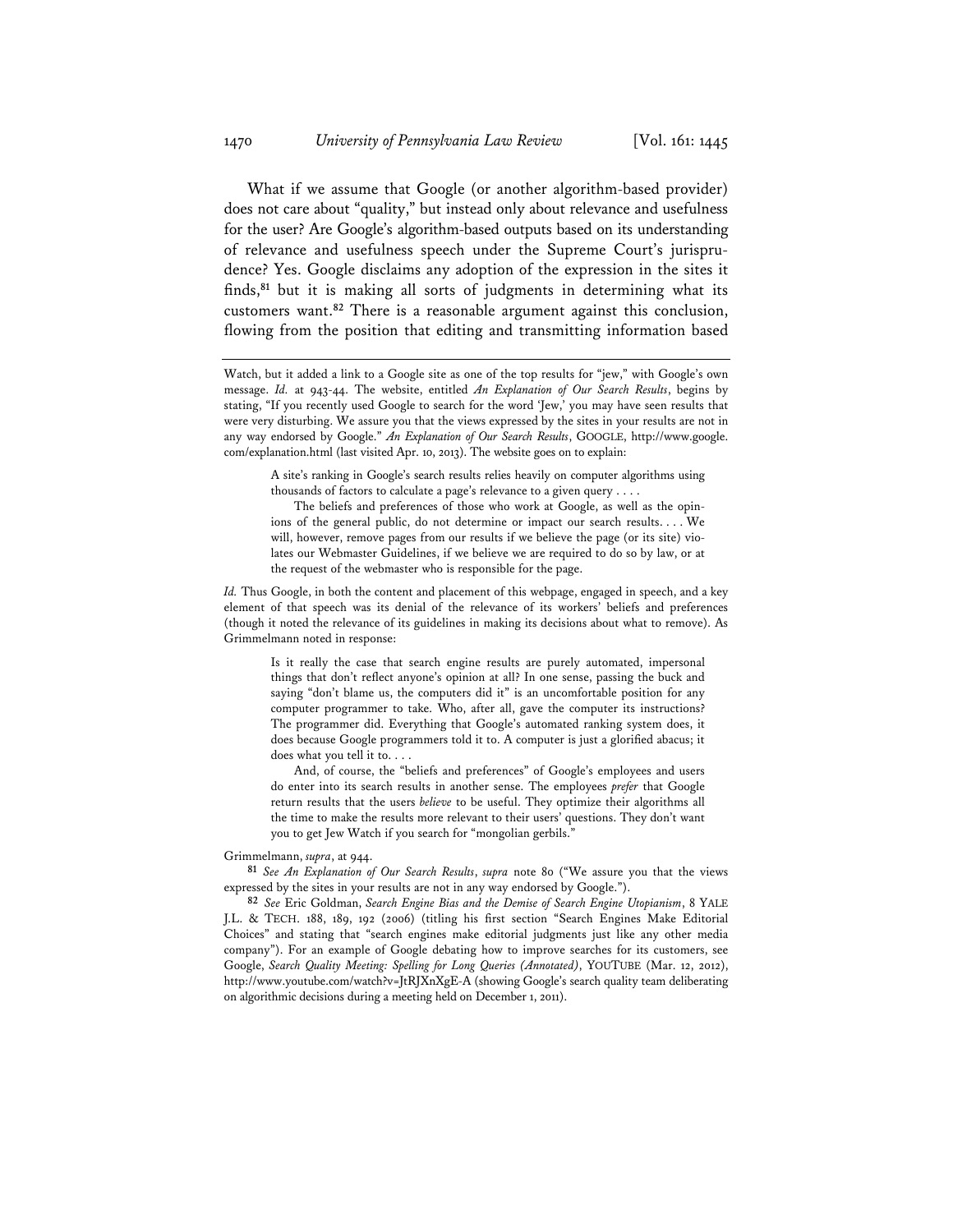What if we assume that Google (or another algorithm-based provider) does not care about "quality," but instead only about relevance and usefulness for the user? Are Google's algorithm-based outputs based on its understanding of relevance and usefulness speech under the Supreme Court's jurisprudence? Yes. Google disclaims any adoption of the expression in the sites it finds,[81] but it is making all sorts of judgments in determining what its customers want.[82] There is a reasonable argument against this conclusion, flowing from the position that editing and transmitting information based

---

Watch, but it added a link to a Google site as one of the top results for "jew," with Google's own message. *Id.* at 943-44. The website, entitled *An Explanation of Our Search Results*, begins by stating, "If you recently used Google to search for the word 'Jew,' you may have seen results that were very disturbing. We assure you that the views expressed by the sites in your results are not in any way endorsed by Google." *An Explanation of Our Search Results*, GOOGLE, http://www.google.com/explanation.html (last visited Apr. 10, 2013). The website goes on to explain:

> A site's ranking in Google's search results relies heavily on computer algorithms using thousands of factors to calculate a page's relevance to a given query . . . .
>
> The beliefs and preferences of those who work at Google, as well as the opinions of the general public, do not determine or impact our search results. . . . We will, however, remove pages from our results if we believe the page (or its site) violates our Webmaster Guidelines, if we believe we are required to do so by law, or at the request of the webmaster who is responsible for the page.

*Id.* Thus Google, in both the content and placement of this webpage, engaged in speech, and a key element of that speech was its denial of the relevance of its workers' beliefs and preferences (though it noted the relevance of its guidelines in making its decisions about what to remove). As Grimmelmann noted in response:

> Is it really the case that search engine results are purely automated, impersonal things that don't reflect anyone's opinion at all? In one sense, passing the buck and saying "don't blame us, the computers did it" is an uncomfortable position for any computer programmer to take. Who, after all, gave the computer its instructions? The programmer did. Everything that Google's automated ranking system does, it does because Google programmers told it to. A computer is just a glorified abacus; it does what you tell it to. . . .
>
> And, of course, the "beliefs and preferences" of Google's employees and users do enter into its search results in another sense. The employees *prefer* that Google return results that the users *believe* to be useful. They optimize their algorithms all the time to make the results more relevant to their users' questions. They don't want you to get Jew Watch if you search for "mongolian gerbils."

Grimmelmann, *supra*, at 944.

[81] *See An Explanation of Our Search Results*, *supra* note 80 ("We assure you that the views expressed by the sites in your results are not in any way endorsed by Google.").

[82] *See* Eric Goldman, *Search Engine Bias and the Demise of Search Engine Utopianism*, 8 YALE J.L. & TECH. 188, 189, 192 (2006) (titling his first section "Search Engines Make Editorial Choices" and stating that "search engines make editorial judgments just like any other media company"). For an example of Google debating how to improve searches for its customers, see Google, *Search Quality Meeting: Spelling for Long Queries (Annotated)*, YOUTUBE (Mar. 12, 2012), http://www.youtube.com/watch?v=JtRJXnXgE-A (showing Google's search quality team deliberating on algorithmic decisions during a meeting held on December 1, 2011).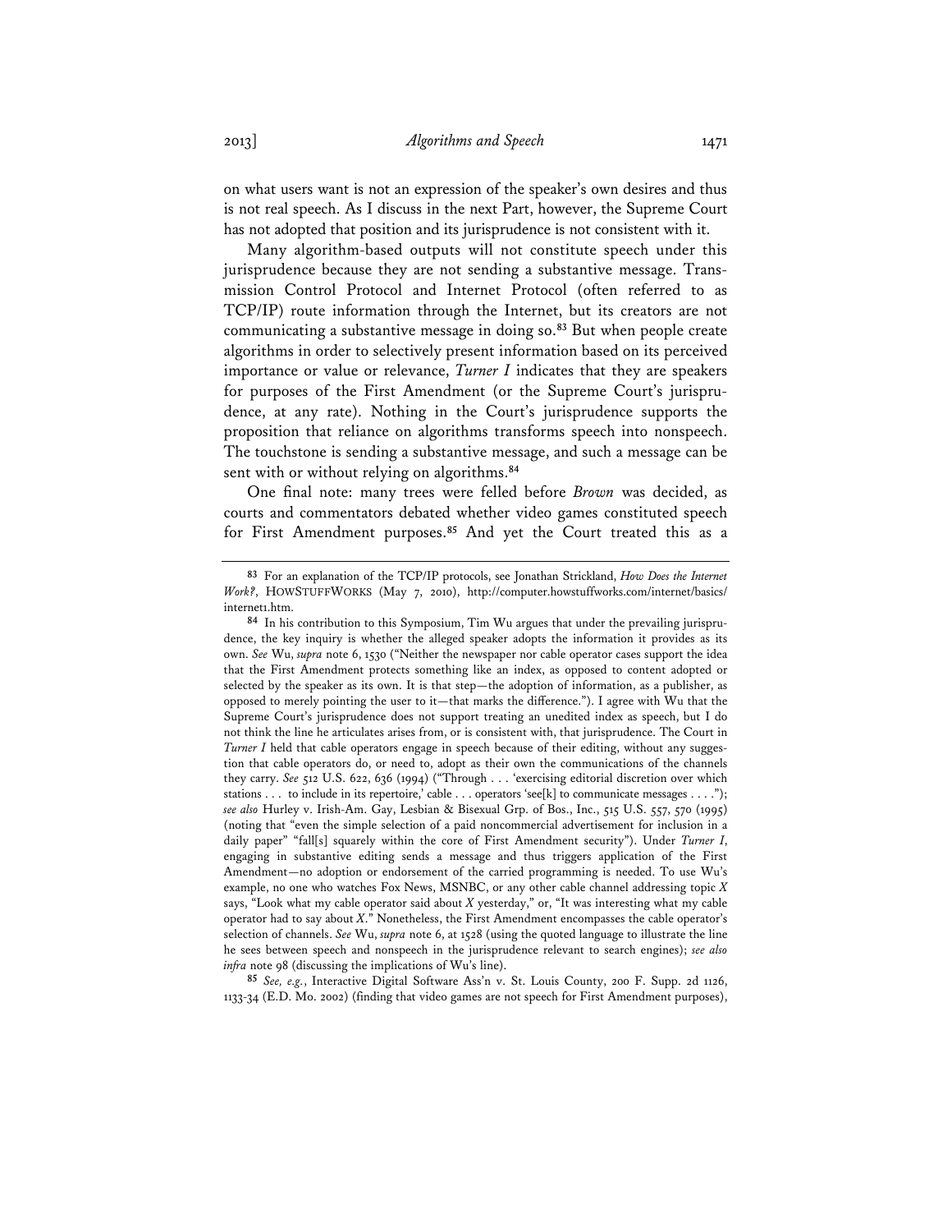on what users want is not an expression of the speaker's own desires and thus is not real speech. As I discuss in the next Part, however, the Supreme Court has not adopted that position and its jurisprudence is not consistent with it.

Many algorithm-based outputs will not constitute speech under this jurisprudence because they are not sending a substantive message. Transmission Control Protocol and Internet Protocol (often referred to as TCP/IP) route information through the Internet, but its creators are not communicating a substantive message in doing so.[83] But when people create algorithms in order to selectively present information based on its perceived importance or value or relevance, *Turner I* indicates that they are speakers for purposes of the First Amendment (or the Supreme Court's jurisprudence, at any rate). Nothing in the Court's jurisprudence supports the proposition that reliance on algorithms transforms speech into nonspeech. The touchstone is sending a substantive message, and such a message can be sent with or without relying on algorithms.[84]

One final note: many trees were felled before *Brown* was decided, as courts and commentators debated whether video games constituted speech for First Amendment purposes.[85] And yet the Court treated this as a

---

[83] For an explanation of the TCP/IP protocols, see Jonathan Strickland, *How Does the Internet Work?*, HOWSTUFFWORKS (May 7, 2010), http://computer.howstuffworks.com/internet/basics/internet1.htm.

[84] In his contribution to this Symposium, Tim Wu argues that under the prevailing jurisprudence, the key inquiry is whether the alleged speaker adopts the information it provides as its own. *See* Wu, *supra* note 6, 1530 ("Neither the newspaper nor cable operator cases support the idea that the First Amendment protects something like an index, as opposed to content adopted or selected by the speaker as its own. It is that step—the adoption of information, as a publisher, as opposed to merely pointing the user to it—that marks the difference."). I agree with Wu that the Supreme Court's jurisprudence does not support treating an unedited index as speech, but I do not think the line he articulates arises from, or is consistent with, that jurisprudence. The Court in *Turner I* held that cable operators engage in speech because of their editing, without any suggestion that cable operators do, or need to, adopt as their own the communications of the channels they carry. *See* 512 U.S. 622, 636 (1994) ("Through . . . 'exercising editorial discretion over which stations . . . to include in its repertoire,' cable . . . operators 'see[k] to communicate messages . . . .'"); *see also* Hurley v. Irish-Am. Gay, Lesbian & Bisexual Grp. of Bos., Inc., 515 U.S. 557, 570 (1995) (noting that "even the simple selection of a paid noncommercial advertisement for inclusion in a daily paper" "fall[s] squarely within the core of First Amendment security"). Under *Turner I*, engaging in substantive editing sends a message and thus triggers application of the First Amendment—no adoption or endorsement of the carried programming is needed. To use Wu's example, no one who watches Fox News, MSNBC, or any other cable channel addressing topic *X* says, "Look what my cable operator said about *X* yesterday," or, "It was interesting what my cable operator had to say about *X*." Nonetheless, the First Amendment encompasses the cable operator's selection of channels. *See* Wu, *supra* note 6, at 1528 (using the quoted language to illustrate the line he sees between speech and nonspeech in the jurisprudence relevant to search engines); *see also infra* note 98 (discussing the implications of Wu's line).

[85] *See, e.g.*, Interactive Digital Software Ass'n v. St. Louis County, 200 F. Supp. 2d 1126, 1133-34 (E.D. Mo. 2002) (finding that video games are not speech for First Amendment purposes),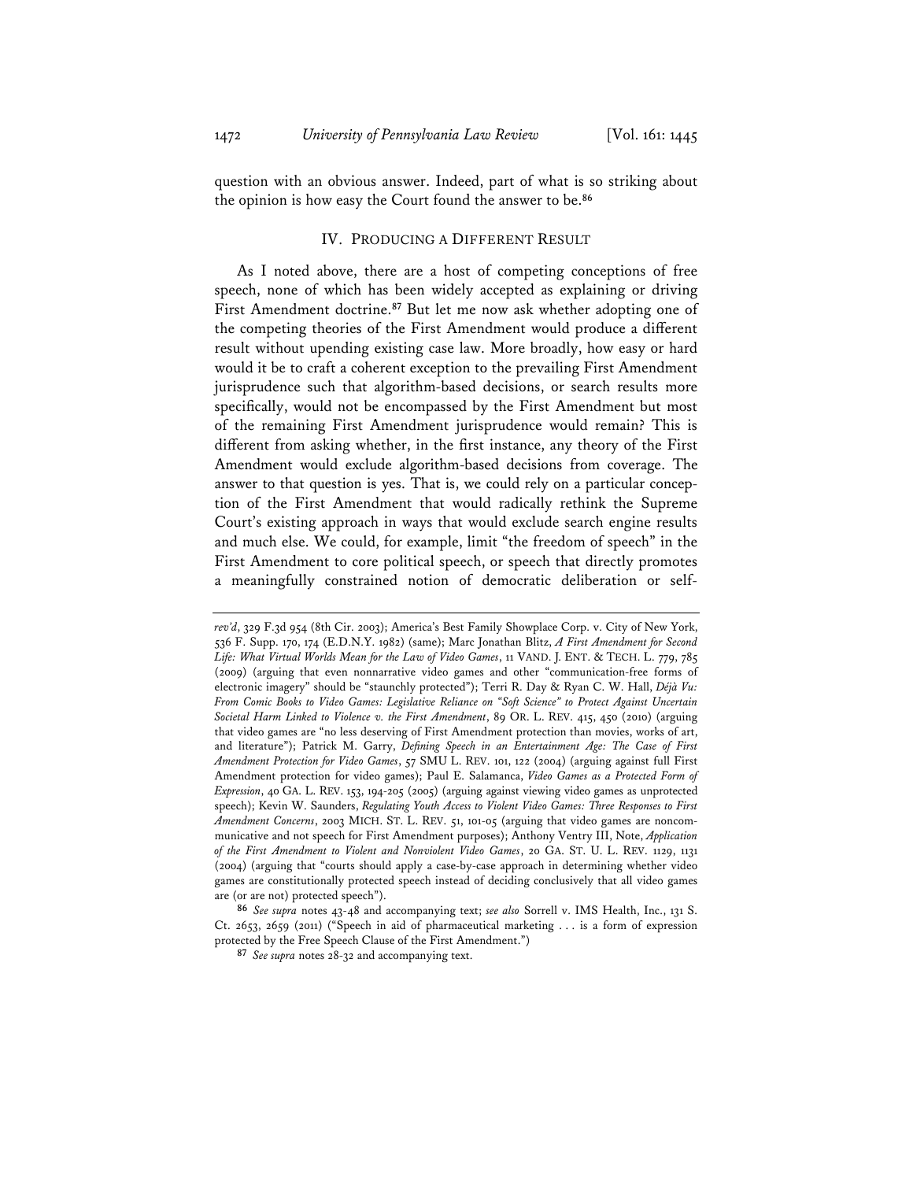question with an obvious answer. Indeed, part of what is so striking about the opinion is how easy the Court found the answer to be.[86]

## IV. Producing a Different Result

As I noted above, there are a host of competing conceptions of free speech, none of which has been widely accepted as explaining or driving First Amendment doctrine.[87] But let me now ask whether adopting one of the competing theories of the First Amendment would produce a different result without upending existing case law. More broadly, how easy or hard would it be to craft a coherent exception to the prevailing First Amendment jurisprudence such that algorithm-based decisions, or search results more specifically, would not be encompassed by the First Amendment but most of the remaining First Amendment jurisprudence would remain? This is different from asking whether, in the first instance, any theory of the First Amendment would exclude algorithm-based decisions from coverage. The answer to that question is yes. That is, we could rely on a particular conception of the First Amendment that would radically rethink the Supreme Court's existing approach in ways that would exclude search engine results and much else. We could, for example, limit "the freedom of speech" in the First Amendment to core political speech, or speech that directly promotes a meaningfully constrained notion of democratic deliberation or self-

---

*rev'd*, 329 F.3d 954 (8th Cir. 2003); America's Best Family Showplace Corp. v. City of New York, 536 F. Supp. 170, 174 (E.D.N.Y. 1982) (same); Marc Jonathan Blitz, *A First Amendment for Second Life: What Virtual Worlds Mean for the Law of Video Games*, 11 VAND. J. ENT. & TECH. L. 779, 785 (2009) (arguing that even nonnarrative video games and other "communication-free forms of electronic imagery" should be "staunchly protected"); Terri R. Day & Ryan C. W. Hall, *Déjà Vu: From Comic Books to Video Games: Legislative Reliance on "Soft Science" to Protect Against Uncertain Societal Harm Linked to Violence v. the First Amendment*, 89 OR. L. REV. 415, 450 (2010) (arguing that video games are "no less deserving of First Amendment protection than movies, works of art, and literature"); Patrick M. Garry, *Defining Speech in an Entertainment Age: The Case of First Amendment Protection for Video Games*, 57 SMU L. REV. 101, 122 (2004) (arguing against full First Amendment protection for video games); Paul E. Salamanca, *Video Games as a Protected Form of Expression*, 40 GA. L. REV. 153, 194-205 (2005) (arguing against viewing video games as unprotected speech); Kevin W. Saunders, *Regulating Youth Access to Violent Video Games: Three Responses to First Amendment Concerns*, 2003 MICH. ST. L. REV. 51, 101-05 (arguing that video games are noncommunicative and not speech for First Amendment purposes); Anthony Ventry III, Note, *Application of the First Amendment to Violent and Nonviolent Video Games*, 20 GA. ST. U. L. REV. 1129, 1131 (2004) (arguing that "courts should apply a case-by-case approach in determining whether video games are constitutionally protected speech instead of deciding conclusively that all video games are (or are not) protected speech").

[86] *See supra* notes 43-48 and accompanying text; *see also* Sorrell v. IMS Health, Inc., 131 S. Ct. 2653, 2659 (2011) ("Speech in aid of pharmaceutical marketing . . . is a form of expression protected by the Free Speech Clause of the First Amendment.")

[87] *See supra* notes 28-32 and accompanying text.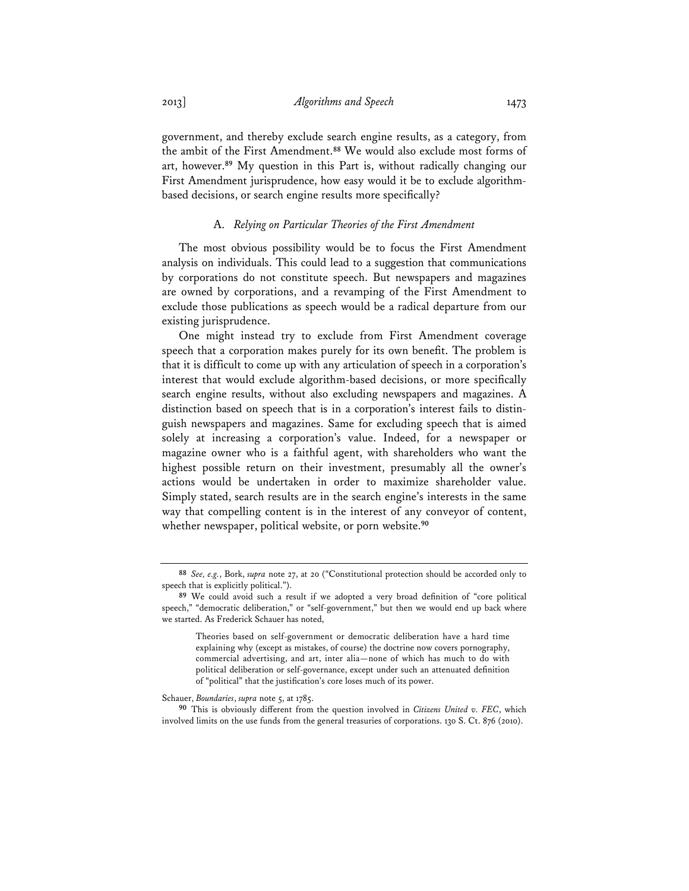government, and thereby exclude search engine results, as a category, from the ambit of the First Amendment.[88] We would also exclude most forms of art, however.[89] My question in this Part is, without radically changing our First Amendment jurisprudence, how easy would it be to exclude algorithm-based decisions, or search engine results more specifically?

### A. *Relying on Particular Theories of the First Amendment*

The most obvious possibility would be to focus the First Amendment analysis on individuals. This could lead to a suggestion that communications by corporations do not constitute speech. But newspapers and magazines are owned by corporations, and a revamping of the First Amendment to exclude those publications as speech would be a radical departure from our existing jurisprudence.

One might instead try to exclude from First Amendment coverage speech that a corporation makes purely for its own benefit. The problem is that it is difficult to come up with any articulation of speech in a corporation's interest that would exclude algorithm-based decisions, or more specifically search engine results, without also excluding newspapers and magazines. A distinction based on speech that is in a corporation's interest fails to distinguish newspapers and magazines. Same for excluding speech that is aimed solely at increasing a corporation's value. Indeed, for a newspaper or magazine owner who is a faithful agent, with shareholders who want the highest possible return on their investment, presumably all the owner's actions would be undertaken in order to maximize shareholder value. Simply stated, search results are in the search engine's interests in the same way that compelling content is in the interest of any conveyor of content, whether newspaper, political website, or porn website.[90]

---

[88] *See, e.g.*, Bork, *supra* note 27, at 20 ("Constitutional protection should be accorded only to speech that is explicitly political.").

[89] We could avoid such a result if we adopted a very broad definition of "core political speech," "democratic deliberation," or "self-government," but then we would end up back where we started. As Frederick Schauer has noted,

> Theories based on self-government or democratic deliberation have a hard time explaining why (except as mistakes, of course) the doctrine now covers pornography, commercial advertising, and art, inter alia—none of which has much to do with political deliberation or self-governance, except under such an attenuated definition of "political" that the justification's core loses much of its power.

Schauer, *Boundaries*, *supra* note 5, at 1785.

[90] This is obviously different from the question involved in *Citizens United v. FEC*, which involved limits on the use funds from the general treasuries of corporations. 130 S. Ct. 876 (2010).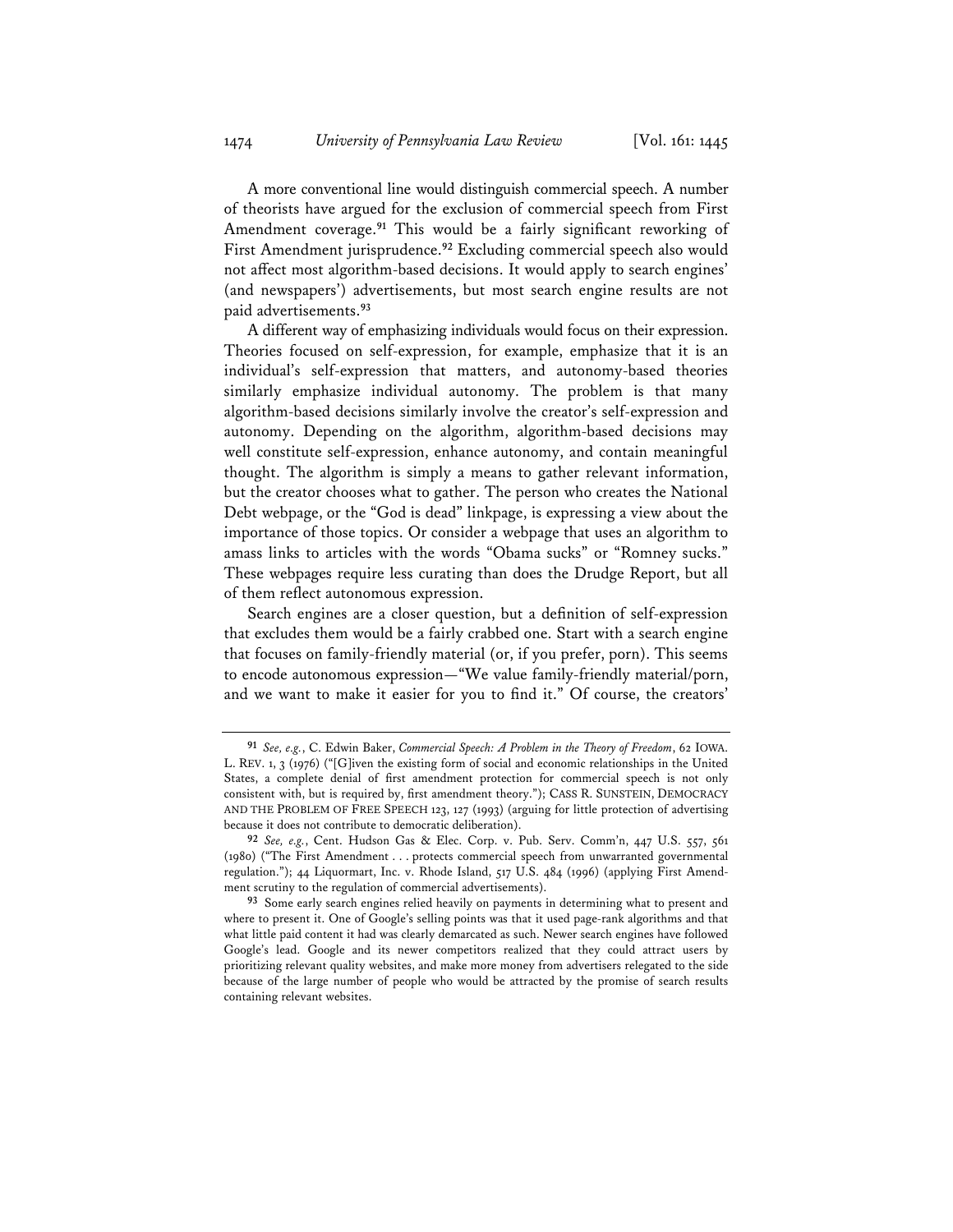A more conventional line would distinguish commercial speech. A number of theorists have argued for the exclusion of commercial speech from First Amendment coverage.[91] This would be a fairly significant reworking of First Amendment jurisprudence.[92] Excluding commercial speech also would not affect most algorithm-based decisions. It would apply to search engines' (and newspapers') advertisements, but most search engine results are not paid advertisements.[93]

A different way of emphasizing individuals would focus on their expression. Theories focused on self-expression, for example, emphasize that it is an individual's self-expression that matters, and autonomy-based theories similarly emphasize individual autonomy. The problem is that many algorithm-based decisions similarly involve the creator's self-expression and autonomy. Depending on the algorithm, algorithm-based decisions may well constitute self-expression, enhance autonomy, and contain meaningful thought. The algorithm is simply a means to gather relevant information, but the creator chooses what to gather. The person who creates the National Debt webpage, or the "God is dead" linkpage, is expressing a view about the importance of those topics. Or consider a webpage that uses an algorithm to amass links to articles with the words "Obama sucks" or "Romney sucks." These webpages require less curating than does the Drudge Report, but all of them reflect autonomous expression.

Search engines are a closer question, but a definition of self-expression that excludes them would be a fairly crabbed one. Start with a search engine that focuses on family-friendly material (or, if you prefer, porn). This seems to encode autonomous expression—"We value family-friendly material/porn, and we want to make it easier for you to find it." Of course, the creators'

---

[91] *See, e.g.*, C. Edwin Baker, *Commercial Speech: A Problem in the Theory of Freedom*, 62 IOWA L. REV. 1, 3 (1976) ("[G]iven the existing form of social and economic relationships in the United States, a complete denial of first amendment protection for commercial speech is not only consistent with, but is required by, first amendment theory."); CASS R. SUNSTEIN, DEMOCRACY AND THE PROBLEM OF FREE SPEECH 123, 127 (1993) (arguing for little protection of advertising because it does not contribute to democratic deliberation).

[92] *See, e.g.*, Cent. Hudson Gas & Elec. Corp. v. Pub. Serv. Comm'n, 447 U.S. 557, 561 (1980) ("The First Amendment . . . protects commercial speech from unwarranted governmental regulation."); 44 Liquormart, Inc. v. Rhode Island, 517 U.S. 484 (1996) (applying First Amendment scrutiny to the regulation of commercial advertisements).

[93] Some early search engines relied heavily on payments in determining what to present and where to present it. One of Google's selling points was that it used page-rank algorithms and that what little paid content it had was clearly demarcated as such. Newer search engines have followed Google's lead. Google and its newer competitors realized that they could attract users by prioritizing relevant quality websites, and make more money from advertisers relegated to the side because of the large number of people who would be attracted by the promise of search results containing relevant websites.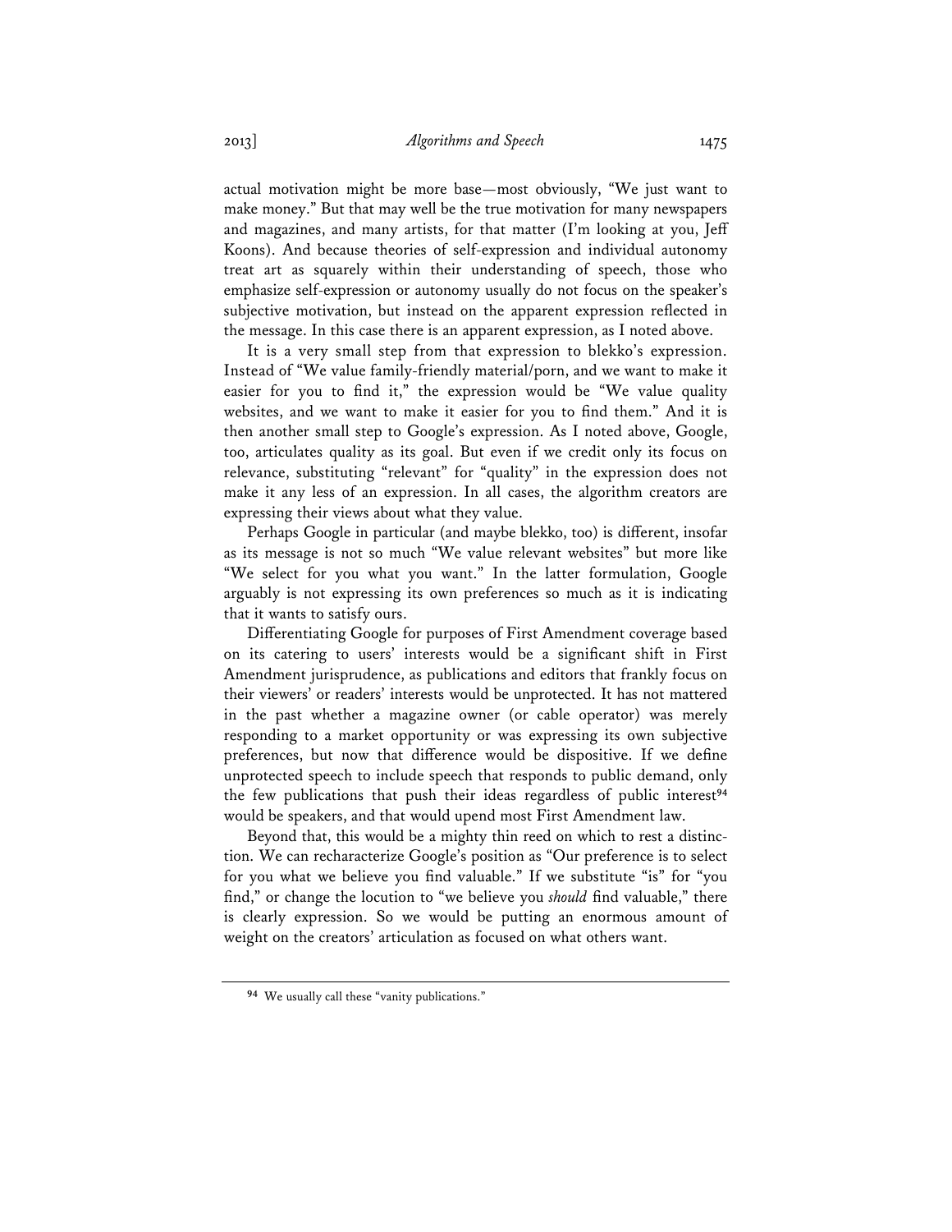actual motivation might be more base—most obviously, "We just want to make money." But that may well be the true motivation for many newspapers and magazines, and many artists, for that matter (I'm looking at you, Jeff Koons). And because theories of self-expression and individual autonomy treat art as squarely within their understanding of speech, those who emphasize self-expression or autonomy usually do not focus on the speaker's subjective motivation, but instead on the apparent expression reflected in the message. In this case there is an apparent expression, as I noted above.

It is a very small step from that expression to blekko's expression. Instead of "We value family-friendly material/porn, and we want to make it easier for you to find it," the expression would be "We value quality websites, and we want to make it easier for you to find them." And it is then another small step to Google's expression. As I noted above, Google, too, articulates quality as its goal. But even if we credit only its focus on relevance, substituting "relevant" for "quality" in the expression does not make it any less of an expression. In all cases, the algorithm creators are expressing their views about what they value.

Perhaps Google in particular (and maybe blekko, too) is different, insofar as its message is not so much "We value relevant websites" but more like "We select for you what you want." In the latter formulation, Google arguably is not expressing its own preferences so much as it is indicating that it wants to satisfy ours.

Differentiating Google for purposes of First Amendment coverage based on its catering to users' interests would be a significant shift in First Amendment jurisprudence, as publications and editors that frankly focus on their viewers' or readers' interests would be unprotected. It has not mattered in the past whether a magazine owner (or cable operator) was merely responding to a market opportunity or was expressing its own subjective preferences, but now that difference would be dispositive. If we define unprotected speech to include speech that responds to public demand, only the few publications that push their ideas regardless of public interest[94] would be speakers, and that would upend most First Amendment law.

Beyond that, this would be a mighty thin reed on which to rest a distinction. We can recharacterize Google's position as "Our preference is to select for you what we believe you find valuable." If we substitute "is" for "you find," or change the locution to "we believe you *should* find valuable," there is clearly expression. So we would be putting an enormous amount of weight on the creators' articulation as focused on what others want.

---

[94] We usually call these "vanity publications."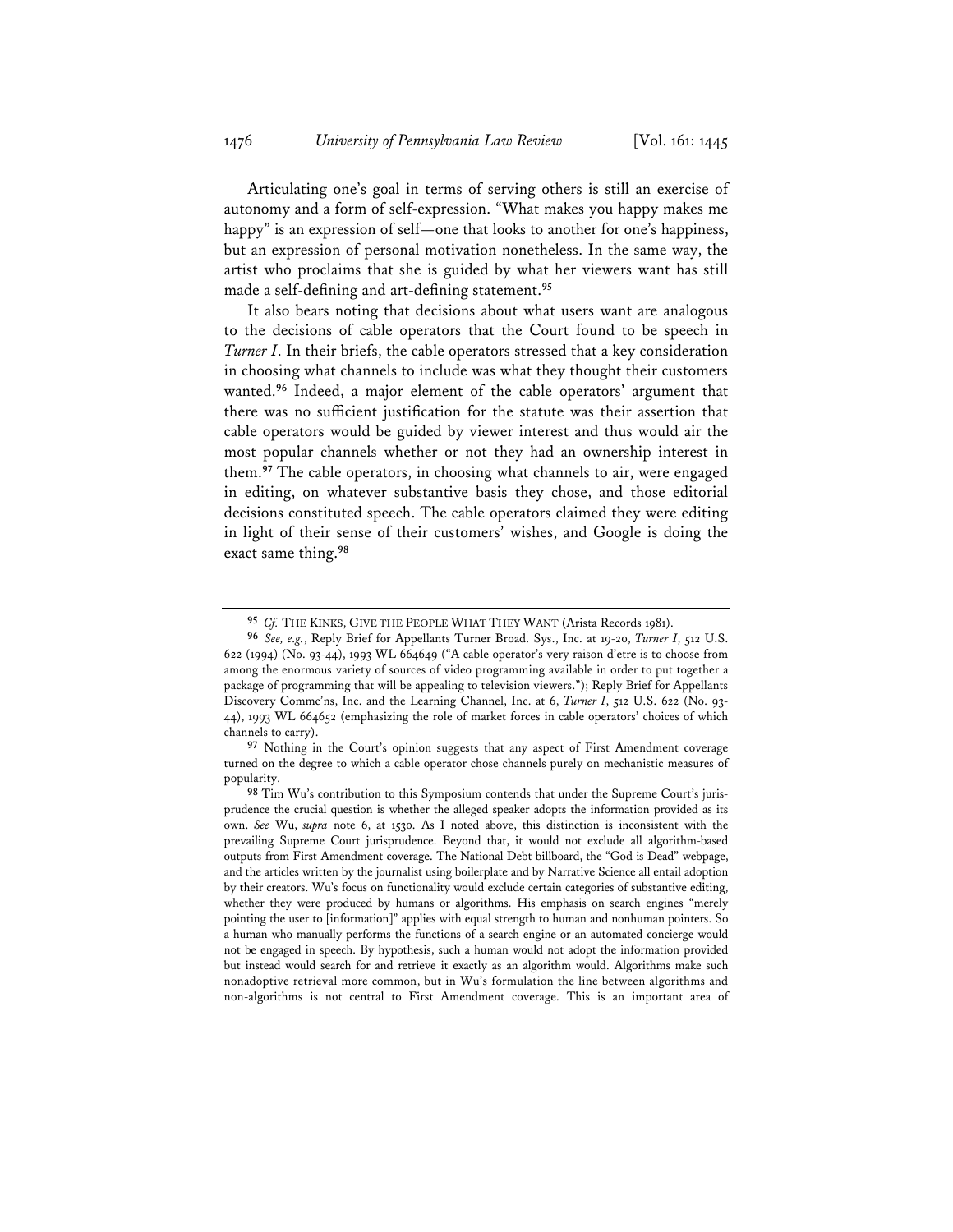Articulating one's goal in terms of serving others is still an exercise of autonomy and a form of self-expression. "What makes you happy makes me happy" is an expression of self—one that looks to another for one's happiness, but an expression of personal motivation nonetheless. In the same way, the artist who proclaims that she is guided by what her viewers want has still made a self-defining and art-defining statement.[95]

It also bears noting that decisions about what users want are analogous to the decisions of cable operators that the Court found to be speech in *Turner I*. In their briefs, the cable operators stressed that a key consideration in choosing what channels to include was what they thought their customers wanted.[96] Indeed, a major element of the cable operators' argument that there was no sufficient justification for the statute was their assertion that cable operators would be guided by viewer interest and thus would air the most popular channels whether or not they had an ownership interest in them.[97] The cable operators, in choosing what channels to air, were engaged in editing, on whatever substantive basis they chose, and those editorial decisions constituted speech. The cable operators claimed they were editing in light of their sense of their customers' wishes, and Google is doing the exact same thing.[98]

---

[95] *Cf.* THE KINKS, GIVE THE PEOPLE WHAT THEY WANT (Arista Records 1981).

[96] *See, e.g.*, Reply Brief for Appellants Turner Broad. Sys., Inc. at 19-20, *Turner I*, 512 U.S. 622 (1994) (No. 93-44), 1993 WL 664649 ("A cable operator's very raison d'etre is to choose from among the enormous variety of sources of video programming available in order to put together a package of programming that will be appealing to television viewers."); Reply Brief for Appellants Discovery Commc'ns, Inc. and the Learning Channel, Inc. at 6, *Turner I*, 512 U.S. 622 (No. 93-44), 1993 WL 664652 (emphasizing the role of market forces in cable operators' choices of which channels to carry).

[97] Nothing in the Court's opinion suggests that any aspect of First Amendment coverage turned on the degree to which a cable operator chose channels purely on mechanistic measures of popularity.

[98] Tim Wu's contribution to this Symposium contends that under the Supreme Court's jurisprudence the crucial question is whether the alleged speaker adopts the information provided as its own. *See* Wu, *supra* note 6, at 1530. As I noted above, this distinction is inconsistent with the prevailing Supreme Court jurisprudence. Beyond that, it would not exclude all algorithm-based outputs from First Amendment coverage. The National Debt billboard, the "God is Dead" webpage, and the articles written by the journalist using boilerplate and by Narrative Science all entail adoption by their creators. Wu's focus on functionality would exclude certain categories of substantive editing, whether they were produced by humans or algorithms. His emphasis on search engines "merely pointing the user to [information]" applies with equal strength to human and nonhuman pointers. So a human who manually performs the functions of a search engine or an automated concierge would not be engaged in speech. By hypothesis, such a human would not adopt the information provided but instead would search for and retrieve it exactly as an algorithm would. Algorithms make such nonadoptive retrieval more common, but in Wu's formulation the line between algorithms and non-algorithms is not central to First Amendment coverage. This is an important area of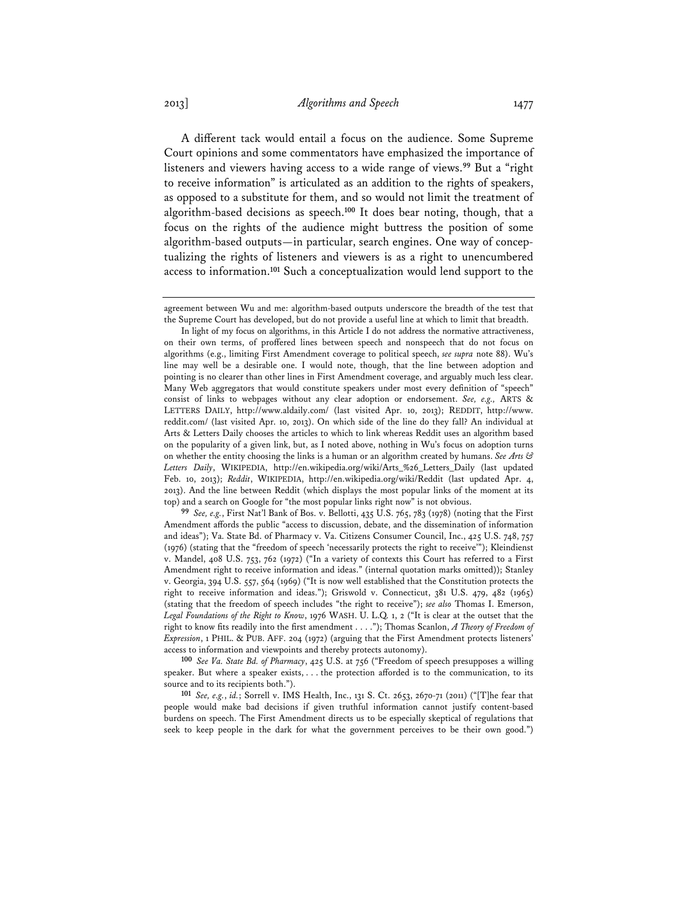A different tack would entail a focus on the audience. Some Supreme Court opinions and some commentators have emphasized the importance of listeners and viewers having access to a wide range of views.[99] But a "right to receive information" is articulated as an addition to the rights of speakers, as opposed to a substitute for them, and so would not limit the treatment of algorithm-based decisions as speech.[100] It does bear noting, though, that a focus on the rights of the audience might buttress the position of some algorithm-based outputs—in particular, search engines. One way of conceptualizing the rights of listeners and viewers is as a right to unencumbered access to information.[101] Such a conceptualization would lend support to the

---

agreement between Wu and me: algorithm-based outputs underscore the breadth of the test that the Supreme Court has developed, but do not provide a useful line at which to limit that breadth.

In light of my focus on algorithms, in this Article I do not address the normative attractiveness, on their own terms, of proffered lines between speech and nonspeech that do not focus on algorithms (e.g., limiting First Amendment coverage to political speech, *see supra* note 88). Wu's line may well be a desirable one. I would note, though, that the line between adoption and pointing is no clearer than other lines in First Amendment coverage, and arguably much less clear. Many Web aggregators that would constitute speakers under most every definition of "speech" consist of links to webpages without any clear adoption or endorsement. *See, e.g.,* ARTS & LETTERS DAILY, http://www.aldaily.com/ (last visited Apr. 10, 2013); REDDIT, http://www.reddit.com/ (last visited Apr. 10, 2013). On which side of the line do they fall? An individual at Arts & Letters Daily chooses the articles to which to link whereas Reddit uses an algorithm based on the popularity of a given link, but, as I noted above, nothing in Wu's focus on adoption turns on whether the entity choosing the links is a human or an algorithm created by humans. *See Arts & Letters Daily*, WIKIPEDIA, http://en.wikipedia.org/wiki/Arts_%26_Letters_Daily (last updated Feb. 10, 2013); *Reddit*, WIKIPEDIA, http://en.wikipedia.org/wiki/Reddit (last updated Apr. 4, 2013). And the line between Reddit (which displays the most popular links of the moment at its top) and a search on Google for "the most popular links right now" is not obvious.

[99] *See, e.g.*, First Nat'l Bank of Bos. v. Bellotti, 435 U.S. 765, 783 (1978) (noting that the First Amendment affords the public "access to discussion, debate, and the dissemination of information and ideas"); Va. State Bd. of Pharmacy v. Va. Citizens Consumer Council, Inc., 425 U.S. 748, 757 (1976) (stating that the "freedom of speech 'necessarily protects the right to receive'"); Kleindienst v. Mandel, 408 U.S. 753, 762 (1972) ("In a variety of contexts this Court has referred to a First Amendment right to receive information and ideas." (internal quotation marks omitted)); Stanley v. Georgia, 394 U.S. 557, 564 (1969) ("It is now well established that the Constitution protects the right to receive information and ideas."); Griswold v. Connecticut, 381 U.S. 479, 482 (1965) (stating that the freedom of speech includes "the right to receive"); *see also* Thomas I. Emerson, *Legal Foundations of the Right to Know*, 1976 WASH. U. L.Q. 1, 2 ("It is clear at the outset that the right to know fits readily into the first amendment . . . ."); Thomas Scanlon, *A Theory of Freedom of Expression*, 1 PHIL. & PUB. AFF. 204 (1972) (arguing that the First Amendment protects listeners' access to information and viewpoints and thereby protects autonomy).

[100] *See Va. State Bd. of Pharmacy*, 425 U.S. at 756 ("Freedom of speech presupposes a willing speaker. But where a speaker exists, . . . the protection afforded is to the communication, to its source and to its recipients both.").

[101] *See, e.g.*, *id.*; Sorrell v. IMS Health, Inc., 131 S. Ct. 2653, 2670-71 (2011) ("[T]he fear that people would make bad decisions if given truthful information cannot justify content-based burdens on speech. The First Amendment directs us to be especially skeptical of regulations that seek to keep people in the dark for what the government perceives to be their own good.")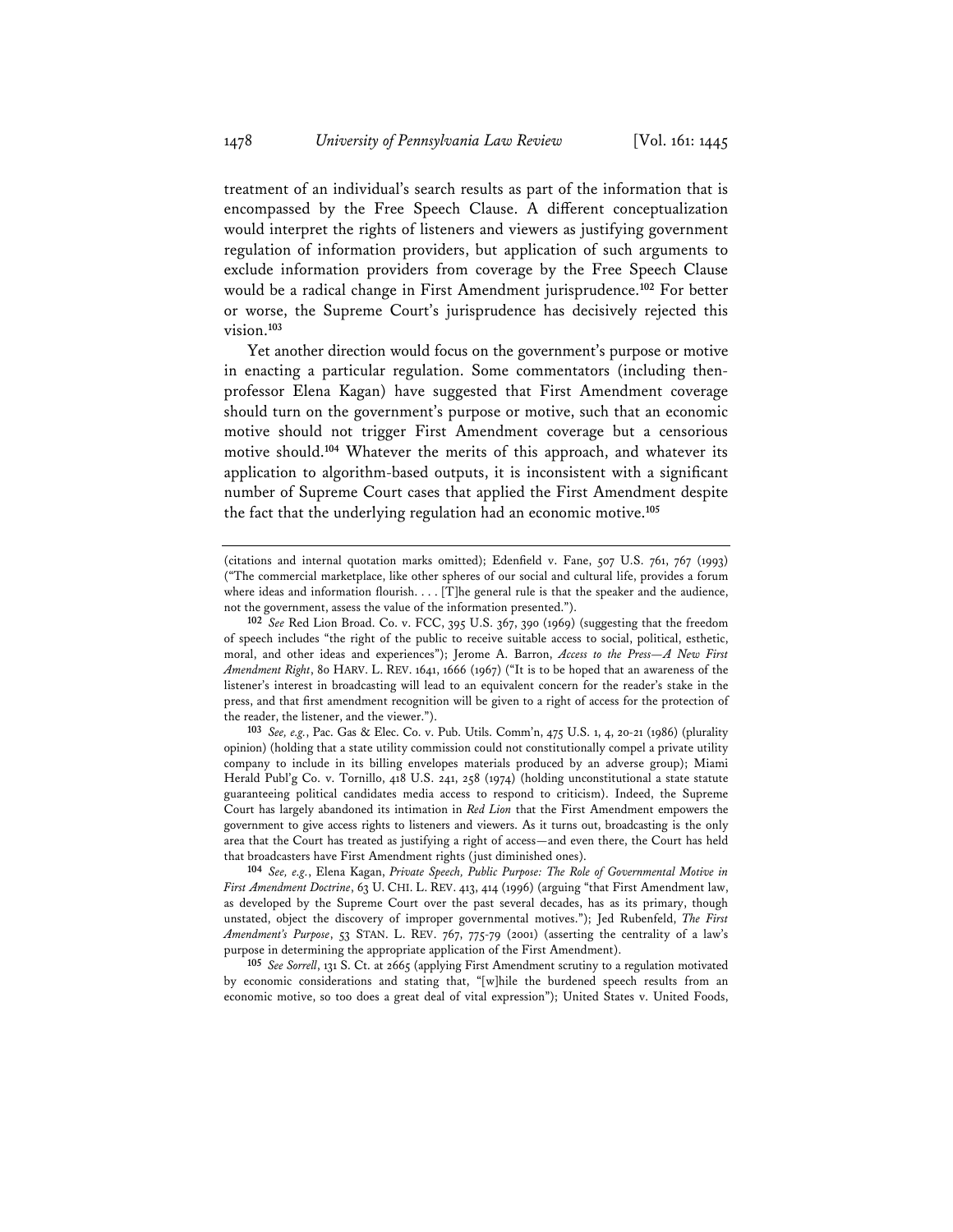treatment of an individual's search results as part of the information that is encompassed by the Free Speech Clause. A different conceptualization would interpret the rights of listeners and viewers as justifying government regulation of information providers, but application of such arguments to exclude information providers from coverage by the Free Speech Clause would be a radical change in First Amendment jurisprudence.[102] For better or worse, the Supreme Court's jurisprudence has decisively rejected this vision.[103]

Yet another direction would focus on the government's purpose or motive in enacting a particular regulation. Some commentators (including then-professor Elena Kagan) have suggested that First Amendment coverage should turn on the government's purpose or motive, such that an economic motive should not trigger First Amendment coverage but a censorious motive should.[104] Whatever the merits of this approach, and whatever its application to algorithm-based outputs, it is inconsistent with a significant number of Supreme Court cases that applied the First Amendment despite the fact that the underlying regulation had an economic motive.[105]

---

(citations and internal quotation marks omitted); Edenfield v. Fane, 507 U.S. 761, 767 (1993) ("The commercial marketplace, like other spheres of our social and cultural life, provides a forum where ideas and information flourish. . . . [T]he general rule is that the speaker and the audience, not the government, assess the value of the information presented.").

[102] *See* Red Lion Broad. Co. v. FCC, 395 U.S. 367, 390 (1969) (suggesting that the freedom of speech includes "the right of the public to receive suitable access to social, political, esthetic, moral, and other ideas and experiences"); Jerome A. Barron, *Access to the Press—A New First Amendment Right*, 80 HARV. L. REV. 1641, 1666 (1967) ("It is to be hoped that an awareness of the listener's interest in broadcasting will lead to an equivalent concern for the reader's stake in the press, and that first amendment recognition will be given to a right of access for the protection of the reader, the listener, and the viewer.").

[103] *See, e.g.*, Pac. Gas & Elec. Co. v. Pub. Utils. Comm'n, 475 U.S. 1, 4, 20-21 (1986) (plurality opinion) (holding that a state utility commission could not constitutionally compel a private utility company to include in its billing envelopes materials produced by an adverse group); Miami Herald Publ'g Co. v. Tornillo, 418 U.S. 241, 258 (1974) (holding unconstitutional a state statute guaranteeing political candidates media access to respond to criticism). Indeed, the Supreme Court has largely abandoned its intimation in *Red Lion* that the First Amendment empowers the government to give access rights to listeners and viewers. As it turns out, broadcasting is the only area that the Court has treated as justifying a right of access—and even there, the Court has held that broadcasters have First Amendment rights (just diminished ones).

[104] *See, e.g.*, Elena Kagan, *Private Speech, Public Purpose: The Role of Governmental Motive in First Amendment Doctrine*, 63 U. CHI. L. REV. 413, 414 (1996) (arguing "that First Amendment law, as developed by the Supreme Court over the past several decades, has as its primary, though unstated, object the discovery of improper governmental motives."); Jed Rubenfeld, *The First Amendment's Purpose*, 53 STAN. L. REV. 767, 775-79 (2001) (asserting the centrality of a law's purpose in determining the appropriate application of the First Amendment).

[105] *See Sorrell*, 131 S. Ct. at 2665 (applying First Amendment scrutiny to a regulation motivated by economic considerations and stating that, "[w]hile the burdened speech results from an economic motive, so too does a great deal of vital expression"); United States v. United Foods,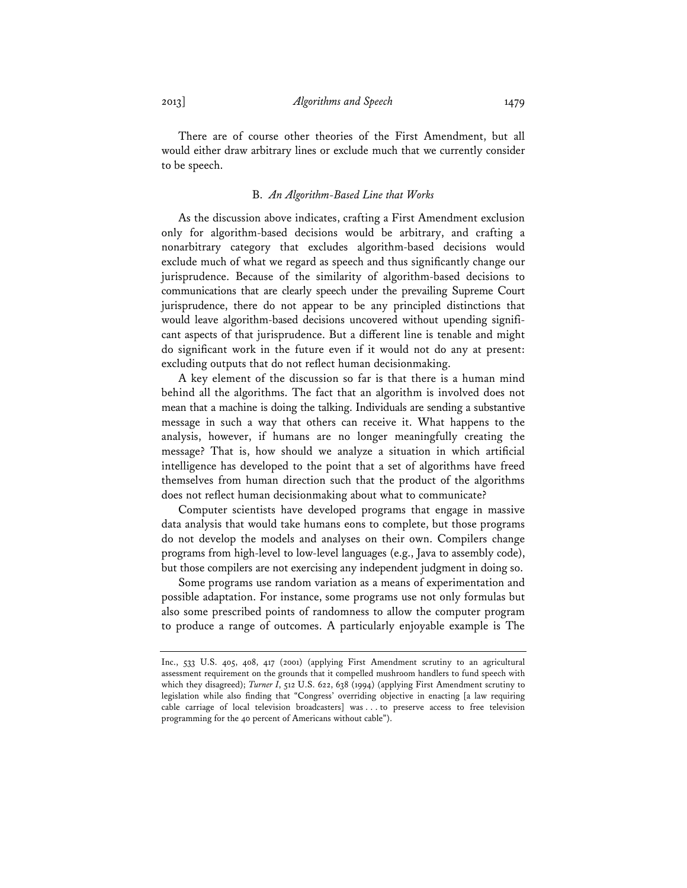There are of course other theories of the First Amendment, but all would either draw arbitrary lines or exclude much that we currently consider to be speech.

### B. *An Algorithm-Based Line that Works*

As the discussion above indicates, crafting a First Amendment exclusion only for algorithm-based decisions would be arbitrary, and crafting a nonarbitrary category that excludes algorithm-based decisions would exclude much of what we regard as speech and thus significantly change our jurisprudence. Because of the similarity of algorithm-based decisions to communications that are clearly speech under the prevailing Supreme Court jurisprudence, there do not appear to be any principled distinctions that would leave algorithm-based decisions uncovered without upending significant aspects of that jurisprudence. But a different line is tenable and might do significant work in the future even if it would not do any at present: excluding outputs that do not reflect human decisionmaking.

A key element of the discussion so far is that there is a human mind behind all the algorithms. The fact that an algorithm is involved does not mean that a machine is doing the talking. Individuals are sending a substantive message in such a way that others can receive it. What happens to the analysis, however, if humans are no longer meaningfully creating the message? That is, how should we analyze a situation in which artificial intelligence has developed to the point that a set of algorithms have freed themselves from human direction such that the product of the algorithms does not reflect human decisionmaking about what to communicate?

Computer scientists have developed programs that engage in massive data analysis that would take humans eons to complete, but those programs do not develop the models and analyses on their own. Compilers change programs from high-level to low-level languages (e.g., Java to assembly code), but those compilers are not exercising any independent judgment in doing so.

Some programs use random variation as a means of experimentation and possible adaptation. For instance, some programs use not only formulas but also some prescribed points of randomness to allow the computer program to produce a range of outcomes. A particularly enjoyable example is The

---

Inc., 533 U.S. 405, 408, 417 (2001) (applying First Amendment scrutiny to an agricultural assessment requirement on the grounds that it compelled mushroom handlers to fund speech with which they disagreed); *Turner I*, 512 U.S. 622, 638 (1994) (applying First Amendment scrutiny to legislation while also finding that "Congress' overriding objective in enacting [a law requiring cable carriage of local television broadcasters] was . . . to preserve access to free television programming for the 40 percent of Americans without cable").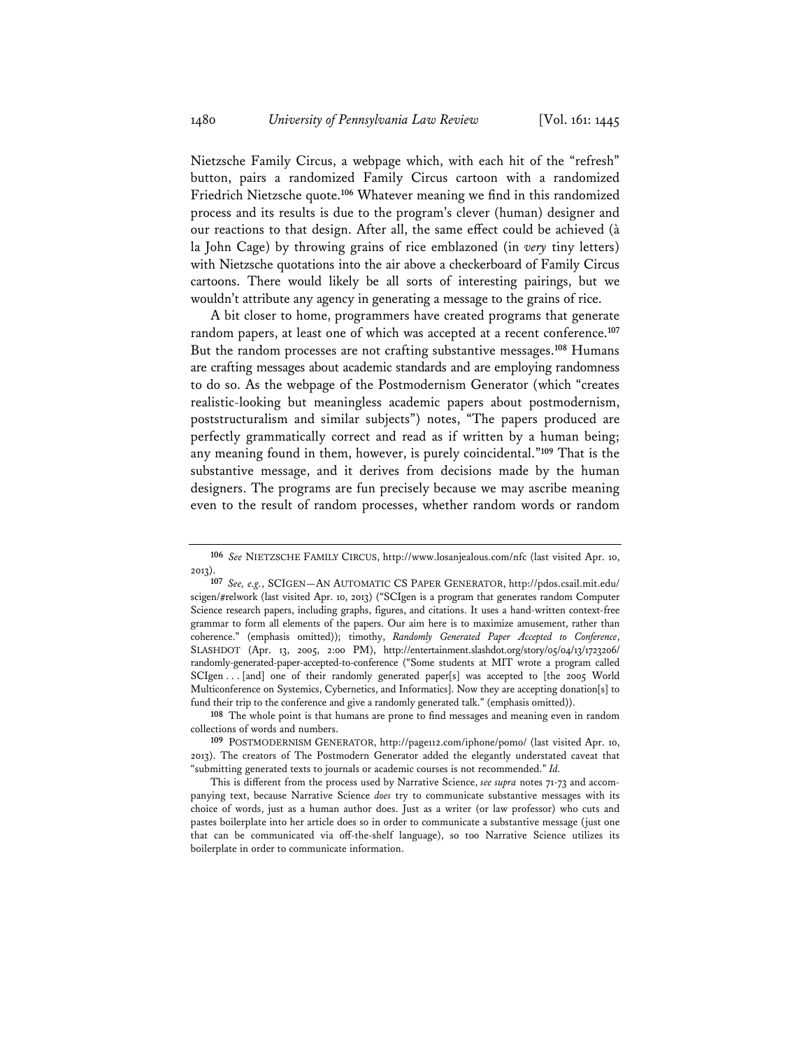Nietzsche Family Circus, a webpage which, with each hit of the "refresh" button, pairs a randomized Family Circus cartoon with a randomized Friedrich Nietzsche quote.[106] Whatever meaning we find in this randomized process and its results is due to the program's clever (human) designer and our reactions to that design. After all, the same effect could be achieved (à la John Cage) by throwing grains of rice emblazoned (in *very* tiny letters) with Nietzsche quotations into the air above a checkerboard of Family Circus cartoons. There would likely be all sorts of interesting pairings, but we wouldn't attribute any agency in generating a message to the grains of rice.

A bit closer to home, programmers have created programs that generate random papers, at least one of which was accepted at a recent conference.[107] But the random processes are not crafting substantive messages.[108] Humans are crafting messages about academic standards and are employing randomness to do so. As the webpage of the Postmodernism Generator (which "creates realistic-looking but meaningless academic papers about postmodernism, poststructuralism and similar subjects") notes, "The papers produced are perfectly grammatically correct and read as if written by a human being; any meaning found in them, however, is purely coincidental."[109] That is the substantive message, and it derives from decisions made by the human designers. The programs are fun precisely because we may ascribe meaning even to the result of random processes, whether random words or random

---

[106] *See* NIETZSCHE FAMILY CIRCUS, http://www.losanjealous.com/nfc (last visited Apr. 10, 2013).

[107] *See, e.g.*, SCIGEN—AN AUTOMATIC CS PAPER GENERATOR, http://pdos.csail.mit.edu/scigen/#relwork (last visited Apr. 10, 2013) ("SCIgen is a program that generates random Computer Science research papers, including graphs, figures, and citations. It uses a hand-written context-free grammar to form all elements of the papers. Our aim here is to maximize amusement, rather than coherence." (emphasis omitted)); timothy, *Randomly Generated Paper Accepted to Conference*, SLASHDOT (Apr. 13, 2005, 2:00 PM), http://entertainment.slashdot.org/story/05/04/13/1723206/randomly-generated-paper-accepted-to-conference ("Some students at MIT wrote a program called SCIgen . . . [and] one of their randomly generated paper[s] was accepted to [the 2005 World Multiconference on Systemics, Cybernetics, and Informatics]. Now they are accepting donation[s] to fund their trip to the conference and give a randomly generated talk." (emphasis omitted)).

[108] The whole point is that humans are prone to find messages and meaning even in random collections of words and numbers.

[109] POSTMODERNISM GENERATOR, http://page112.com/iphone/pomo/ (last visited Apr. 10, 2013). The creators of The Postmodern Generator added the elegantly understated caveat that "submitting generated texts to journals or academic courses is not recommended." *Id.*

This is different from the process used by Narrative Science, *see supra* notes 71-73 and accompanying text, because Narrative Science *does* try to communicate substantive messages with its choice of words, just as a human author does. Just as a writer (or law professor) who cuts and pastes boilerplate into her article does so in order to communicate a substantive message (just one that can be communicated via off-the-shelf language), so too Narrative Science utilizes its boilerplate in order to communicate information.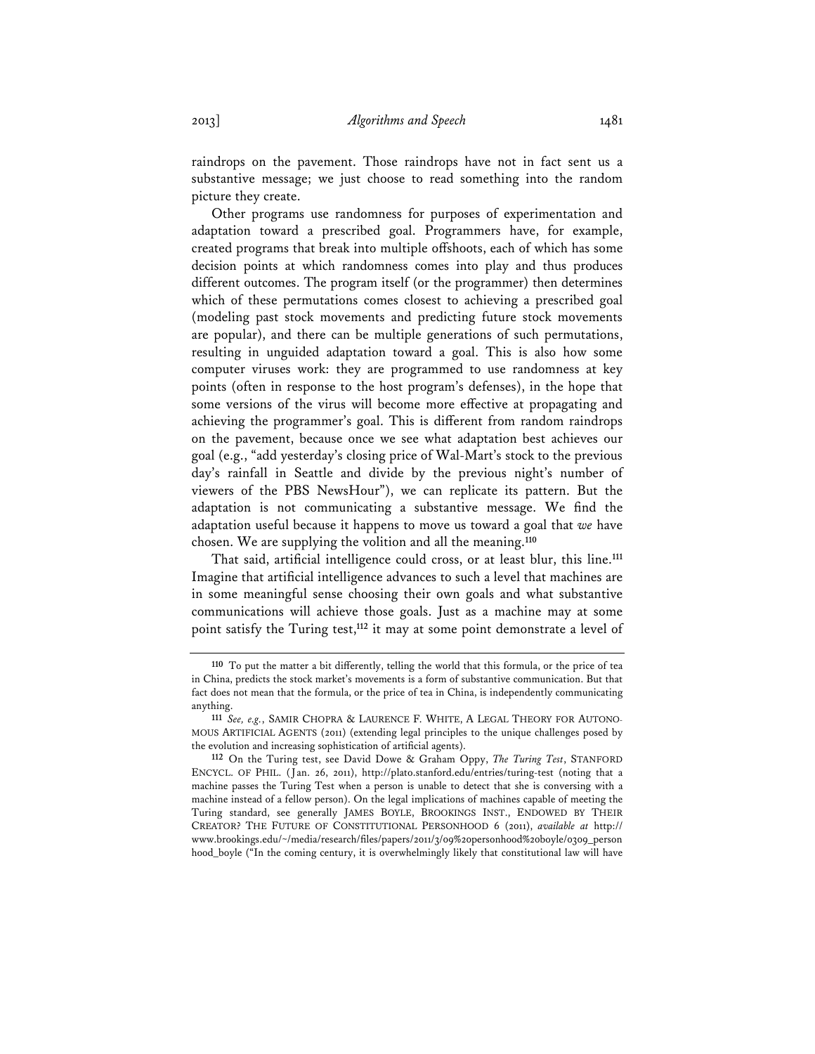raindrops on the pavement. Those raindrops have not in fact sent us a substantive message; we just choose to read something into the random picture they create.

Other programs use randomness for purposes of experimentation and adaptation toward a prescribed goal. Programmers have, for example, created programs that break into multiple offshoots, each of which has some decision points at which randomness comes into play and thus produces different outcomes. The program itself (or the programmer) then determines which of these permutations comes closest to achieving a prescribed goal (modeling past stock movements and predicting future stock movements are popular), and there can be multiple generations of such permutations, resulting in unguided adaptation toward a goal. This is also how some computer viruses work: they are programmed to use randomness at key points (often in response to the host program's defenses), in the hope that some versions of the virus will become more effective at propagating and achieving the programmer's goal. This is different from random raindrops on the pavement, because once we see what adaptation best achieves our goal (e.g., "add yesterday's closing price of Wal-Mart's stock to the previous day's rainfall in Seattle and divide by the previous night's number of viewers of the PBS NewsHour"), we can replicate its pattern. But the adaptation is not communicating a substantive message. We find the adaptation useful because it happens to move us toward a goal that *we* have chosen. We are supplying the volition and all the meaning.[110]

That said, artificial intelligence could cross, or at least blur, this line.[111] Imagine that artificial intelligence advances to such a level that machines are in some meaningful sense choosing their own goals and what substantive communications will achieve those goals. Just as a machine may at some point satisfy the Turing test,[112] it may at some point demonstrate a level of

---

[110] To put the matter a bit differently, telling the world that this formula, or the price of tea in China, predicts the stock market's movements is a form of substantive communication. But that fact does not mean that the formula, or the price of tea in China, is independently communicating anything.

[111] *See, e.g.*, SAMIR CHOPRA & LAURENCE F. WHITE, A LEGAL THEORY FOR AUTONOMOUS ARTIFICIAL AGENTS (2011) (extending legal principles to the unique challenges posed by the evolution and increasing sophistication of artificial agents).

[112] On the Turing test, see David Dowe & Graham Oppy, *The Turing Test*, STANFORD ENCYCL. OF PHIL. (Jan. 26, 2011), http://plato.stanford.edu/entries/turing-test (noting that a machine passes the Turing Test when a person is unable to detect that she is conversing with a machine instead of a fellow person). On the legal implications of machines capable of meeting the Turing standard, see generally JAMES BOYLE, BROOKINGS INST., ENDOWED BY THEIR CREATOR? THE FUTURE OF CONSTITUTIONAL PERSONHOOD 6 (2011), *available at* http://www.brookings.edu/~/media/research/files/papers/2011/3/09%20personhood%20boyle/0309_personhood_boyle ("In the coming century, it is overwhelmingly likely that constitutional law will have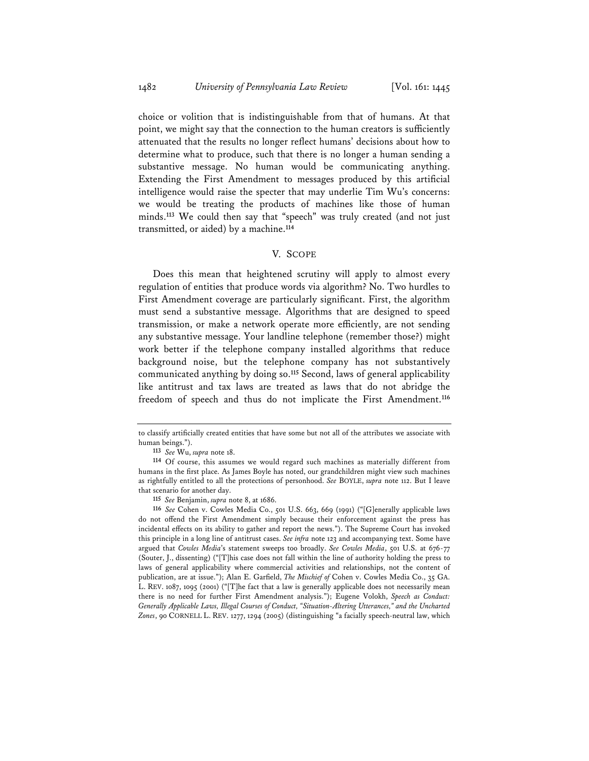choice or volition that is indistinguishable from that of humans. At that point, we might say that the connection to the human creators is sufficiently attenuated that the results no longer reflect humans' decisions about how to determine what to produce, such that there is no longer a human sending a substantive message. No human would be communicating anything. Extending the First Amendment to messages produced by this artificial intelligence would raise the specter that may underlie Tim Wu's concerns: we would be treating the products of machines like those of human minds.[113] We could then say that "speech" was truly created (and not just transmitted, or aided) by a machine.[114]

## V. SCOPE

Does this mean that heightened scrutiny will apply to almost every regulation of entities that produce words via algorithm? No. Two hurdles to First Amendment coverage are particularly significant. First, the algorithm must send a substantive message. Algorithms that are designed to speed transmission, or make a network operate more efficiently, are not sending any substantive message. Your landline telephone (remember those?) might work better if the telephone company installed algorithms that reduce background noise, but the telephone company has not substantively communicated anything by doing so.[115] Second, laws of general applicability like antitrust and tax laws are treated as laws that do not abridge the freedom of speech and thus do not implicate the First Amendment.[116]

---

to classify artificially created entities that have some but not all of the attributes we associate with human beings.").

[113] *See* Wu, *supra* note 18.

[114] Of course, this assumes we would regard such machines as materially different from humans in the first place. As James Boyle has noted, our grandchildren might view such machines as rightfully entitled to all the protections of personhood. *See* BOYLE, *supra* note 112. But I leave that scenario for another day.

[115] *See* Benjamin, *supra* note 8, at 1686.

[116] *See* Cohen v. Cowles Media Co., 501 U.S. 663, 669 (1991) ("[G]enerally applicable laws do not offend the First Amendment simply because their enforcement against the press has incidental effects on its ability to gather and report the news."). The Supreme Court has invoked this principle in a long line of antitrust cases. *See infra* note 123 and accompanying text. Some have argued that *Cowles Media*'s statement sweeps too broadly. *See Cowles Media*, 501 U.S. at 676-77 (Souter, J., dissenting) ("[T]his case does not fall within the line of authority holding the press to laws of general applicability where commercial activities and relationships, not the content of publication, are at issue."); Alan E. Garfield, *The Mischief of* Cohen v. Cowles Media Co., 35 GA. L. REV. 1087, 1095 (2001) ("[T]he fact that a law is generally applicable does not necessarily mean there is no need for further First Amendment analysis."); Eugene Volokh, *Speech as Conduct: Generally Applicable Laws, Illegal Courses of Conduct, "Situation-Altering Utterances," and the Uncharted Zones*, 90 CORNELL L. REV. 1277, 1294 (2005) (distinguishing "a facially speech-neutral law, which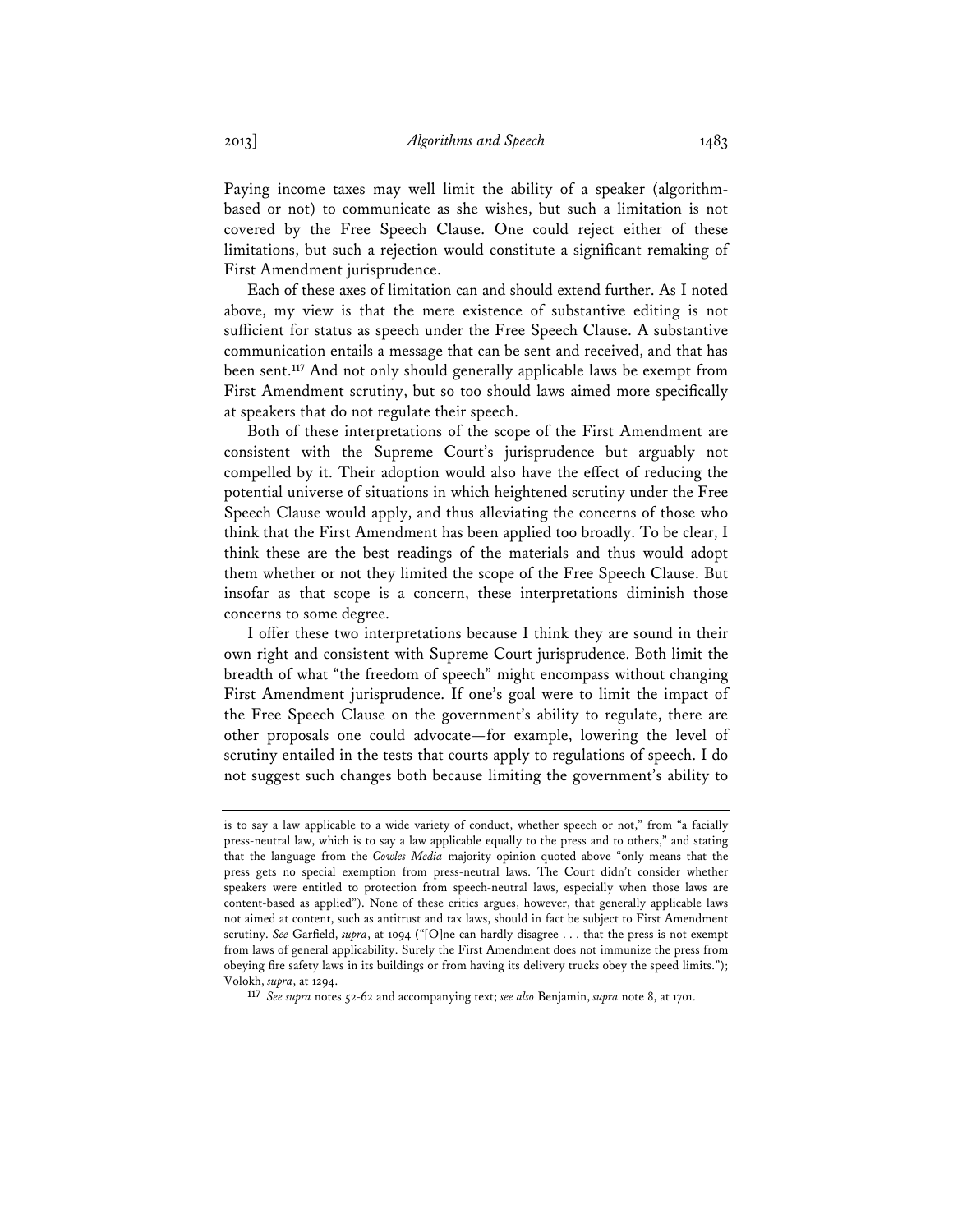Paying income taxes may well limit the ability of a speaker (algorithm-based or not) to communicate as she wishes, but such a limitation is not covered by the Free Speech Clause. One could reject either of these limitations, but such a rejection would constitute a significant remaking of First Amendment jurisprudence.

Each of these axes of limitation can and should extend further. As I noted above, my view is that the mere existence of substantive editing is not sufficient for status as speech under the Free Speech Clause. A substantive communication entails a message that can be sent and received, and that has been sent.[117] And not only should generally applicable laws be exempt from First Amendment scrutiny, but so too should laws aimed more specifically at speakers that do not regulate their speech.

Both of these interpretations of the scope of the First Amendment are consistent with the Supreme Court's jurisprudence but arguably not compelled by it. Their adoption would also have the effect of reducing the potential universe of situations in which heightened scrutiny under the Free Speech Clause would apply, and thus alleviating the concerns of those who think that the First Amendment has been applied too broadly. To be clear, I think these are the best readings of the materials and thus would adopt them whether or not they limited the scope of the Free Speech Clause. But insofar as that scope is a concern, these interpretations diminish those concerns to some degree.

I offer these two interpretations because I think they are sound in their own right and consistent with Supreme Court jurisprudence. Both limit the breadth of what "the freedom of speech" might encompass without changing First Amendment jurisprudence. If one's goal were to limit the impact of the Free Speech Clause on the government's ability to regulate, there are other proposals one could advocate—for example, lowering the level of scrutiny entailed in the tests that courts apply to regulations of speech. I do not suggest such changes both because limiting the government's ability to

---

is to say a law applicable to a wide variety of conduct, whether speech or not," from "a facially press-neutral law, which is to say a law applicable equally to the press and to others," and stating that the language from the *Cowles Media* majority opinion quoted above "only means that the press gets no special exemption from press-neutral laws. The Court didn't consider whether speakers were entitled to protection from speech-neutral laws, especially when those laws are content-based as applied"). None of these critics argues, however, that generally applicable laws not aimed at content, such as antitrust and tax laws, should in fact be subject to First Amendment scrutiny. *See* Garfield, *supra*, at 1094 ("[O]ne can hardly disagree . . . that the press is not exempt from laws of general applicability. Surely the First Amendment does not immunize the press from obeying fire safety laws in its buildings or from having its delivery trucks obey the speed limits."); Volokh, *supra*, at 1294.

[117] *See supra* notes 52-62 and accompanying text; *see also* Benjamin, *supra* note 8, at 1701.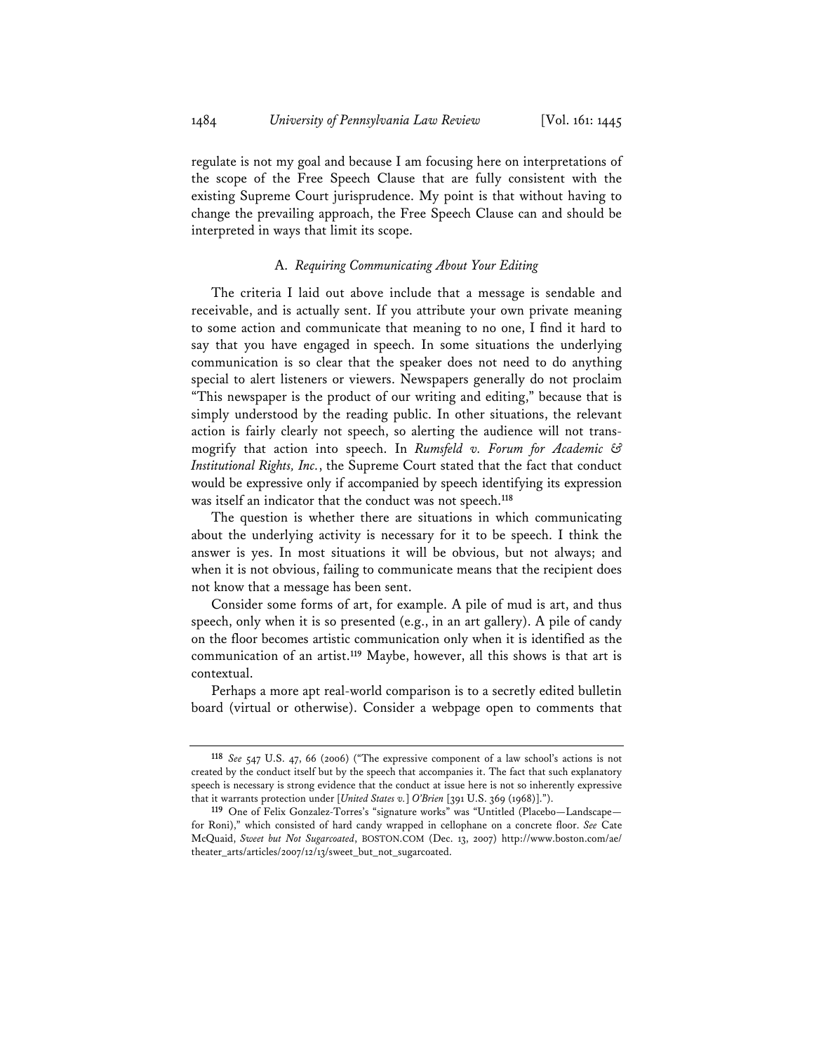regulate is not my goal and because I am focusing here on interpretations of the scope of the Free Speech Clause that are fully consistent with the existing Supreme Court jurisprudence. My point is that without having to change the prevailing approach, the Free Speech Clause can and should be interpreted in ways that limit its scope.

### A. *Requiring Communicating About Your Editing*

The criteria I laid out above include that a message is sendable and receivable, and is actually sent. If you attribute your own private meaning to some action and communicate that meaning to no one, I find it hard to say that you have engaged in speech. In some situations the underlying communication is so clear that the speaker does not need to do anything special to alert listeners or viewers. Newspapers generally do not proclaim "This newspaper is the product of our writing and editing," because that is simply understood by the reading public. In other situations, the relevant action is fairly clearly not speech, so alerting the audience will not transmogrify that action into speech. In *Rumsfeld v. Forum for Academic & Institutional Rights, Inc.*, the Supreme Court stated that the fact that conduct would be expressive only if accompanied by speech identifying its expression was itself an indicator that the conduct was not speech.[118]

The question is whether there are situations in which communicating about the underlying activity is necessary for it to be speech. I think the answer is yes. In most situations it will be obvious, but not always; and when it is not obvious, failing to communicate means that the recipient does not know that a message has been sent.

Consider some forms of art, for example. A pile of mud is art, and thus speech, only when it is so presented (e.g., in an art gallery). A pile of candy on the floor becomes artistic communication only when it is identified as the communication of an artist.[119] Maybe, however, all this shows is that art is contextual.

Perhaps a more apt real-world comparison is to a secretly edited bulletin board (virtual or otherwise). Consider a webpage open to comments that

---

[118] *See* 547 U.S. 47, 66 (2006) ("The expressive component of a law school's actions is not created by the conduct itself but by the speech that accompanies it. The fact that such explanatory speech is necessary is strong evidence that the conduct at issue here is not so inherently expressive that it warrants protection under [*United States v.*] *O'Brien* [391 U.S. 369 (1968)].").

[119] One of Felix Gonzalez-Torres's "signature works" was "Untitled (Placebo—Landscape—for Roni)," which consisted of hard candy wrapped in cellophane on a concrete floor. *See* Cate McQuaid, *Sweet but Not Sugarcoated*, BOSTON.COM (Dec. 13, 2007) http://www.boston.com/ae/theater_arts/articles/2007/12/13/sweet_but_not_sugarcoated.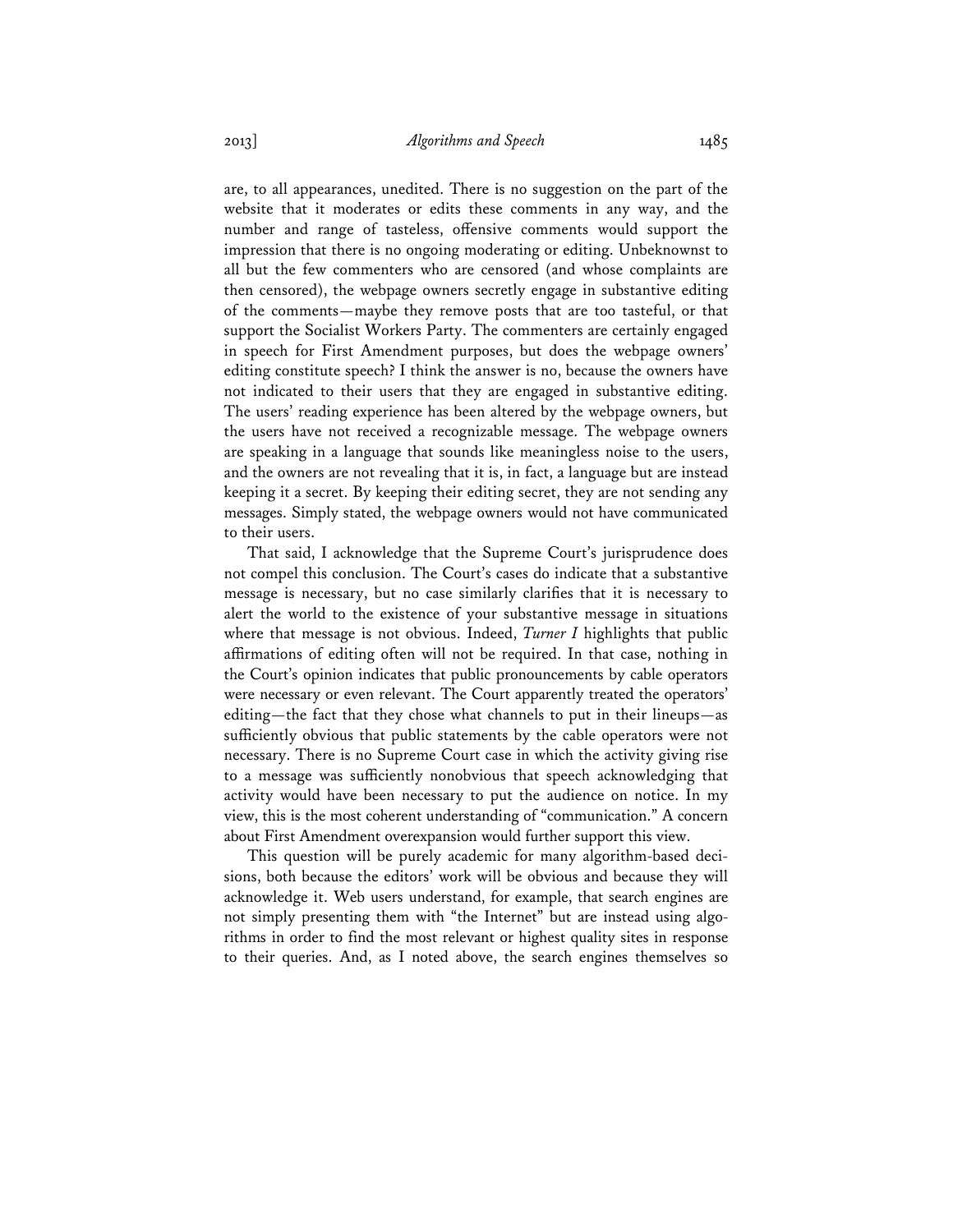are, to all appearances, unedited. There is no suggestion on the part of the website that it moderates or edits these comments in any way, and the number and range of tasteless, offensive comments would support the impression that there is no ongoing moderating or editing. Unbeknownst to all but the few commenters who are censored (and whose complaints are then censored), the webpage owners secretly engage in substantive editing of the comments—maybe they remove posts that are too tasteful, or that support the Socialist Workers Party. The commenters are certainly engaged in speech for First Amendment purposes, but does the webpage owners' editing constitute speech? I think the answer is no, because the owners have not indicated to their users that they are engaged in substantive editing. The users' reading experience has been altered by the webpage owners, but the users have not received a recognizable message. The webpage owners are speaking in a language that sounds like meaningless noise to the users, and the owners are not revealing that it is, in fact, a language but are instead keeping it a secret. By keeping their editing secret, they are not sending any messages. Simply stated, the webpage owners would not have communicated to their users.

That said, I acknowledge that the Supreme Court's jurisprudence does not compel this conclusion. The Court's cases do indicate that a substantive message is necessary, but no case similarly clarifies that it is necessary to alert the world to the existence of your substantive message in situations where that message is not obvious. Indeed, *Turner I* highlights that public affirmations of editing often will not be required. In that case, nothing in the Court's opinion indicates that public pronouncements by cable operators were necessary or even relevant. The Court apparently treated the operators' editing—the fact that they chose what channels to put in their lineups—as sufficiently obvious that public statements by the cable operators were not necessary. There is no Supreme Court case in which the activity giving rise to a message was sufficiently nonobvious that speech acknowledging that activity would have been necessary to put the audience on notice. In my view, this is the most coherent understanding of "communication." A concern about First Amendment overexpansion would further support this view.

This question will be purely academic for many algorithm-based decisions, both because the editors' work will be obvious and because they will acknowledge it. Web users understand, for example, that search engines are not simply presenting them with "the Internet" but are instead using algorithms in order to find the most relevant or highest quality sites in response to their queries. And, as I noted above, the search engines themselves so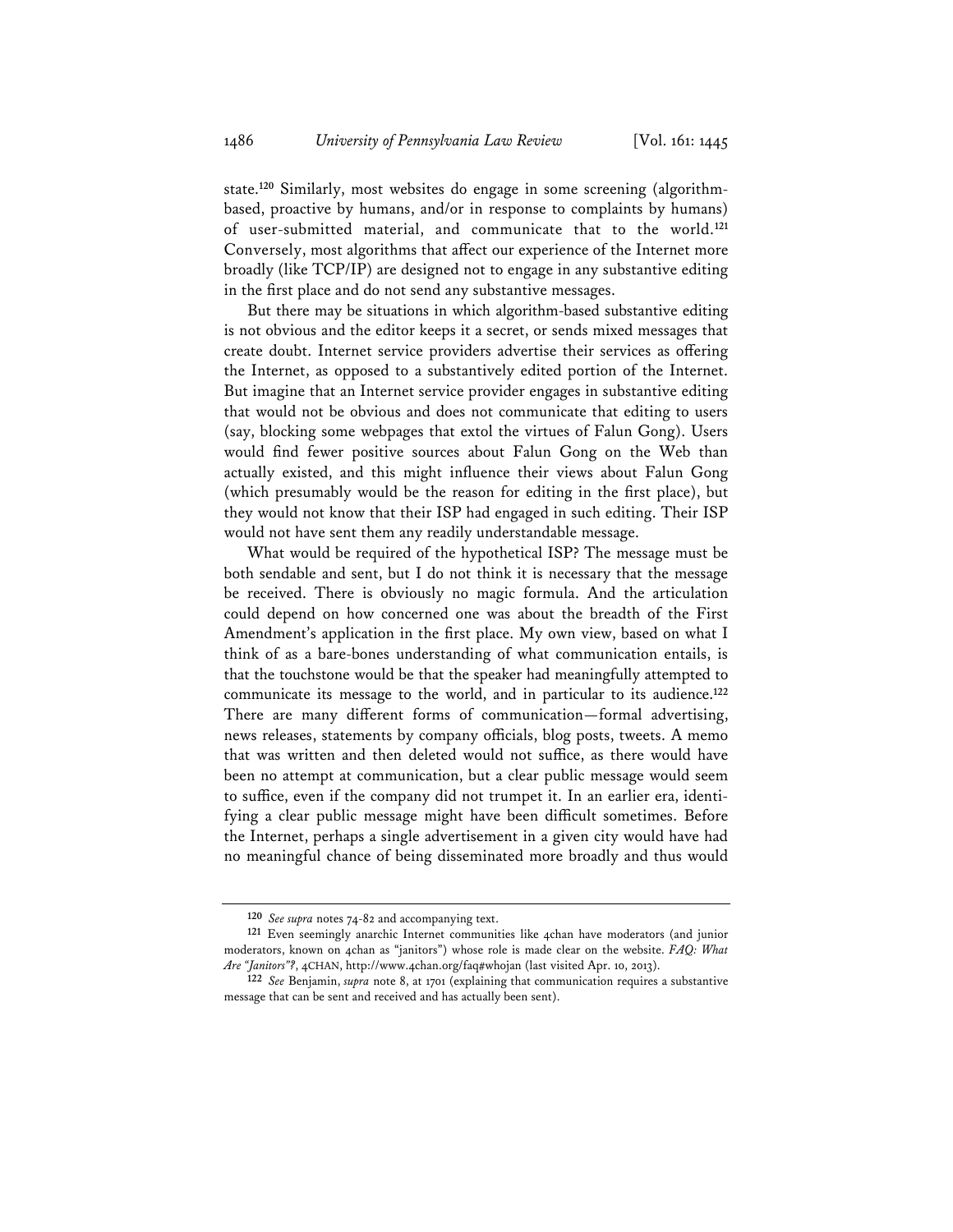state.[120] Similarly, most websites do engage in some screening (algorithm-based, proactive by humans, and/or in response to complaints by humans) of user-submitted material, and communicate that to the world.[121] Conversely, most algorithms that affect our experience of the Internet more broadly (like TCP/IP) are designed not to engage in any substantive editing in the first place and do not send any substantive messages.

But there may be situations in which algorithm-based substantive editing is not obvious and the editor keeps it a secret, or sends mixed messages that create doubt. Internet service providers advertise their services as offering the Internet, as opposed to a substantively edited portion of the Internet. But imagine that an Internet service provider engages in substantive editing that would not be obvious and does not communicate that editing to users (say, blocking some webpages that extol the virtues of Falun Gong). Users would find fewer positive sources about Falun Gong on the Web than actually existed, and this might influence their views about Falun Gong (which presumably would be the reason for editing in the first place), but they would not know that their ISP had engaged in such editing. Their ISP would not have sent them any readily understandable message.

What would be required of the hypothetical ISP? The message must be both sendable and sent, but I do not think it is necessary that the message be received. There is obviously no magic formula. And the articulation could depend on how concerned one was about the breadth of the First Amendment's application in the first place. My own view, based on what I think of as a bare-bones understanding of what communication entails, is that the touchstone would be that the speaker had meaningfully attempted to communicate its message to the world, and in particular to its audience.[122] There are many different forms of communication—formal advertising, news releases, statements by company officials, blog posts, tweets. A memo that was written and then deleted would not suffice, as there would have been no attempt at communication, but a clear public message would seem to suffice, even if the company did not trumpet it. In an earlier era, identifying a clear public message might have been difficult sometimes. Before the Internet, perhaps a single advertisement in a given city would have had no meaningful chance of being disseminated more broadly and thus would

---

[120] *See supra* notes 74-82 and accompanying text.

[121] Even seemingly anarchic Internet communities like 4chan have moderators (and junior moderators, known on 4chan as "janitors") whose role is made clear on the website. *FAQ: What Are "Janitors"?*, 4CHAN, http://www.4chan.org/faq#whojan (last visited Apr. 10, 2013).

[122] *See* Benjamin, *supra* note 8, at 1701 (explaining that communication requires a substantive message that can be sent and received and has actually been sent).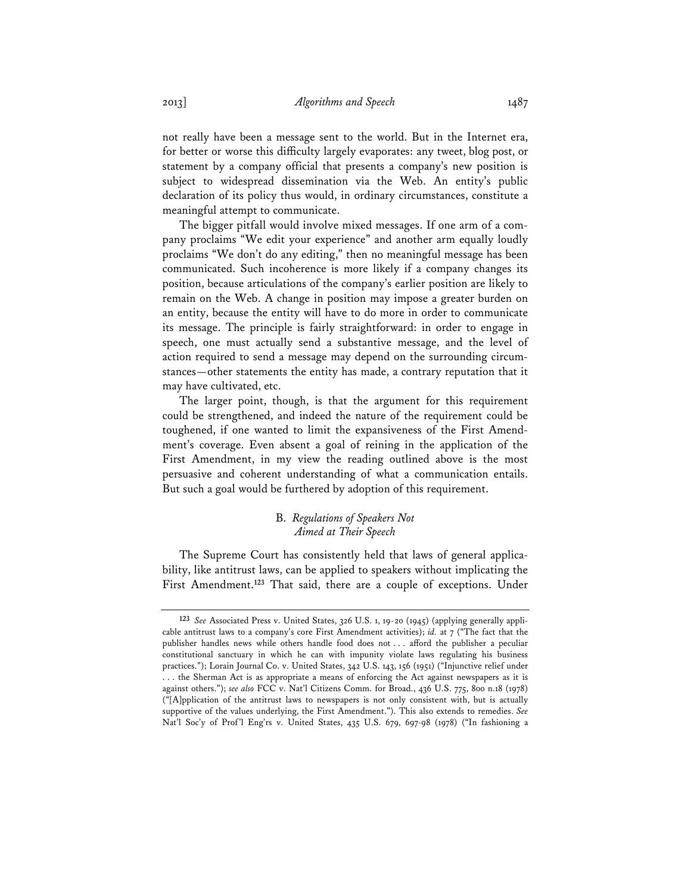not really have been a message sent to the world. But in the Internet era, for better or worse this difficulty largely evaporates: any tweet, blog post, or statement by a company official that presents a company's new position is subject to widespread dissemination via the Web. An entity's public declaration of its policy thus would, in ordinary circumstances, constitute a meaningful attempt to communicate.

The bigger pitfall would involve mixed messages. If one arm of a company proclaims "We edit your experience" and another arm equally loudly proclaims "We don't do any editing," then no meaningful message has been communicated. Such incoherence is more likely if a company changes its position, because articulations of the company's earlier position are likely to remain on the Web. A change in position may impose a greater burden on an entity, because the entity will have to do more in order to communicate its message. The principle is fairly straightforward: in order to engage in speech, one must actually send a substantive message, and the level of action required to send a message may depend on the surrounding circumstances—other statements the entity has made, a contrary reputation that it may have cultivated, etc.

The larger point, though, is that the argument for this requirement could be strengthened, and indeed the nature of the requirement could be toughened, if one wanted to limit the expansiveness of the First Amendment's coverage. Even absent a goal of reining in the application of the First Amendment, in my view the reading outlined above is the most persuasive and coherent understanding of what a communication entails. But such a goal would be furthered by adoption of this requirement.

### B. *Regulations of Speakers Not Aimed at Their Speech*

The Supreme Court has consistently held that laws of general applicability, like antitrust laws, can be applied to speakers without implicating the First Amendment.[123] That said, there are a couple of exceptions. Under

---

[123] *See* Associated Press v. United States, 326 U.S. 1, 19-20 (1945) (applying generally applicable antitrust laws to a company's core First Amendment activities); *id.* at 7 ("The fact that the publisher handles news while others handle food does not . . . afford the publisher a peculiar constitutional sanctuary in which he can with impunity violate laws regulating his business practices."); Lorain Journal Co. v. United States, 342 U.S. 143, 156 (1951) ("Injunctive relief under . . . the Sherman Act is as appropriate a means of enforcing the Act against newspapers as it is against others."); *see also* FCC v. Nat'l Citizens Comm. for Broad., 436 U.S. 775, 800 n.18 (1978) ("[A]pplication of the antitrust laws to newspapers is not only consistent with, but is actually supportive of the values underlying, the First Amendment."). This also extends to remedies. *See* Nat'l Soc'y of Prof'l Eng'rs v. United States, 435 U.S. 679, 697-98 (1978) ("In fashioning a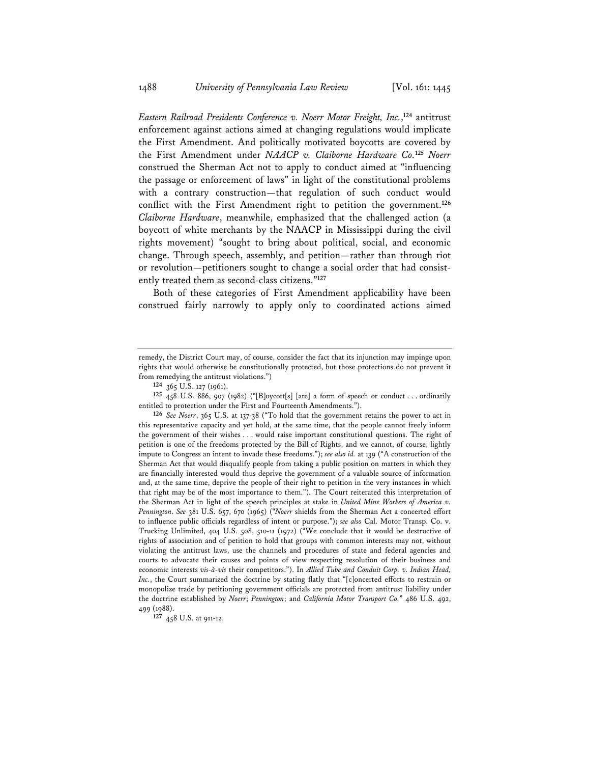*Eastern Railroad Presidents Conference v. Noerr Motor Freight, Inc.*,[124] antitrust enforcement against actions aimed at changing regulations would implicate the First Amendment. And politically motivated boycotts are covered by the First Amendment under *NAACP v. Claiborne Hardware Co.*[125] *Noerr* construed the Sherman Act not to apply to conduct aimed at "influencing the passage or enforcement of laws" in light of the constitutional problems with a contrary construction—that regulation of such conduct would conflict with the First Amendment right to petition the government.[126] *Claiborne Hardware*, meanwhile, emphasized that the challenged action (a boycott of white merchants by the NAACP in Mississippi during the civil rights movement) "sought to bring about political, social, and economic change. Through speech, assembly, and petition—rather than through riot or revolution—petitioners sought to change a social order that had consistently treated them as second-class citizens."[127]

Both of these categories of First Amendment applicability have been construed fairly narrowly to apply only to coordinated actions aimed

---

remedy, the District Court may, of course, consider the fact that its injunction may impinge upon rights that would otherwise be constitutionally protected, but those protections do not prevent it from remedying the antitrust violations.")

[124] 365 U.S. 127 (1961).

[125] 458 U.S. 886, 907 (1982) ("[B]oycott[s] [are] a form of speech or conduct . . . ordinarily entitled to protection under the First and Fourteenth Amendments.").

[126] *See Noerr*, 365 U.S. at 137-38 ("To hold that the government retains the power to act in this representative capacity and yet hold, at the same time, that the people cannot freely inform the government of their wishes . . . would raise important constitutional questions. The right of petition is one of the freedoms protected by the Bill of Rights, and we cannot, of course, lightly impute to Congress an intent to invade these freedoms."); *see also id.* at 139 ("A construction of the Sherman Act that would disqualify people from taking a public position on matters in which they are financially interested would thus deprive the government of a valuable source of information and, at the same time, deprive the people of their right to petition in the very instances in which that right may be of the most importance to them."). The Court reiterated this interpretation of the Sherman Act in light of the speech principles at stake in *United Mine Workers of America v. Pennington*. *See* 381 U.S. 657, 670 (1965) ("*Noerr* shields from the Sherman Act a concerted effort to influence public officials regardless of intent or purpose."); *see also* Cal. Motor Transp. Co. v. Trucking Unlimited, 404 U.S. 508, 510-11 (1972) ("We conclude that it would be destructive of rights of association and of petition to hold that groups with common interests may not, without violating the antitrust laws, use the channels and procedures of state and federal agencies and courts to advocate their causes and points of view respecting resolution of their business and economic interests *vis-à-vis* their competitors."). In *Allied Tube and Conduit Corp. v. Indian Head, Inc.*, the Court summarized the doctrine by stating flatly that "[c]oncerted efforts to restrain or monopolize trade by petitioning government officials are protected from antitrust liability under the doctrine established by *Noerr*; *Pennington*; and *California Motor Transport Co.*" 486 U.S. 492, 499 (1988).

[127] 458 U.S. at 911-12.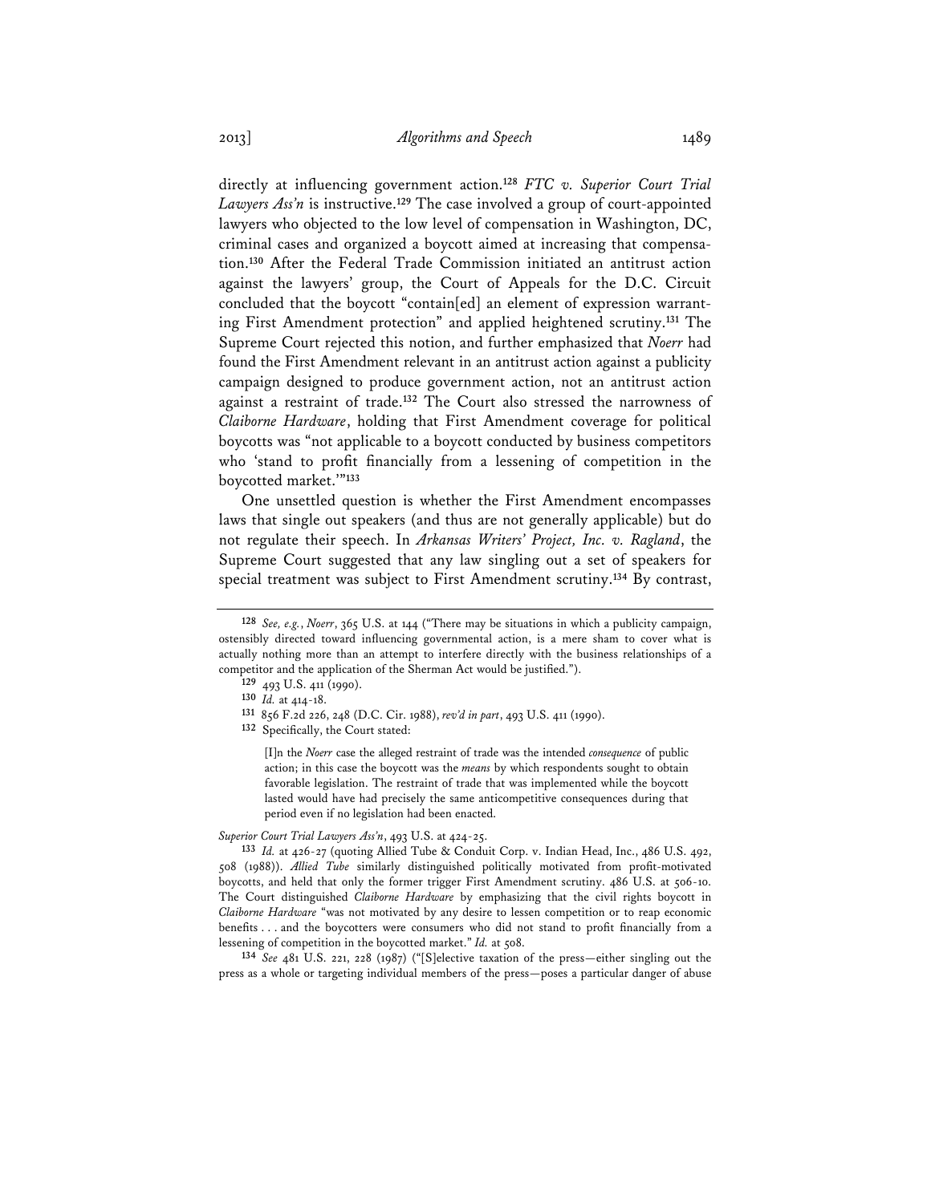directly at influencing government action.[128] *FTC v. Superior Court Trial Lawyers Ass'n* is instructive.[129] The case involved a group of court-appointed lawyers who objected to the low level of compensation in Washington, DC, criminal cases and organized a boycott aimed at increasing that compensation.[130] After the Federal Trade Commission initiated an antitrust action against the lawyers' group, the Court of Appeals for the D.C. Circuit concluded that the boycott "contain[ed] an element of expression warranting First Amendment protection" and applied heightened scrutiny.[131] The Supreme Court rejected this notion, and further emphasized that *Noerr* had found the First Amendment relevant in an antitrust action against a publicity campaign designed to produce government action, not an antitrust action against a restraint of trade.[132] The Court also stressed the narrowness of *Claiborne Hardware*, holding that First Amendment coverage for political boycotts was "not applicable to a boycott conducted by business competitors who 'stand to profit financially from a lessening of competition in the boycotted market.'"[133]

One unsettled question is whether the First Amendment encompasses laws that single out speakers (and thus are not generally applicable) but do not regulate their speech. In *Arkansas Writers' Project, Inc. v. Ragland*, the Supreme Court suggested that any law singling out a set of speakers for special treatment was subject to First Amendment scrutiny.[134] By contrast,

---

[128] *See, e.g.*, *Noerr*, 365 U.S. at 144 ("There may be situations in which a publicity campaign, ostensibly directed toward influencing governmental action, is a mere sham to cover what is actually nothing more than an attempt to interfere directly with the business relationships of a competitor and the application of the Sherman Act would be justified.").

[129] 493 U.S. 411 (1990).

[130] *Id.* at 414-18.

[131] 856 F.2d 226, 248 (D.C. Cir. 1988), *rev'd in part*, 493 U.S. 411 (1990).

[132] Specifically, the Court stated:

> [I]n the *Noerr* case the alleged restraint of trade was the intended *consequence* of public action; in this case the boycott was the *means* by which respondents sought to obtain favorable legislation. The restraint of trade that was implemented while the boycott lasted would have had precisely the same anticompetitive consequences during that period even if no legislation had been enacted.

*Superior Court Trial Lawyers Ass'n*, 493 U.S. at 424-25.

[133] *Id.* at 426-27 (quoting Allied Tube & Conduit Corp. v. Indian Head, Inc., 486 U.S. 492, 508 (1988)). *Allied Tube* similarly distinguished politically motivated from profit-motivated boycotts, and held that only the former trigger First Amendment scrutiny. 486 U.S. at 506-10. The Court distinguished *Claiborne Hardware* by emphasizing that the civil rights boycott in *Claiborne Hardware* "was not motivated by any desire to lessen competition or to reap economic benefits . . . and the boycotters were consumers who did not stand to profit financially from a lessening of competition in the boycotted market." *Id.* at 508.

[134] *See* 481 U.S. 221, 228 (1987) ("[S]elective taxation of the press—either singling out the press as a whole or targeting individual members of the press—poses a particular danger of abuse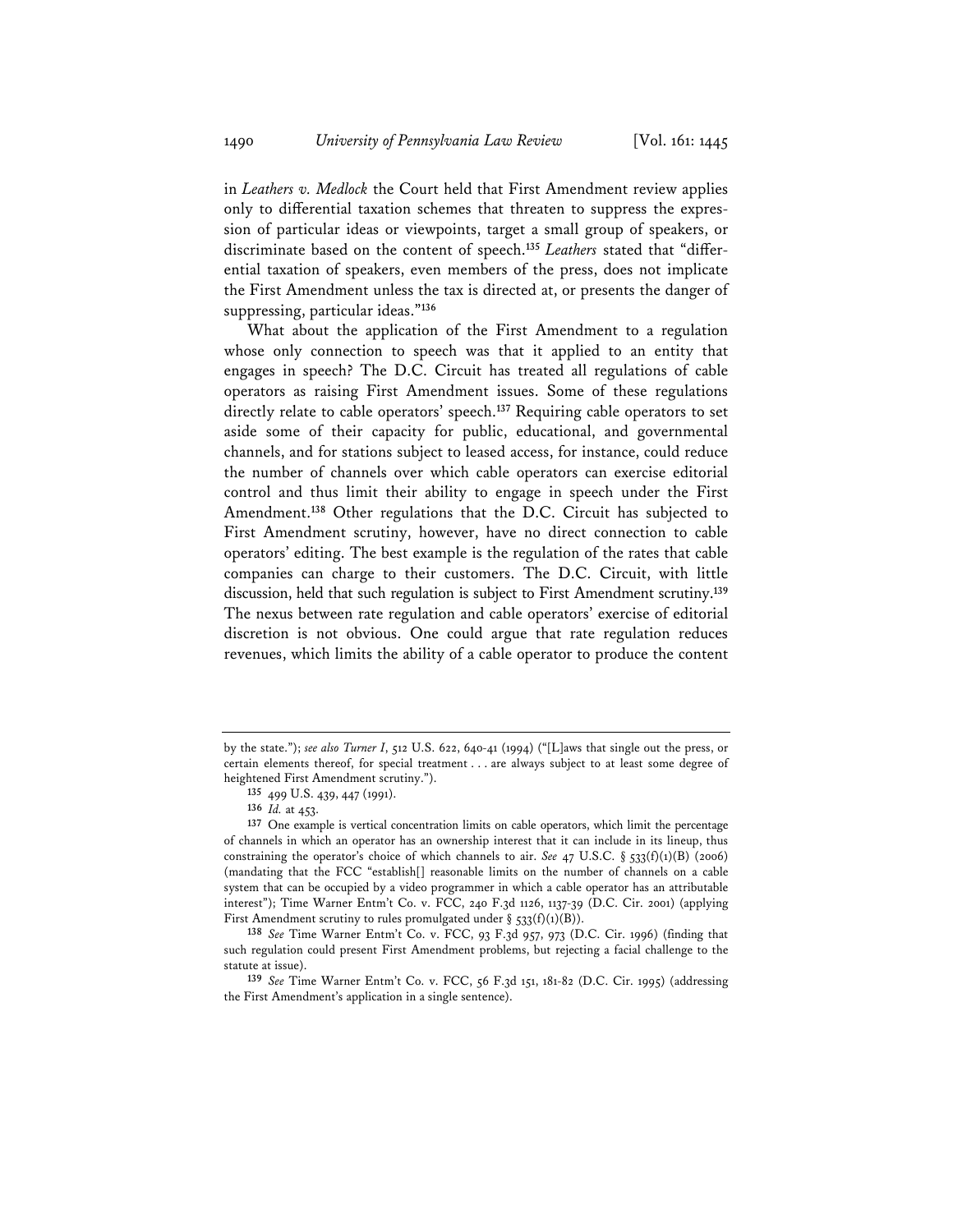in *Leathers v. Medlock* the Court held that First Amendment review applies only to differential taxation schemes that threaten to suppress the expression of particular ideas or viewpoints, target a small group of speakers, or discriminate based on the content of speech.[135] *Leathers* stated that "differential taxation of speakers, even members of the press, does not implicate the First Amendment unless the tax is directed at, or presents the danger of suppressing, particular ideas."[136]

What about the application of the First Amendment to a regulation whose only connection to speech was that it applied to an entity that engages in speech? The D.C. Circuit has treated all regulations of cable operators as raising First Amendment issues. Some of these regulations directly relate to cable operators' speech.[137] Requiring cable operators to set aside some of their capacity for public, educational, and governmental channels, and for stations subject to leased access, for instance, could reduce the number of channels over which cable operators can exercise editorial control and thus limit their ability to engage in speech under the First Amendment.[138] Other regulations that the D.C. Circuit has subjected to First Amendment scrutiny, however, have no direct connection to cable operators' editing. The best example is the regulation of the rates that cable companies can charge to their customers. The D.C. Circuit, with little discussion, held that such regulation is subject to First Amendment scrutiny.[139] The nexus between rate regulation and cable operators' exercise of editorial discretion is not obvious. One could argue that rate regulation reduces revenues, which limits the ability of a cable operator to produce the content

---

by the state."); *see also Turner I*, 512 U.S. 622, 640-41 (1994) ("[L]aws that single out the press, or certain elements thereof, for special treatment . . . are always subject to at least some degree of heightened First Amendment scrutiny.").

[135] 499 U.S. 439, 447 (1991).

[136] *Id.* at 453.

[137] One example is vertical concentration limits on cable operators, which limit the percentage of channels in which an operator has an ownership interest that it can include in its lineup, thus constraining the operator's choice of which channels to air. *See* 47 U.S.C. § 533(f)(1)(B) (2006) (mandating that the FCC "establish[] reasonable limits on the number of channels on a cable system that can be occupied by a video programmer in which a cable operator has an attributable interest"); Time Warner Entm't Co. v. FCC, 240 F.3d 1126, 1137-39 (D.C. Cir. 2001) (applying First Amendment scrutiny to rules promulgated under § 533(f)(1)(B)).

[138] *See* Time Warner Entm't Co. v. FCC, 93 F.3d 957, 973 (D.C. Cir. 1996) (finding that such regulation could present First Amendment problems, but rejecting a facial challenge to the statute at issue).

[139] *See* Time Warner Entm't Co. v. FCC, 56 F.3d 151, 181-82 (D.C. Cir. 1995) (addressing the First Amendment's application in a single sentence).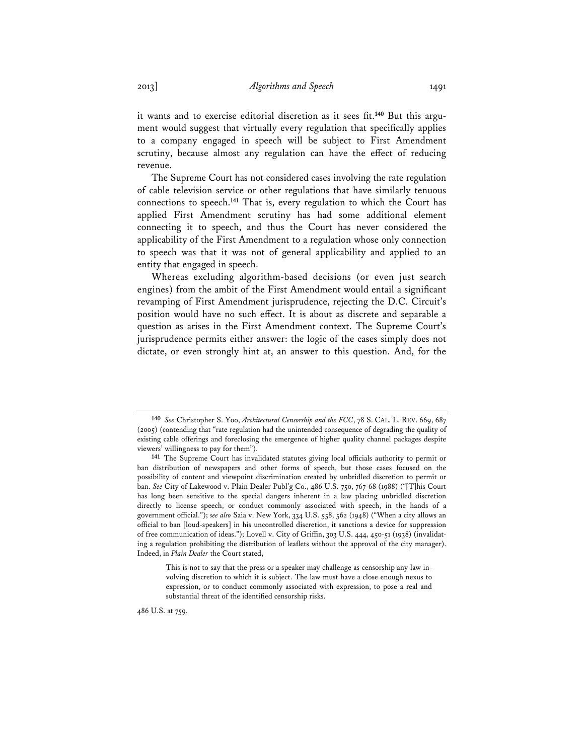it wants and to exercise editorial discretion as it sees fit.[140] But this argument would suggest that virtually every regulation that specifically applies to a company engaged in speech will be subject to First Amendment scrutiny, because almost any regulation can have the effect of reducing revenue.

The Supreme Court has not considered cases involving the rate regulation of cable television service or other regulations that have similarly tenuous connections to speech.[141] That is, every regulation to which the Court has applied First Amendment scrutiny has had some additional element connecting it to speech, and thus the Court has never considered the applicability of the First Amendment to a regulation whose only connection to speech was that it was not of general applicability and applied to an entity that engaged in speech.

Whereas excluding algorithm-based decisions (or even just search engines) from the ambit of the First Amendment would entail a significant revamping of First Amendment jurisprudence, rejecting the D.C. Circuit's position would have no such effect. It is about as discrete and separable a question as arises in the First Amendment context. The Supreme Court's jurisprudence permits either answer: the logic of the cases simply does not dictate, or even strongly hint at, an answer to this question. And, for the

---

[140] *See* Christopher S. Yoo, *Architectural Censorship and the FCC*, 78 S. CAL. L. REV. 669, 687 (2005) (contending that "rate regulation had the unintended consequence of degrading the quality of existing cable offerings and foreclosing the emergence of higher quality channel packages despite viewers' willingness to pay for them").

[141] The Supreme Court has invalidated statutes giving local officials authority to permit or ban distribution of newspapers and other forms of speech, but those cases focused on the possibility of content and viewpoint discrimination created by unbridled discretion to permit or ban. *See* City of Lakewood v. Plain Dealer Publ'g Co., 486 U.S. 750, 767-68 (1988) ("[T]his Court has long been sensitive to the special dangers inherent in a law placing unbridled discretion directly to license speech, or conduct commonly associated with speech, in the hands of a government official."); *see also* Saia v. New York, 334 U.S. 558, 562 (1948) ("When a city allows an official to ban [loud-speakers] in his uncontrolled discretion, it sanctions a device for suppression of free communication of ideas."); Lovell v. City of Griffin, 303 U.S. 444, 450-51 (1938) (invalidating a regulation prohibiting the distribution of leaflets without the approval of the city manager). Indeed, in *Plain Dealer* the Court stated,

> This is not to say that the press or a speaker may challenge as censorship any law involving discretion to which it is subject. The law must have a close enough nexus to expression, or to conduct commonly associated with expression, to pose a real and substantial threat of the identified censorship risks.

486 U.S. at 759.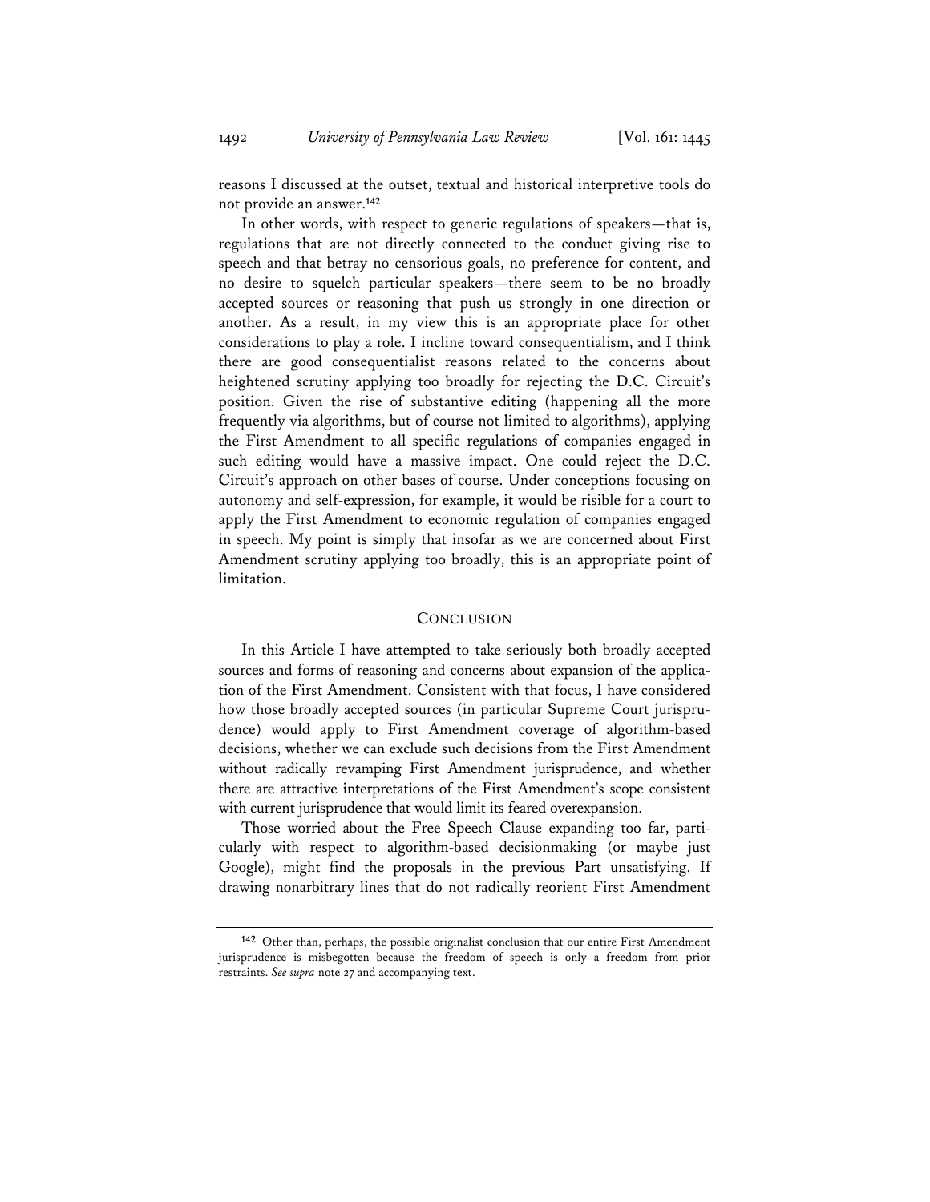reasons I discussed at the outset, textual and historical interpretive tools do not provide an answer.[142]

In other words, with respect to generic regulations of speakers—that is, regulations that are not directly connected to the conduct giving rise to speech and that betray no censorious goals, no preference for content, and no desire to squelch particular speakers—there seem to be no broadly accepted sources or reasoning that push us strongly in one direction or another. As a result, in my view this is an appropriate place for other considerations to play a role. I incline toward consequentialism, and I think there are good consequentialist reasons related to the concerns about heightened scrutiny applying too broadly for rejecting the D.C. Circuit's position. Given the rise of substantive editing (happening all the more frequently via algorithms, but of course not limited to algorithms), applying the First Amendment to all specific regulations of companies engaged in such editing would have a massive impact. One could reject the D.C. Circuit's approach on other bases of course. Under conceptions focusing on autonomy and self-expression, for example, it would be risible for a court to apply the First Amendment to economic regulation of companies engaged in speech. My point is simply that insofar as we are concerned about First Amendment scrutiny applying too broadly, this is an appropriate point of limitation.

## CONCLUSION

In this Article I have attempted to take seriously both broadly accepted sources and forms of reasoning and concerns about expansion of the application of the First Amendment. Consistent with that focus, I have considered how those broadly accepted sources (in particular Supreme Court jurisprudence) would apply to First Amendment coverage of algorithm-based decisions, whether we can exclude such decisions from the First Amendment without radically revamping First Amendment jurisprudence, and whether there are attractive interpretations of the First Amendment's scope consistent with current jurisprudence that would limit its feared overexpansion.

Those worried about the Free Speech Clause expanding too far, particularly with respect to algorithm-based decisionmaking (or maybe just Google), might find the proposals in the previous Part unsatisfying. If drawing nonarbitrary lines that do not radically reorient First Amendment

---

[142] Other than, perhaps, the possible originalist conclusion that our entire First Amendment jurisprudence is misbegotten because the freedom of speech is only a freedom from prior restraints. *See supra* note 27 and accompanying text.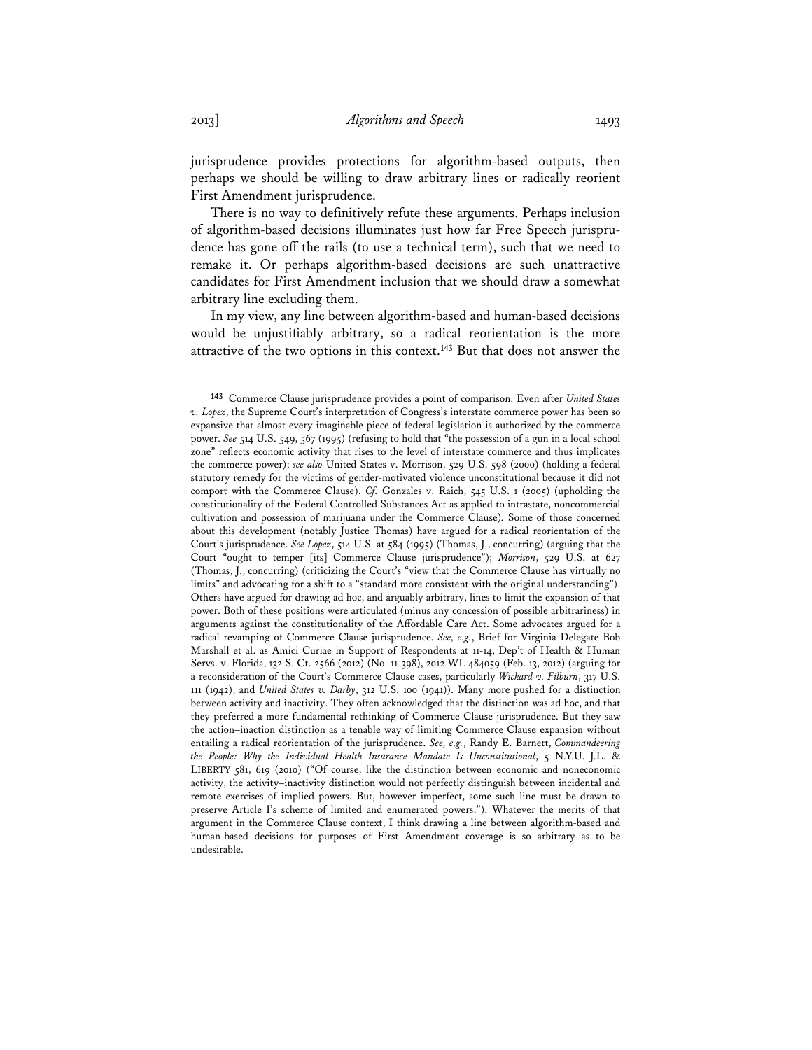jurisprudence provides protections for algorithm-based outputs, then perhaps we should be willing to draw arbitrary lines or radically reorient First Amendment jurisprudence.

There is no way to definitively refute these arguments. Perhaps inclusion of algorithm-based decisions illuminates just how far Free Speech jurisprudence has gone off the rails (to use a technical term), such that we need to remake it. Or perhaps algorithm-based decisions are such unattractive candidates for First Amendment inclusion that we should draw a somewhat arbitrary line excluding them.

In my view, any line between algorithm-based and human-based decisions would be unjustifiably arbitrary, so a radical reorientation is the more attractive of the two options in this context.[143] But that does not answer the

---

[143] Commerce Clause jurisprudence provides a point of comparison. Even after *United States v. Lopez*, the Supreme Court's interpretation of Congress's interstate commerce power has been so expansive that almost every imaginable piece of federal legislation is authorized by the commerce power. *See* 514 U.S. 549, 567 (1995) (refusing to hold that "the possession of a gun in a local school zone" reflects economic activity that rises to the level of interstate commerce and thus implicates the commerce power); *see also* United States v. Morrison, 529 U.S. 598 (2000) (holding a federal statutory remedy for the victims of gender-motivated violence unconstitutional because it did not comport with the Commerce Clause). *Cf.* Gonzales v. Raich, 545 U.S. 1 (2005) (upholding the constitutionality of the Federal Controlled Substances Act as applied to intrastate, noncommercial cultivation and possession of marijuana under the Commerce Clause). Some of those concerned about this development (notably Justice Thomas) have argued for a radical reorientation of the Court's jurisprudence. *See Lopez*, 514 U.S. at 584 (1995) (Thomas, J., concurring) (arguing that the Court "ought to temper [its] Commerce Clause jurisprudence"); *Morrison*, 529 U.S. at 627 (Thomas, J., concurring) (criticizing the Court's "view that the Commerce Clause has virtually no limits" and advocating for a shift to a "standard more consistent with the original understanding"). Others have argued for drawing ad hoc, and arguably arbitrary, lines to limit the expansion of that power. Both of these positions were articulated (minus any concession of possible arbitrariness) in arguments against the constitutionality of the Affordable Care Act. Some advocates argued for a radical revamping of Commerce Clause jurisprudence. *See, e.g.*, Brief for Virginia Delegate Bob Marshall et al. as Amici Curiae in Support of Respondents at 11-14, Dep't of Health & Human Servs. v. Florida, 132 S. Ct. 2566 (2012) (No. 11-398), 2012 WL 484059 (Feb. 13, 2012) (arguing for a reconsideration of the Court's Commerce Clause cases, particularly *Wickard v. Filburn*, 317 U.S. 111 (1942), and *United States v. Darby*, 312 U.S. 100 (1941)). Many more pushed for a distinction between activity and inactivity. They often acknowledged that the distinction was ad hoc, and that they preferred a more fundamental rethinking of Commerce Clause jurisprudence. But they saw the action–inaction distinction as a tenable way of limiting Commerce Clause expansion without entailing a radical reorientation of the jurisprudence. *See, e.g.*, Randy E. Barnett, *Commandeering the People: Why the Individual Health Insurance Mandate Is Unconstitutional*, 5 N.Y.U. J.L. & LIBERTY 581, 619 (2010) ("Of course, like the distinction between economic and noneconomic activity, the activity–inactivity distinction would not perfectly distinguish between incidental and remote exercises of implied powers. But, however imperfect, some such line must be drawn to preserve Article I's scheme of limited and enumerated powers."). Whatever the merits of that argument in the Commerce Clause context, I think drawing a line between algorithm-based and human-based decisions for purposes of First Amendment coverage is so arbitrary as to be undesirable.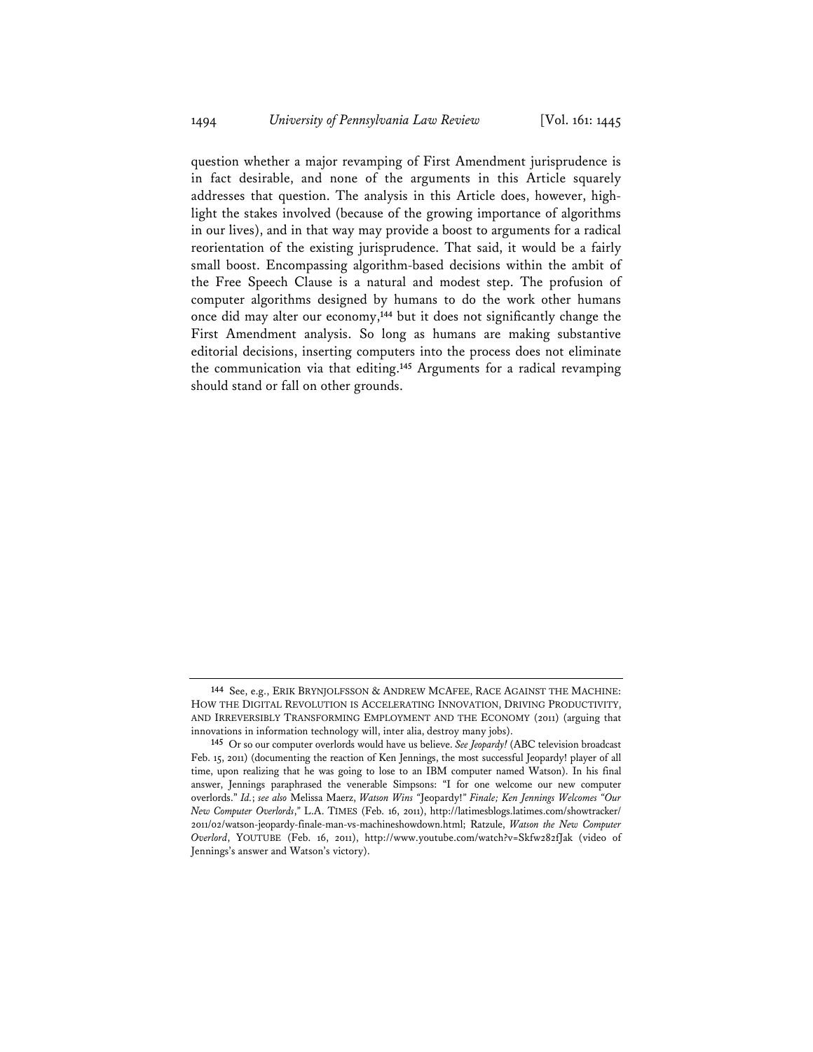question whether a major revamping of First Amendment jurisprudence is in fact desirable, and none of the arguments in this Article squarely addresses that question. The analysis in this Article does, however, highlight the stakes involved (because of the growing importance of algorithms in our lives), and in that way may provide a boost to arguments for a radical reorientation of the existing jurisprudence. That said, it would be a fairly small boost. Encompassing algorithm-based decisions within the ambit of the Free Speech Clause is a natural and modest step. The profusion of computer algorithms designed by humans to do the work other humans once did may alter our economy,[144] but it does not significantly change the First Amendment analysis. So long as humans are making substantive editorial decisions, inserting computers into the process does not eliminate the communication via that editing.[145] Arguments for a radical revamping should stand or fall on other grounds.

---

[144] See, e.g., ERIK BRYNJOLFSSON & ANDREW MCAFEE, RACE AGAINST THE MACHINE: HOW THE DIGITAL REVOLUTION IS ACCELERATING INNOVATION, DRIVING PRODUCTIVITY, AND IRREVERSIBLY TRANSFORMING EMPLOYMENT AND THE ECONOMY (2011) (arguing that innovations in information technology will, inter alia, destroy many jobs).

[145] Or so our computer overlords would have us believe. *See Jeopardy!* (ABC television broadcast Feb. 15, 2011) (documenting the reaction of Ken Jennings, the most successful Jeopardy! player of all time, upon realizing that he was going to lose to an IBM computer named Watson). In his final answer, Jennings paraphrased the venerable Simpsons: "I for one welcome our new computer overlords." *Id.*; *see also* Melissa Maerz, *Watson Wins* "Jeopardy!" *Finale; Ken Jennings Welcomes "Our New Computer Overlords*," L.A. TIMES (Feb. 16, 2011), http://latimesblogs.latimes.com/showtracker/2011/02/watson-jeopardy-finale-man-vs-machineshowdown.html; Ratzule, *Watson the New Computer Overlord*, YOUTUBE (Feb. 16, 2011), http://www.youtube.com/watch?v=Skfw282fJak (video of Jennings's answer and Watson's victory).